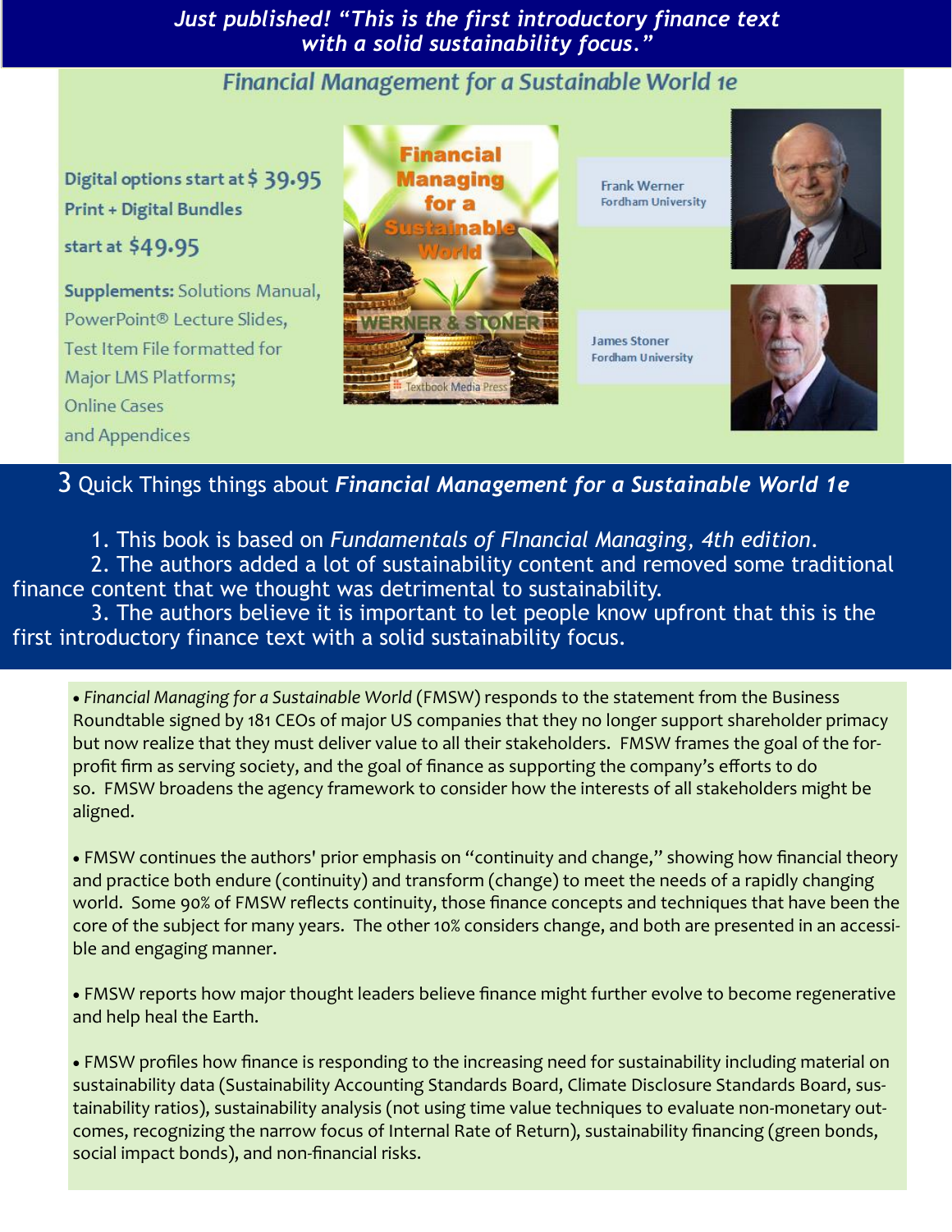***Just published! "This is the first introductory finance text with a solid sustainability focus."***

## Financial Management for a Sustainable World 1e

Digital options start at $ 39.95

Print + Digital Bundles start at $49.95

**Supplements:** Solutions Manual, PowerPoint® Lecture Slides, Test Item File formatted for Major LMS Platforms; Online Cases and Appendices

Financial Managing for a Sustainable World

WERNER & STONER

Textbook Media Press

Frank Werner
Fordham University

James Stoner
Fordham University

## 3 Quick Things things about *Financial Management for a Sustainable World 1e*

1. This book is based on *Fundamentals of FInancial Managing, 4th edition.*
2. The authors added a lot of sustainability content and removed some traditional finance content that we thought was detrimental to sustainability.
3. The authors believe it is important to let people know upfront that this is the first introductory finance text with a solid sustainability focus.

- *Financial Managing for a Sustainable World* (FMSW) responds to the statement from the Business Roundtable signed by 181 CEOs of major US companies that they no longer support shareholder primacy but now realize that they must deliver value to all their stakeholders. FMSW frames the goal of the for-profit firm as serving society, and the goal of finance as supporting the company's efforts to do so. FMSW broadens the agency framework to consider how the interests of all stakeholders might be aligned.

- FMSW continues the authors' prior emphasis on "continuity and change," showing how financial theory and practice both endure (continuity) and transform (change) to meet the needs of a rapidly changing world. Some 90% of FMSW reflects continuity, those finance concepts and techniques that have been the core of the subject for many years. The other 10% considers change, and both are presented in an accessible and engaging manner.

- FMSW reports how major thought leaders believe finance might further evolve to become regenerative and help heal the Earth.

- FMSW profiles how finance is responding to the increasing need for sustainability including material on sustainability data (Sustainability Accounting Standards Board, Climate Disclosure Standards Board, sustainability ratios), sustainability analysis (not using time value techniques to evaluate non-monetary outcomes, recognizing the narrow focus of Internal Rate of Return), sustainability financing (green bonds, social impact bonds), and non-financial risks.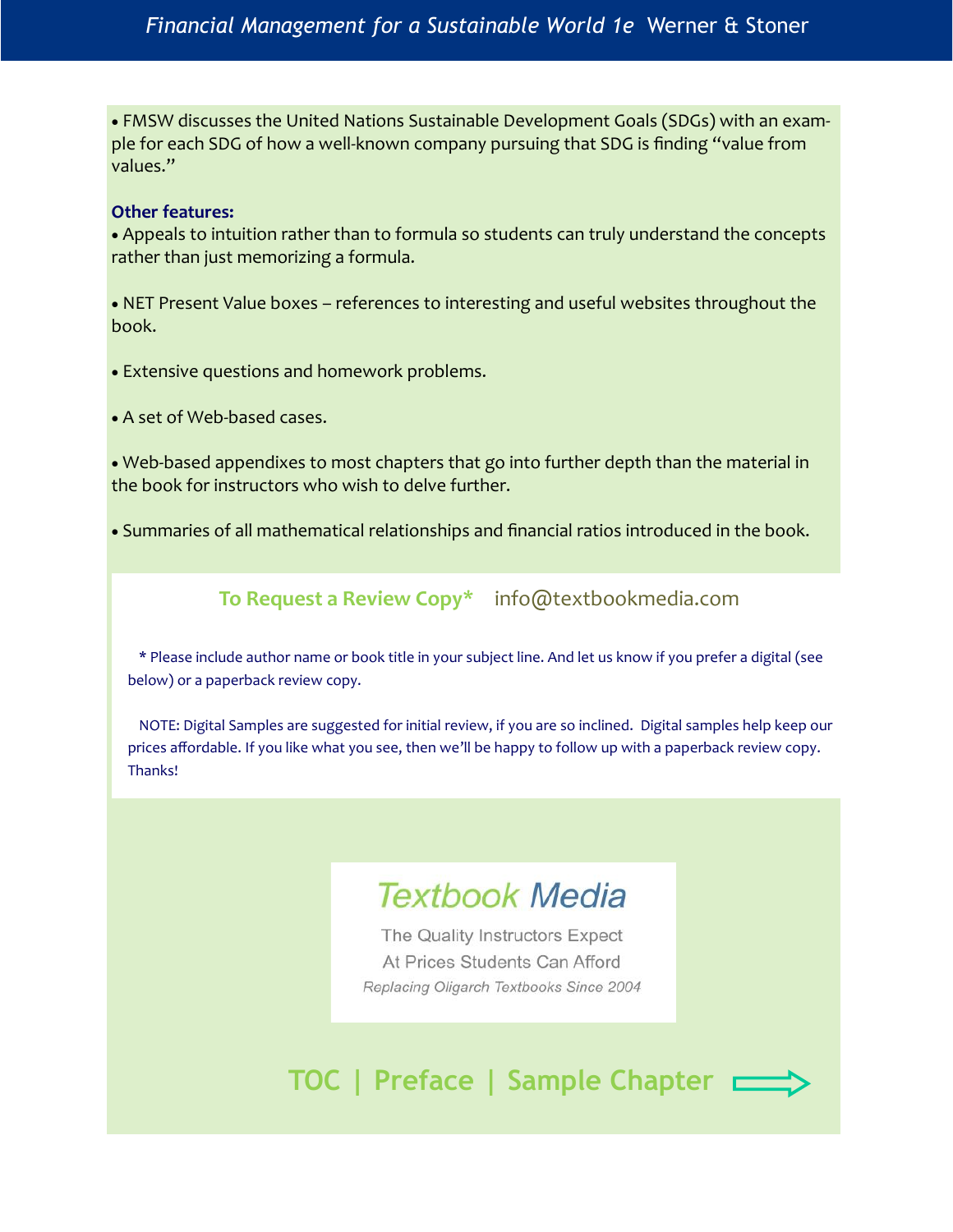• FMSW discusses the United Nations Sustainable Development Goals (SDGs) with an example for each SDG of how a well-known company pursuing that SDG is finding "value from values."

**Other features:**

• Appeals to intuition rather than to formula so students can truly understand the concepts rather than just memorizing a formula.

• NET Present Value boxes – references to interesting and useful websites throughout the book.

• Extensive questions and homework problems.

• A set of Web-based cases.

• Web-based appendixes to most chapters that go into further depth than the material in the book for instructors who wish to delve further.

• Summaries of all mathematical relationships and financial ratios introduced in the book.

**To Request a Review Copy*** info@textbookmedia.com

* Please include author name or book title in your subject line. And let us know if you prefer a digital (see below) or a paperback review copy.

NOTE: Digital Samples are suggested for initial review, if you are so inclined. Digital samples help keep our prices affordable. If you like what you see, then we'll be happy to follow up with a paperback review copy. Thanks!

Textbook Media

The Quality Instructors Expect
At Prices Students Can Afford

*Replacing Oligarch Textbooks Since 2004*

**TOC | Preface | Sample Chapter**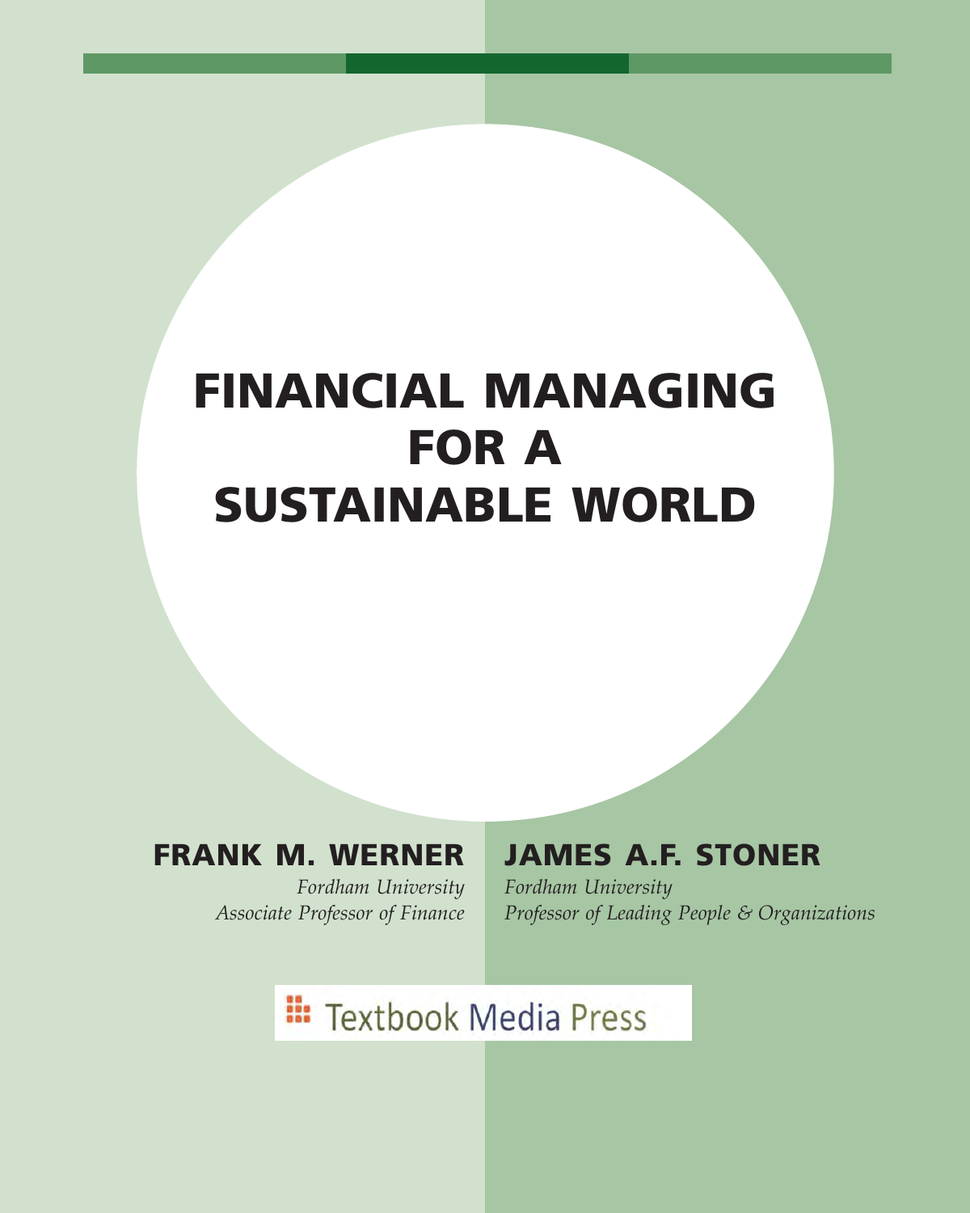# FINANCIAL MANAGING FOR A SUSTAINABLE WORLD

**FRANK M. WERNER**

*Fordham University*
*Associate Professor of Finance*

**JAMES A.F. STONER**

*Fordham University*
*Professor of Leading People & Organizations*

Textbook Media Press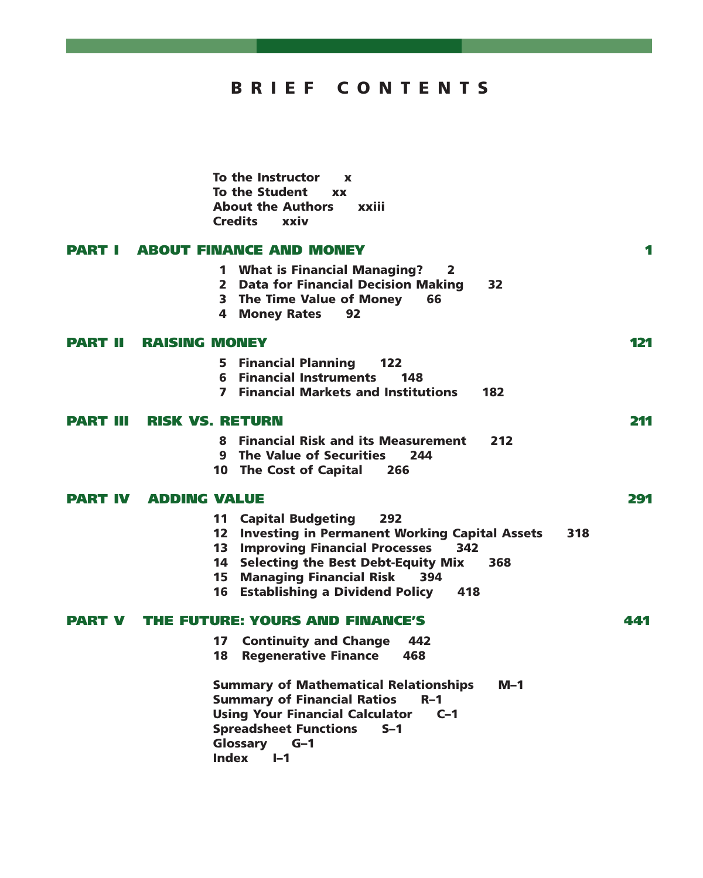# BRIEF CONTENTS

To the Instructor x
To the Student xx
About the Authors xxiii
Credits xxiv

## PART I ABOUT FINANCE AND MONEY 1

1 What is Financial Managing? 2
2 Data for Financial Decision Making 32
3 The Time Value of Money 66
4 Money Rates 92

## PART II RAISING MONEY 121

5 Financial Planning 122
6 Financial Instruments 148
7 Financial Markets and Institutions 182

## PART III RISK VS. RETURN 211

8 Financial Risk and its Measurement 212
9 The Value of Securities 244
10 The Cost of Capital 266

## PART IV ADDING VALUE 291

11 Capital Budgeting 292
12 Investing in Permanent Working Capital Assets 318
13 Improving Financial Processes 342
14 Selecting the Best Debt-Equity Mix 368
15 Managing Financial Risk 394
16 Establishing a Dividend Policy 418

## PART V THE FUTURE: YOURS AND FINANCE'S 441

17 Continuity and Change 442
18 Regenerative Finance 468

Summary of Mathematical Relationships M–1
Summary of Financial Ratios R–1
Using Your Financial Calculator C–1
Spreadsheet Functions S–1
Glossary G–1
Index I–1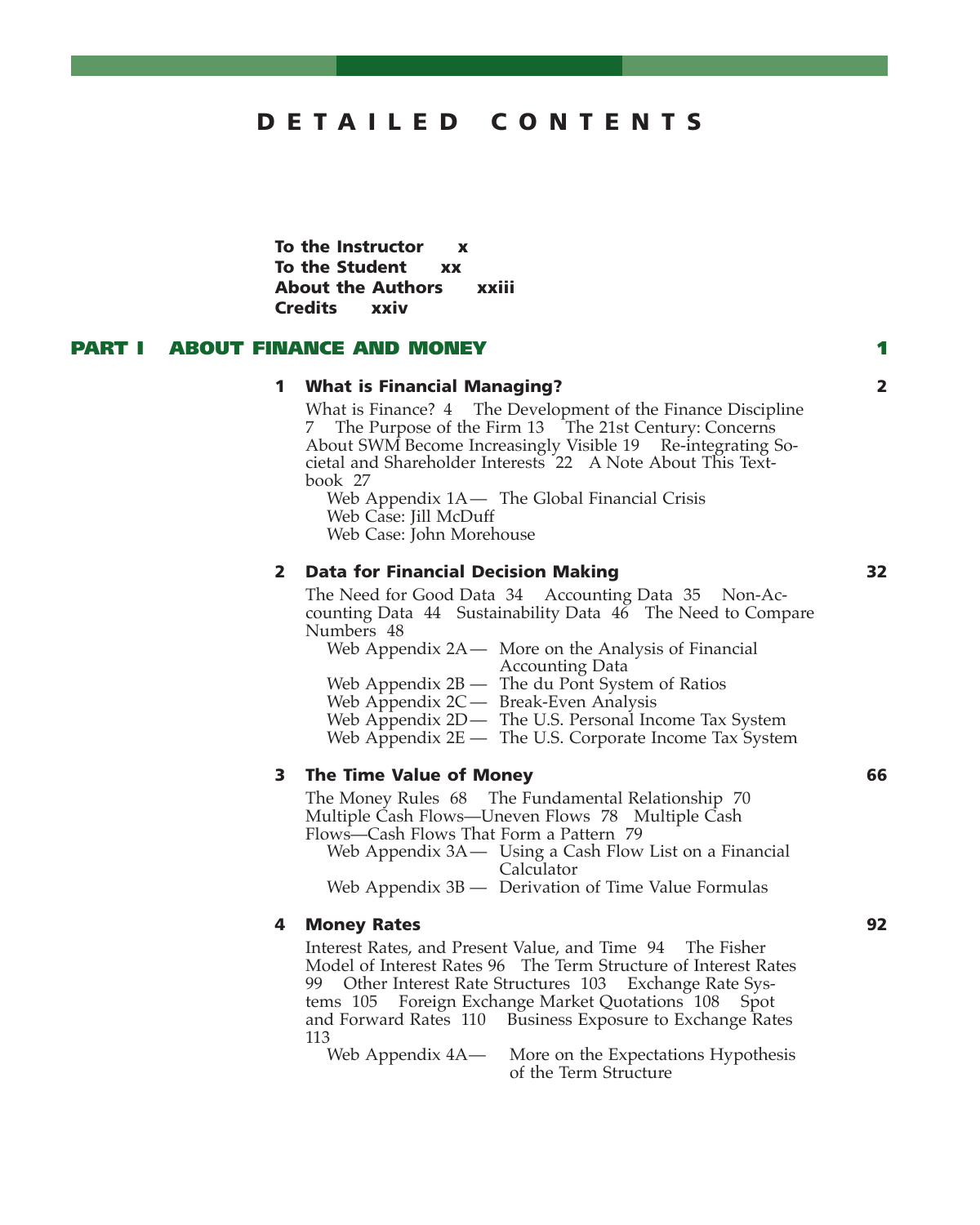# DETAILED CONTENTS

**To the Instructor** x
**To the Student** xx
**About the Authors** xxiii
**Credits** xxiv

## PART I ABOUT FINANCE AND MONEY 1

### 1 What is Financial Managing? 2

What is Finance? 4 The Development of the Finance Discipline 7 The Purpose of the Firm 13 The 21st Century: Concerns About SWM Become Increasingly Visible 19 Re-integrating Societal and Shareholder Interests 22 A Note About This Textbook 27

Web Appendix 1A— The Global Financial Crisis
Web Case: Jill McDuff
Web Case: John Morehouse

### 2 Data for Financial Decision Making 32

The Need for Good Data 34 Accounting Data 35 Non-Accounting Data 44 Sustainability Data 46 The Need to Compare Numbers 48

Web Appendix 2A— More on the Analysis of Financial Accounting Data
Web Appendix 2B — The du Pont System of Ratios
Web Appendix 2C— Break-Even Analysis
Web Appendix 2D— The U.S. Personal Income Tax System
Web Appendix 2E — The U.S. Corporate Income Tax System

### 3 The Time Value of Money 66

The Money Rules 68 The Fundamental Relationship 70 Multiple Cash Flows—Uneven Flows 78 Multiple Cash Flows—Cash Flows That Form a Pattern 79

Web Appendix 3A— Using a Cash Flow List on a Financial Calculator
Web Appendix 3B — Derivation of Time Value Formulas

### 4 Money Rates 92

Interest Rates, and Present Value, and Time 94 The Fisher Model of Interest Rates 96 The Term Structure of Interest Rates 99 Other Interest Rate Structures 103 Exchange Rate Systems 105 Foreign Exchange Market Quotations 108 Spot and Forward Rates 110 Business Exposure to Exchange Rates 113

Web Appendix 4A— More on the Expectations Hypothesis of the Term Structure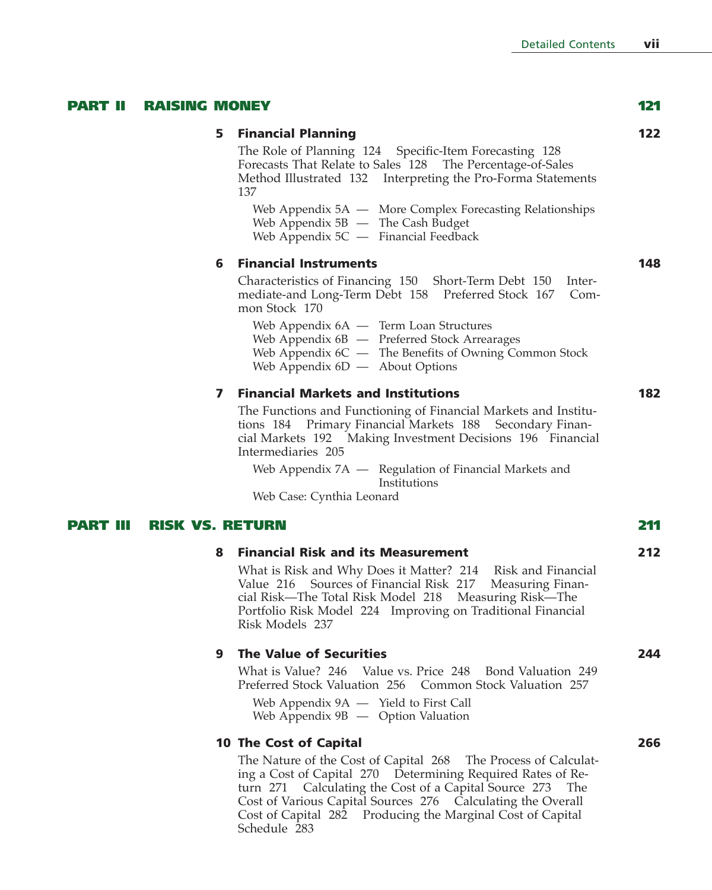## PART II RAISING MONEY 121

### 5 Financial Planning 122

The Role of Planning 124 Specific-Item Forecasting 128 Forecasts That Relate to Sales 128 The Percentage-of-Sales Method Illustrated 132 Interpreting the Pro-Forma Statements 137

Web Appendix 5A — More Complex Forecasting Relationships
Web Appendix 5B — The Cash Budget
Web Appendix 5C — Financial Feedback

### 6 Financial Instruments 148

Characteristics of Financing 150 Short-Term Debt 150 Intermediate-and Long-Term Debt 158 Preferred Stock 167 Common Stock 170

Web Appendix 6A — Term Loan Structures
Web Appendix 6B — Preferred Stock Arrearages
Web Appendix 6C — The Benefits of Owning Common Stock
Web Appendix 6D — About Options

### 7 Financial Markets and Institutions 182

The Functions and Functioning of Financial Markets and Institutions 184 Primary Financial Markets 188 Secondary Financial Markets 192 Making Investment Decisions 196 Financial Intermediaries 205

Web Appendix 7A — Regulation of Financial Markets and Institutions
Web Case: Cynthia Leonard

## PART III RISK VS. RETURN 211

### 8 Financial Risk and its Measurement 212

What is Risk and Why Does it Matter? 214 Risk and Financial Value 216 Sources of Financial Risk 217 Measuring Financial Risk—The Total Risk Model 218 Measuring Risk—The Portfolio Risk Model 224 Improving on Traditional Financial Risk Models 237

### 9 The Value of Securities 244

What is Value? 246 Value vs. Price 248 Bond Valuation 249 Preferred Stock Valuation 256 Common Stock Valuation 257

Web Appendix 9A — Yield to First Call
Web Appendix 9B — Option Valuation

### 10 The Cost of Capital 266

The Nature of the Cost of Capital 268 The Process of Calculating a Cost of Capital 270 Determining Required Rates of Return 271 Calculating the Cost of a Capital Source 273 The Cost of Various Capital Sources 276 Calculating the Overall Cost of Capital 282 Producing the Marginal Cost of Capital Schedule 283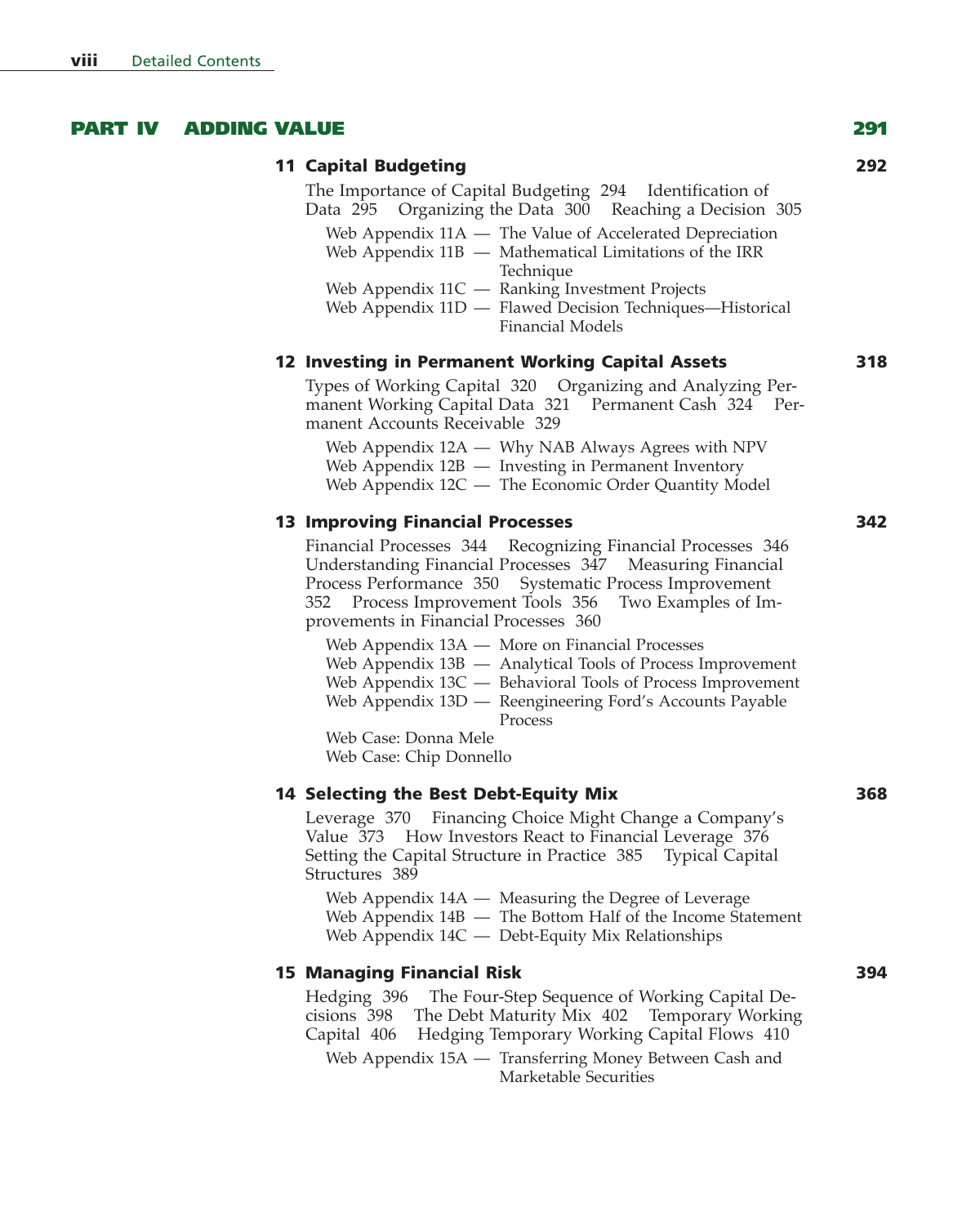## PART IV ADDING VALUE 291

### 11 Capital Budgeting 292

The Importance of Capital Budgeting 294 Identification of Data 295 Organizing the Data 300 Reaching a Decision 305

- Web Appendix 11A — The Value of Accelerated Depreciation
- Web Appendix 11B — Mathematical Limitations of the IRR Technique
- Web Appendix 11C — Ranking Investment Projects
- Web Appendix 11D — Flawed Decision Techniques—Historical Financial Models

### 12 Investing in Permanent Working Capital Assets 318

Types of Working Capital 320 Organizing and Analyzing Permanent Working Capital Data 321 Permanent Cash 324 Permanent Accounts Receivable 329

- Web Appendix 12A — Why NAB Always Agrees with NPV
- Web Appendix 12B — Investing in Permanent Inventory
- Web Appendix 12C — The Economic Order Quantity Model

### 13 Improving Financial Processes 342

Financial Processes 344 Recognizing Financial Processes 346 Understanding Financial Processes 347 Measuring Financial Process Performance 350 Systematic Process Improvement 352 Process Improvement Tools 356 Two Examples of Improvements in Financial Processes 360

- Web Appendix 13A — More on Financial Processes
- Web Appendix 13B — Analytical Tools of Process Improvement
- Web Appendix 13C — Behavioral Tools of Process Improvement
- Web Appendix 13D — Reengineering Ford's Accounts Payable Process
- Web Case: Donna Mele
- Web Case: Chip Donnello

### 14 Selecting the Best Debt-Equity Mix 368

Leverage 370 Financing Choice Might Change a Company's Value 373 How Investors React to Financial Leverage 376 Setting the Capital Structure in Practice 385 Typical Capital Structures 389

- Web Appendix 14A — Measuring the Degree of Leverage
- Web Appendix 14B — The Bottom Half of the Income Statement
- Web Appendix 14C — Debt-Equity Mix Relationships

### 15 Managing Financial Risk 394

Hedging 396 The Four-Step Sequence of Working Capital Decisions 398 The Debt Maturity Mix 402 Temporary Working Capital 406 Hedging Temporary Working Capital Flows 410

- Web Appendix 15A — Transferring Money Between Cash and Marketable Securities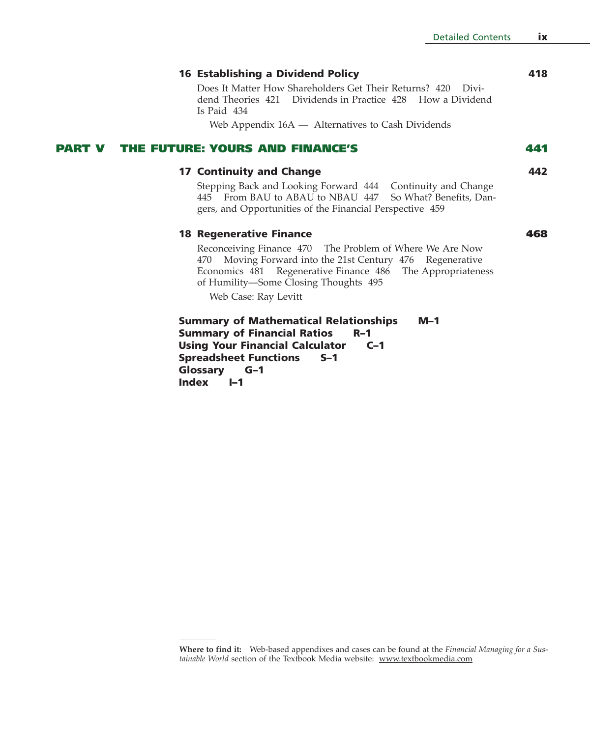**16 Establishing a Dividend Policy** **418**

Does It Matter How Shareholders Get Their Returns? 420 Dividend Theories 421 Dividends in Practice 428 How a Dividend Is Paid 434

Web Appendix 16A — Alternatives to Cash Dividends

## PART V THE FUTURE: YOURS AND FINANCE'S 441

**17 Continuity and Change** **442**

Stepping Back and Looking Forward 444 Continuity and Change 445 From BAU to ABAU to NBAU 447 So What? Benefits, Dangers, and Opportunities of the Financial Perspective 459

**18 Regenerative Finance** **468**

Reconceiving Finance 470 The Problem of Where We Are Now 470 Moving Forward into the 21st Century 476 Regenerative Economics 481 Regenerative Finance 486 The Appropriateness of Humility—Some Closing Thoughts 495

Web Case: Ray Levitt

**Summary of Mathematical Relationships M–1**
**Summary of Financial Ratios R–1**
**Using Your Financial Calculator C–1**
**Spreadsheet Functions S–1**
**Glossary G–1**
**Index I–1**

---

**Where to find it:** Web-based appendixes and cases can be found at the *Financial Managing for a Sustainable World* section of the Textbook Media website: www.textbookmedia.com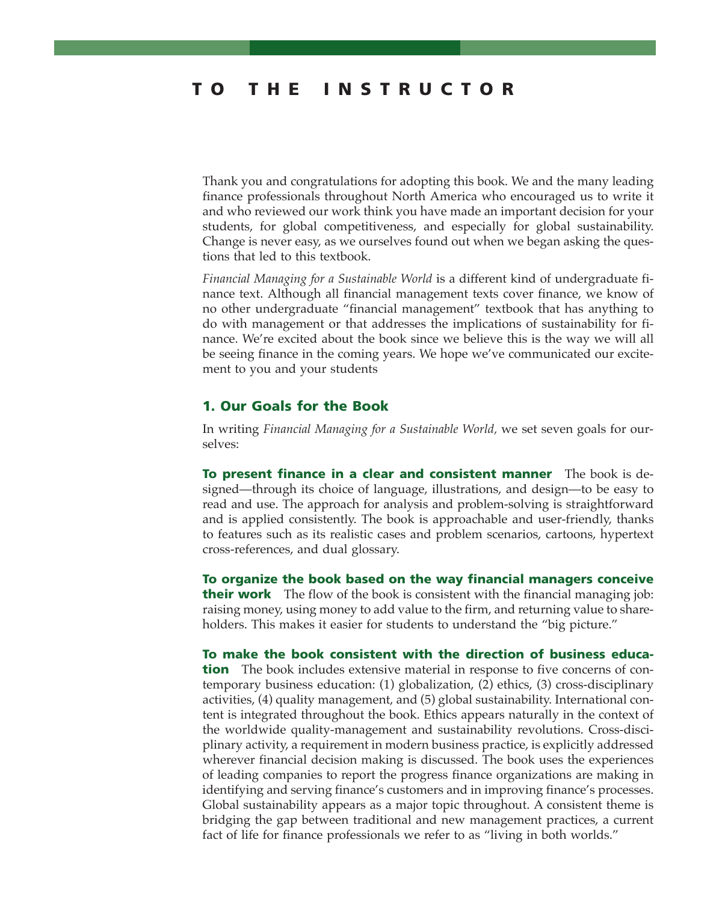# TO THE INSTRUCTOR

Thank you and congratulations for adopting this book. We and the many leading finance professionals throughout North America who encouraged us to write it and who reviewed our work think you have made an important decision for your students, for global competitiveness, and especially for global sustainability. Change is never easy, as we ourselves found out when we began asking the questions that led to this textbook.

*Financial Managing for a Sustainable World* is a different kind of undergraduate finance text. Although all financial management texts cover finance, we know of no other undergraduate "financial management" textbook that has anything to do with management or that addresses the implications of sustainability for finance. We're excited about the book since we believe this is the way we will all be seeing finance in the coming years. We hope we've communicated our excitement to you and your students

## 1. Our Goals for the Book

In writing *Financial Managing for a Sustainable World,* we set seven goals for ourselves:

**To present finance in a clear and consistent manner** The book is designed—through its choice of language, illustrations, and design—to be easy to read and use. The approach for analysis and problem-solving is straightforward and is applied consistently. The book is approachable and user-friendly, thanks to features such as its realistic cases and problem scenarios, cartoons, hypertext cross-references, and dual glossary.

**To organize the book based on the way financial managers conceive their work** The flow of the book is consistent with the financial managing job: raising money, using money to add value to the firm, and returning value to shareholders. This makes it easier for students to understand the "big picture."

**To make the book consistent with the direction of business education** The book includes extensive material in response to five concerns of contemporary business education: (1) globalization, (2) ethics, (3) cross-disciplinary activities, (4) quality management, and (5) global sustainability. International content is integrated throughout the book. Ethics appears naturally in the context of the worldwide quality-management and sustainability revolutions. Cross-disciplinary activity, a requirement in modern business practice, is explicitly addressed wherever financial decision making is discussed. The book uses the experiences of leading companies to report the progress finance organizations are making in identifying and serving finance's customers and in improving finance's processes. Global sustainability appears as a major topic throughout. A consistent theme is bridging the gap between traditional and new management practices, a current fact of life for finance professionals we refer to as "living in both worlds."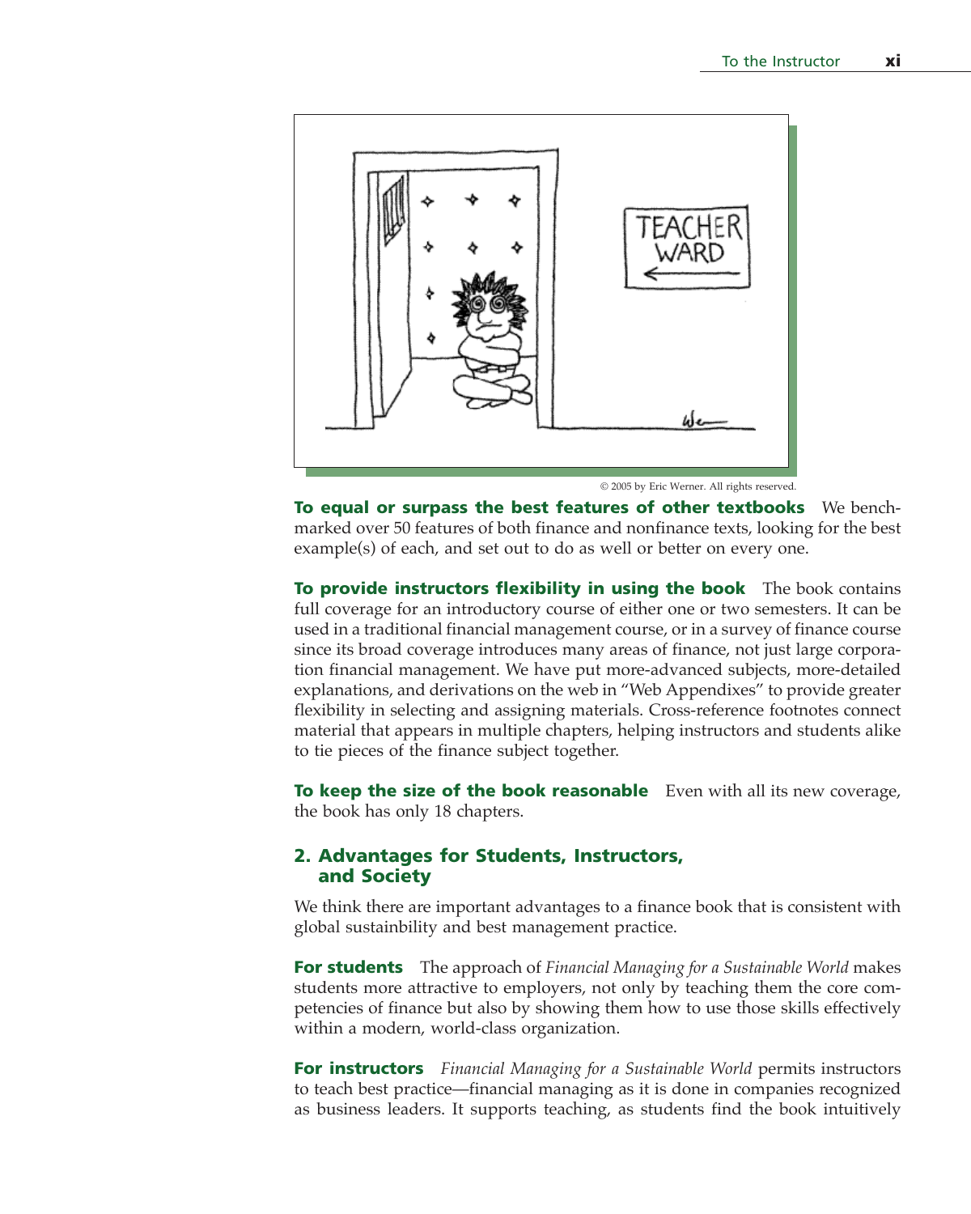© 2005 by Eric Werner. All rights reserved.

**To equal or surpass the best features of other textbooks** We benchmarked over 50 features of both finance and nonfinance texts, looking for the best example(s) of each, and set out to do as well or better on every one.

**To provide instructors flexibility in using the book** The book contains full coverage for an introductory course of either one or two semesters. It can be used in a traditional financial management course, or in a survey of finance course since its broad coverage introduces many areas of finance, not just large corporation financial management. We have put more-advanced subjects, more-detailed explanations, and derivations on the web in "Web Appendixes" to provide greater flexibility in selecting and assigning materials. Cross-reference footnotes connect material that appears in multiple chapters, helping instructors and students alike to tie pieces of the finance subject together.

**To keep the size of the book reasonable** Even with all its new coverage, the book has only 18 chapters.

## 2. Advantages for Students, Instructors, and Society

We think there are important advantages to a finance book that is consistent with global sustainability and best management practice.

**For students** The approach of *Financial Managing for a Sustainable World* makes students more attractive to employers, not only by teaching them the core competencies of finance but also by showing them how to use those skills effectively within a modern, world-class organization.

**For instructors** *Financial Managing for a Sustainable World* permits instructors to teach best practice—financial managing as it is done in companies recognized as business leaders. It supports teaching, as students find the book intuitively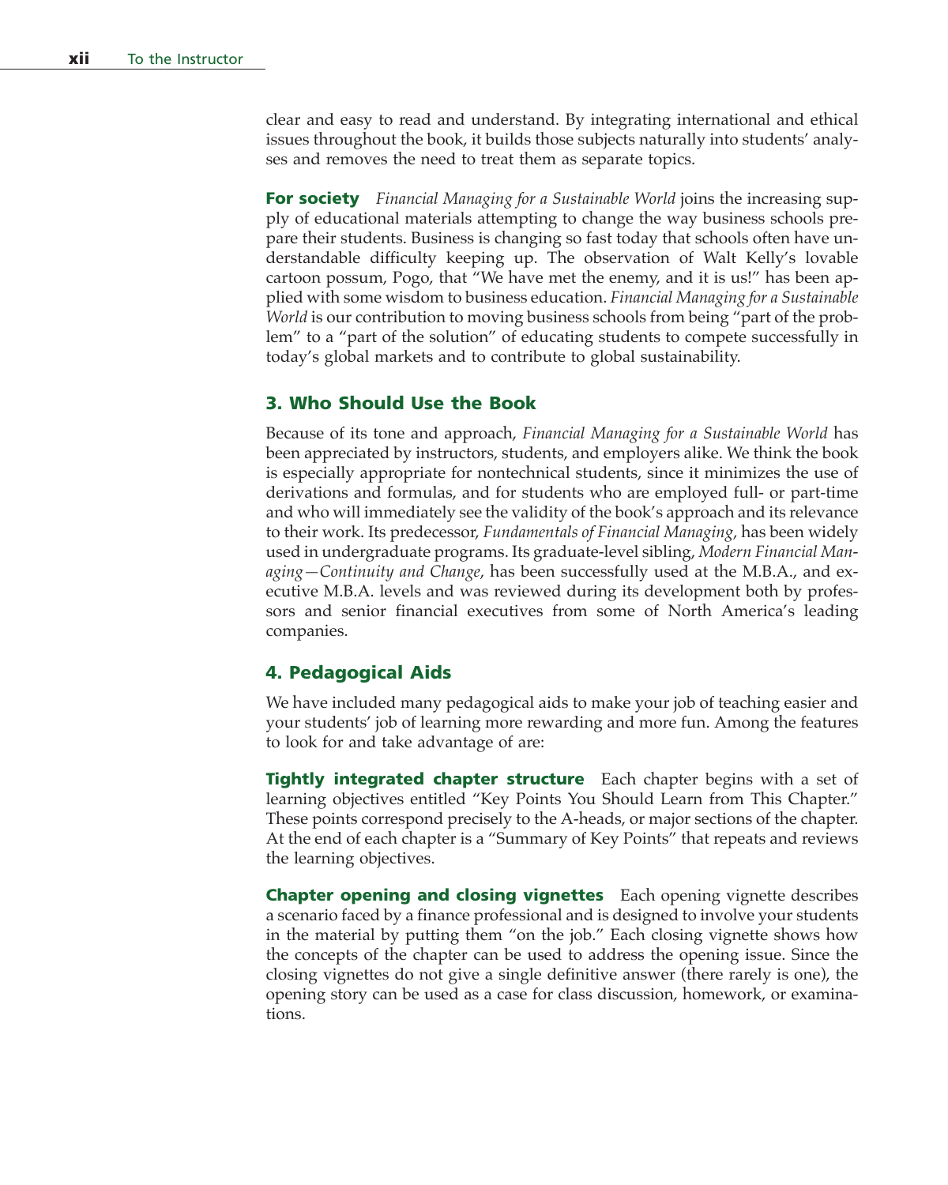clear and easy to read and understand. By integrating international and ethical issues throughout the book, it builds those subjects naturally into students' analyses and removes the need to treat them as separate topics.

**For society** *Financial Managing for a Sustainable World* joins the increasing supply of educational materials attempting to change the way business schools prepare their students. Business is changing so fast today that schools often have understandable difficulty keeping up. The observation of Walt Kelly's lovable cartoon possum, Pogo, that "We have met the enemy, and it is us!" has been applied with some wisdom to business education. *Financial Managing for a Sustainable World* is our contribution to moving business schools from being "part of the problem" to a "part of the solution" of educating students to compete successfully in today's global markets and to contribute to global sustainability.

## 3. Who Should Use the Book

Because of its tone and approach, *Financial Managing for a Sustainable World* has been appreciated by instructors, students, and employers alike. We think the book is especially appropriate for nontechnical students, since it minimizes the use of derivations and formulas, and for students who are employed full- or part-time and who will immediately see the validity of the book's approach and its relevance to their work. Its predecessor, *Fundamentals of Financial Managing,* has been widely used in undergraduate programs. Its graduate-level sibling, *Modern Financial Managing—Continuity and Change*, has been successfully used at the M.B.A., and executive M.B.A. levels and was reviewed during its development both by professors and senior financial executives from some of North America's leading companies.

## 4. Pedagogical Aids

We have included many pedagogical aids to make your job of teaching easier and your students' job of learning more rewarding and more fun. Among the features to look for and take advantage of are:

**Tightly integrated chapter structure** Each chapter begins with a set of learning objectives entitled "Key Points You Should Learn from This Chapter." These points correspond precisely to the A-heads, or major sections of the chapter. At the end of each chapter is a "Summary of Key Points" that repeats and reviews the learning objectives.

**Chapter opening and closing vignettes** Each opening vignette describes a scenario faced by a finance professional and is designed to involve your students in the material by putting them "on the job." Each closing vignette shows how the concepts of the chapter can be used to address the opening issue. Since the closing vignettes do not give a single definitive answer (there rarely is one), the opening story can be used as a case for class discussion, homework, or examinations.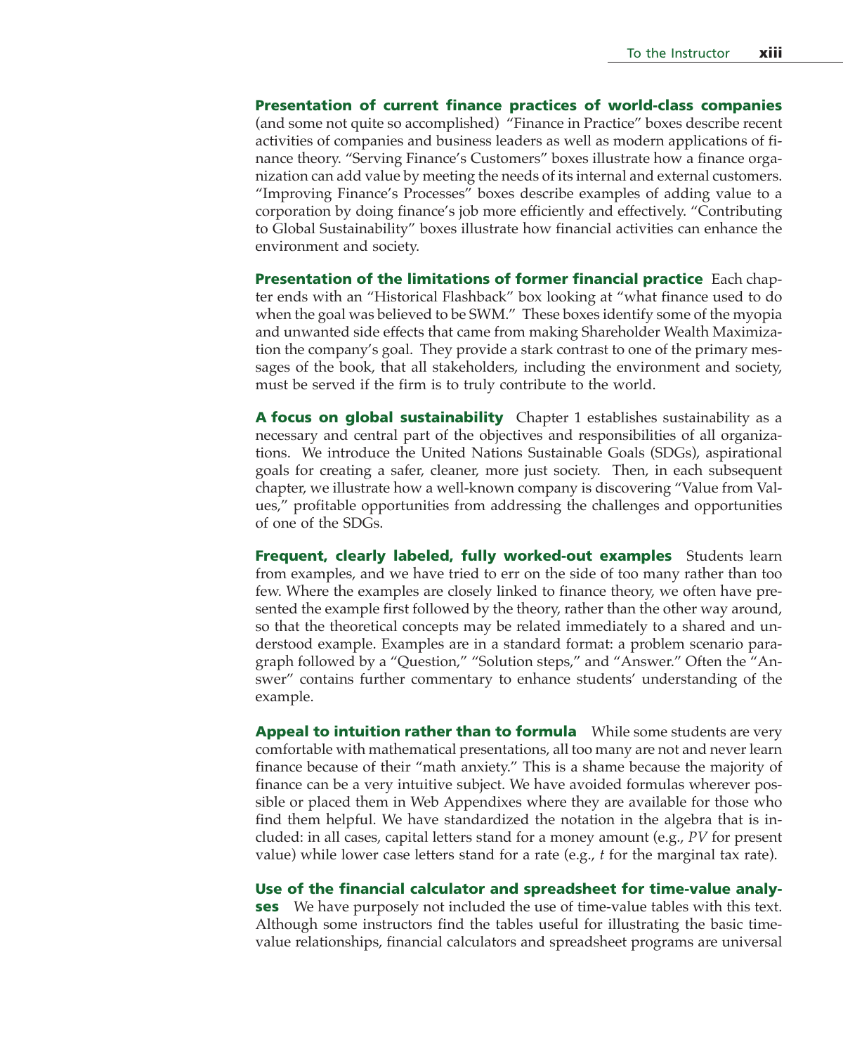**Presentation of current finance practices of world-class companies** (and some not quite so accomplished) "Finance in Practice" boxes describe recent activities of companies and business leaders as well as modern applications of finance theory. "Serving Finance's Customers" boxes illustrate how a finance organization can add value by meeting the needs of its internal and external customers. "Improving Finance's Processes" boxes describe examples of adding value to a corporation by doing finance's job more efficiently and effectively. "Contributing to Global Sustainability" boxes illustrate how financial activities can enhance the environment and society.

**Presentation of the limitations of former financial practice** Each chapter ends with an "Historical Flashback" box looking at "what finance used to do when the goal was believed to be SWM." These boxes identify some of the myopia and unwanted side effects that came from making Shareholder Wealth Maximization the company's goal. They provide a stark contrast to one of the primary messages of the book, that all stakeholders, including the environment and society, must be served if the firm is to truly contribute to the world.

**A focus on global sustainability** Chapter 1 establishes sustainability as a necessary and central part of the objectives and responsibilities of all organizations. We introduce the United Nations Sustainable Goals (SDGs), aspirational goals for creating a safer, cleaner, more just society. Then, in each subsequent chapter, we illustrate how a well-known company is discovering "Value from Values," profitable opportunities from addressing the challenges and opportunities of one of the SDGs.

**Frequent, clearly labeled, fully worked-out examples** Students learn from examples, and we have tried to err on the side of too many rather than too few. Where the examples are closely linked to finance theory, we often have presented the example first followed by the theory, rather than the other way around, so that the theoretical concepts may be related immediately to a shared and understood example. Examples are in a standard format: a problem scenario paragraph followed by a "Question," "Solution steps," and "Answer." Often the "Answer" contains further commentary to enhance students' understanding of the example.

**Appeal to intuition rather than to formula** While some students are very comfortable with mathematical presentations, all too many are not and never learn finance because of their "math anxiety." This is a shame because the majority of finance can be a very intuitive subject. We have avoided formulas wherever possible or placed them in Web Appendixes where they are available for those who find them helpful. We have standardized the notation in the algebra that is included: in all cases, capital letters stand for a money amount (e.g., *PV* for present value) while lower case letters stand for a rate (e.g., *t* for the marginal tax rate).

**Use of the financial calculator and spreadsheet for time-value analyses** We have purposely not included the use of time-value tables with this text. Although some instructors find the tables useful for illustrating the basic time-value relationships, financial calculators and spreadsheet programs are universal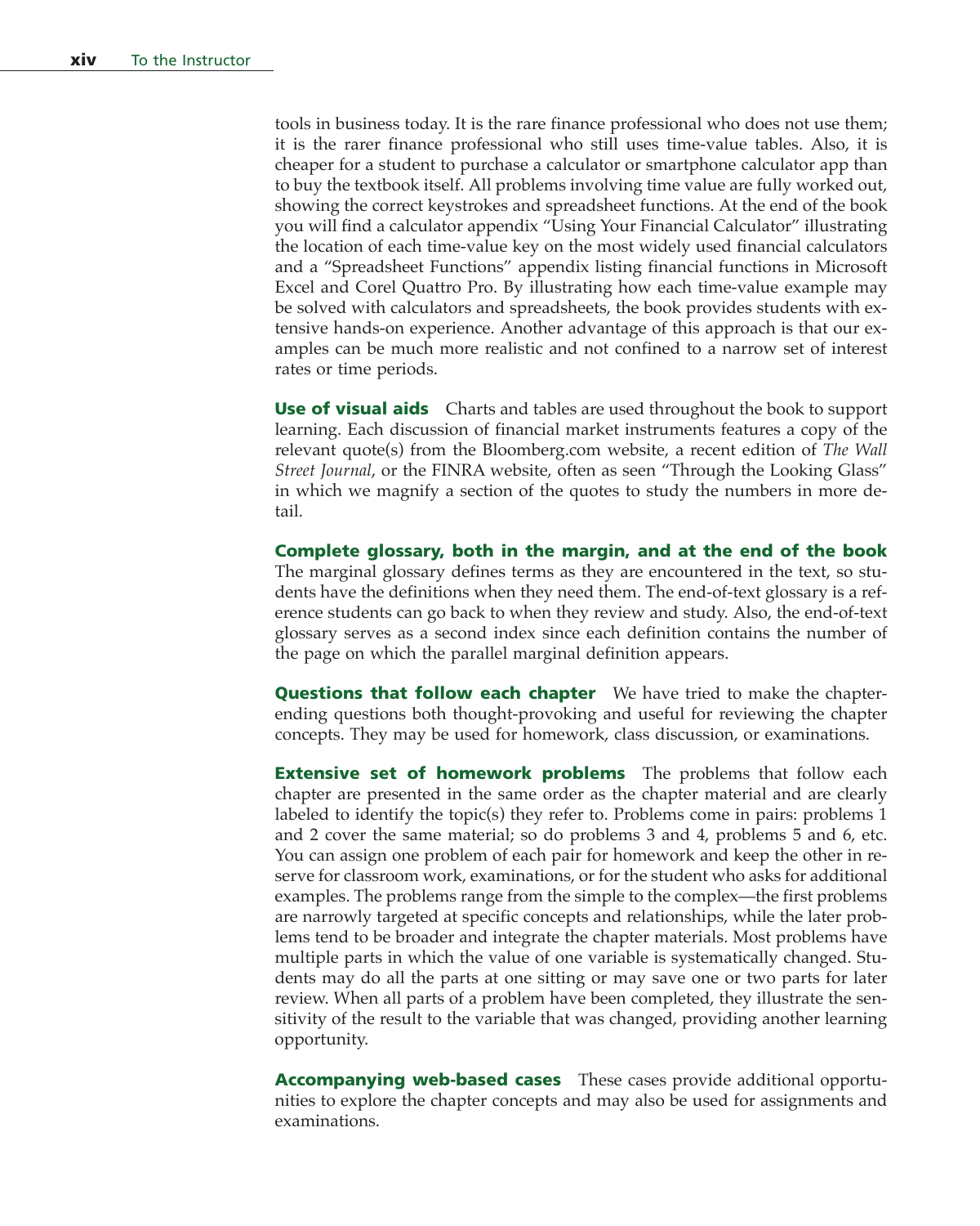tools in business today. It is the rare finance professional who does not use them; it is the rarer finance professional who still uses time-value tables. Also, it is cheaper for a student to purchase a calculator or smartphone calculator app than to buy the textbook itself. All problems involving time value are fully worked out, showing the correct keystrokes and spreadsheet functions. At the end of the book you will find a calculator appendix "Using Your Financial Calculator" illustrating the location of each time-value key on the most widely used financial calculators and a "Spreadsheet Functions" appendix listing financial functions in Microsoft Excel and Corel Quattro Pro. By illustrating how each time-value example may be solved with calculators and spreadsheets, the book provides students with extensive hands-on experience. Another advantage of this approach is that our examples can be much more realistic and not confined to a narrow set of interest rates or time periods.

**Use of visual aids** Charts and tables are used throughout the book to support learning. Each discussion of financial market instruments features a copy of the relevant quote(s) from the Bloomberg.com website, a recent edition of *The Wall Street Journal*, or the FINRA website, often as seen "Through the Looking Glass" in which we magnify a section of the quotes to study the numbers in more detail.

**Complete glossary, both in the margin, and at the end of the book** The marginal glossary defines terms as they are encountered in the text, so students have the definitions when they need them. The end-of-text glossary is a reference students can go back to when they review and study. Also, the end-of-text glossary serves as a second index since each definition contains the number of the page on which the parallel marginal definition appears.

**Questions that follow each chapter** We have tried to make the chapter-ending questions both thought-provoking and useful for reviewing the chapter concepts. They may be used for homework, class discussion, or examinations.

**Extensive set of homework problems** The problems that follow each chapter are presented in the same order as the chapter material and are clearly labeled to identify the topic(s) they refer to. Problems come in pairs: problems 1 and 2 cover the same material; so do problems 3 and 4, problems 5 and 6, etc. You can assign one problem of each pair for homework and keep the other in reserve for classroom work, examinations, or for the student who asks for additional examples. The problems range from the simple to the complex—the first problems are narrowly targeted at specific concepts and relationships, while the later problems tend to be broader and integrate the chapter materials. Most problems have multiple parts in which the value of one variable is systematically changed. Students may do all the parts at one sitting or may save one or two parts for later review. When all parts of a problem have been completed, they illustrate the sensitivity of the result to the variable that was changed, providing another learning opportunity.

**Accompanying web-based cases** These cases provide additional opportunities to explore the chapter concepts and may also be used for assignments and examinations.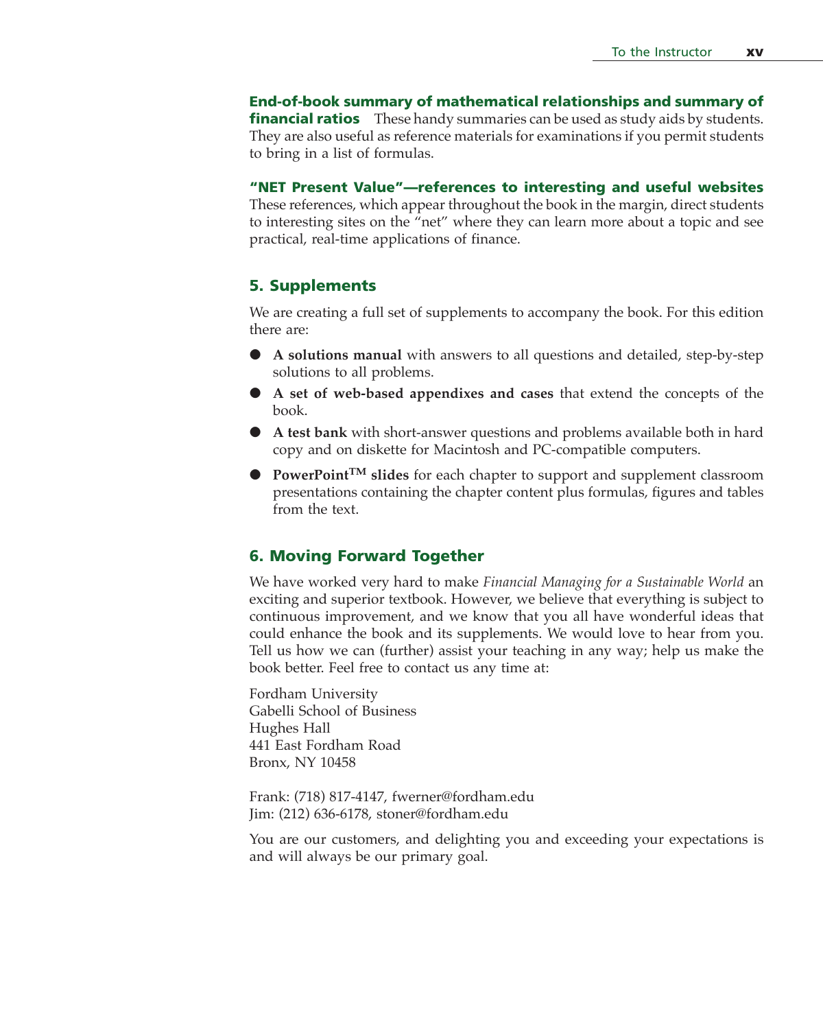**End-of-book summary of mathematical relationships and summary of financial ratios** These handy summaries can be used as study aids by students. They are also useful as reference materials for examinations if you permit students to bring in a list of formulas.

**"NET Present Value"—references to interesting and useful websites** These references, which appear throughout the book in the margin, direct students to interesting sites on the "net" where they can learn more about a topic and see practical, real-time applications of finance.

## 5. Supplements

We are creating a full set of supplements to accompany the book. For this edition there are:

- **A solutions manual** with answers to all questions and detailed, step-by-step solutions to all problems.
- **A set of web-based appendixes and cases** that extend the concepts of the book.
- **A test bank** with short-answer questions and problems available both in hard copy and on diskette for Macintosh and PC-compatible computers.
- **PowerPoint™ slides** for each chapter to support and supplement classroom presentations containing the chapter content plus formulas, figures and tables from the text.

## 6. Moving Forward Together

We have worked very hard to make *Financial Managing for a Sustainable World* an exciting and superior textbook. However, we believe that everything is subject to continuous improvement, and we know that you all have wonderful ideas that could enhance the book and its supplements. We would love to hear from you. Tell us how we can (further) assist your teaching in any way; help us make the book better. Feel free to contact us any time at:

Fordham University
Gabelli School of Business
Hughes Hall
441 East Fordham Road
Bronx, NY 10458

Frank: (718) 817-4147, fwerner@fordham.edu
Jim: (212) 636-6178, stoner@fordham.edu

You are our customers, and delighting you and exceeding your expectations is and will always be our primary goal.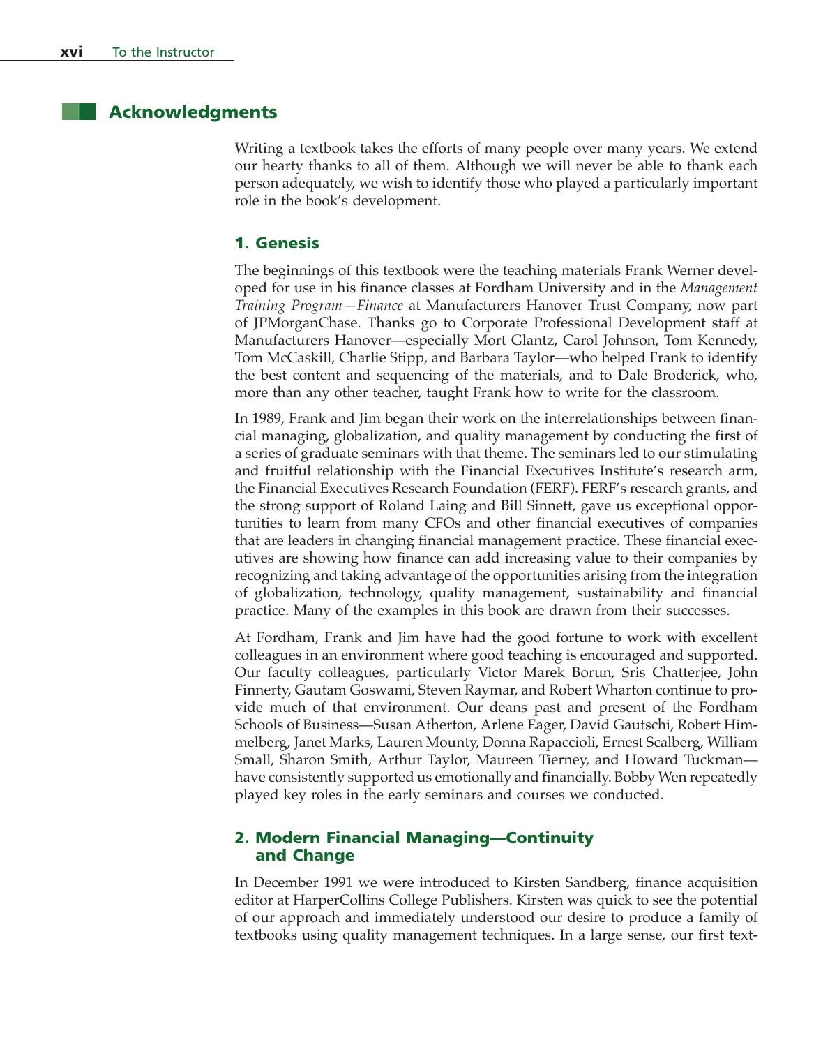## Acknowledgments

Writing a textbook takes the efforts of many people over many years. We extend our hearty thanks to all of them. Although we will never be able to thank each person adequately, we wish to identify those who played a particularly important role in the book's development.

### 1. Genesis

The beginnings of this textbook were the teaching materials Frank Werner developed for use in his finance classes at Fordham University and in the *Management Training Program—Finance* at Manufacturers Hanover Trust Company, now part of JPMorganChase. Thanks go to Corporate Professional Development staff at Manufacturers Hanover—especially Mort Glantz, Carol Johnson, Tom Kennedy, Tom McCaskill, Charlie Stipp, and Barbara Taylor—who helped Frank to identify the best content and sequencing of the materials, and to Dale Broderick, who, more than any other teacher, taught Frank how to write for the classroom.

In 1989, Frank and Jim began their work on the interrelationships between financial managing, globalization, and quality management by conducting the first of a series of graduate seminars with that theme. The seminars led to our stimulating and fruitful relationship with the Financial Executives Institute's research arm, the Financial Executives Research Foundation (FERF). FERF's research grants, and the strong support of Roland Laing and Bill Sinnett, gave us exceptional opportunities to learn from many CFOs and other financial executives of companies that are leaders in changing financial management practice. These financial executives are showing how finance can add increasing value to their companies by recognizing and taking advantage of the opportunities arising from the integration of globalization, technology, quality management, sustainability and financial practice. Many of the examples in this book are drawn from their successes.

At Fordham, Frank and Jim have had the good fortune to work with excellent colleagues in an environment where good teaching is encouraged and supported. Our faculty colleagues, particularly Victor Marek Borun, Sris Chatterjee, John Finnerty, Gautam Goswami, Steven Raymar, and Robert Wharton continue to provide much of that environment. Our deans past and present of the Fordham Schools of Business—Susan Atherton, Arlene Eager, David Gautschi, Robert Himmelberg, Janet Marks, Lauren Mounty, Donna Rapaccioli, Ernest Scalberg, William Small, Sharon Smith, Arthur Taylor, Maureen Tierney, and Howard Tuckman—have consistently supported us emotionally and financially. Bobby Wen repeatedly played key roles in the early seminars and courses we conducted.

### 2. Modern Financial Managing—Continuity and Change

In December 1991 we were introduced to Kirsten Sandberg, finance acquisition editor at HarperCollins College Publishers. Kirsten was quick to see the potential of our approach and immediately understood our desire to produce a family of textbooks using quality management techniques. In a large sense, our first text-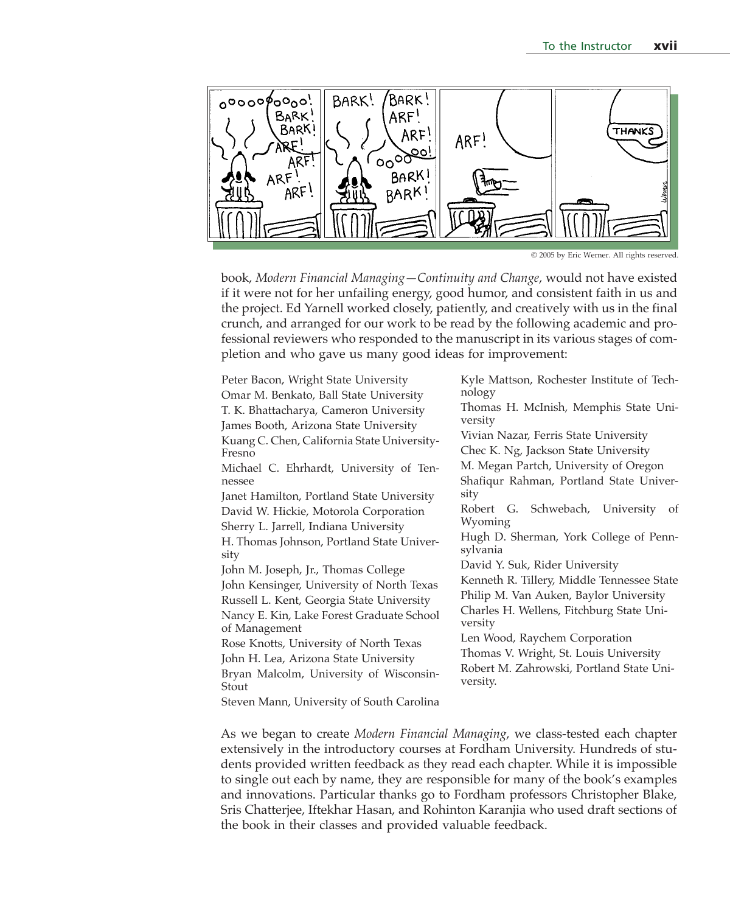© 2005 by Eric Werner. All rights reserved.

book, *Modern Financial Managing—Continuity and Change*, would not have existed if it were not for her unfailing energy, good humor, and consistent faith in us and the project. Ed Yarnell worked closely, patiently, and creatively with us in the final crunch, and arranged for our work to be read by the following academic and professional reviewers who responded to the manuscript in its various stages of completion and who gave us many good ideas for improvement:

Peter Bacon, Wright State University
Omar M. Benkato, Ball State University
T. K. Bhattacharya, Cameron University
James Booth, Arizona State University
Kuang C. Chen, California State University-Fresno
Michael C. Ehrhardt, University of Tennessee
Janet Hamilton, Portland State University
David W. Hickie, Motorola Corporation
Sherry L. Jarrell, Indiana University
H. Thomas Johnson, Portland State University
John M. Joseph, Jr., Thomas College
John Kensinger, University of North Texas
Russell L. Kent, Georgia State University
Nancy E. Kin, Lake Forest Graduate School of Management
Rose Knotts, University of North Texas
John H. Lea, Arizona State University
Bryan Malcolm, University of Wisconsin-Stout
Steven Mann, University of South Carolina
Kyle Mattson, Rochester Institute of Technology
Thomas H. McInish, Memphis State University
Vivian Nazar, Ferris State University
Chec K. Ng, Jackson State University
M. Megan Partch, University of Oregon
Shafiqur Rahman, Portland State University
Robert G. Schwebach, University of Wyoming
Hugh D. Sherman, York College of Pennsylvania
David Y. Suk, Rider University
Kenneth R. Tillery, Middle Tennessee State
Philip M. Van Auken, Baylor University
Charles H. Wellens, Fitchburg State University
Len Wood, Raychem Corporation
Thomas V. Wright, St. Louis University
Robert M. Zahrowski, Portland State University.

As we began to create *Modern Financial Managing*, we class-tested each chapter extensively in the introductory courses at Fordham University. Hundreds of students provided written feedback as they read each chapter. While it is impossible to single out each by name, they are responsible for many of the book's examples and innovations. Particular thanks go to Fordham professors Christopher Blake, Sris Chatterjee, Iftekhar Hasan, and Rohinton Karanjia who used draft sections of the book in their classes and provided valuable feedback.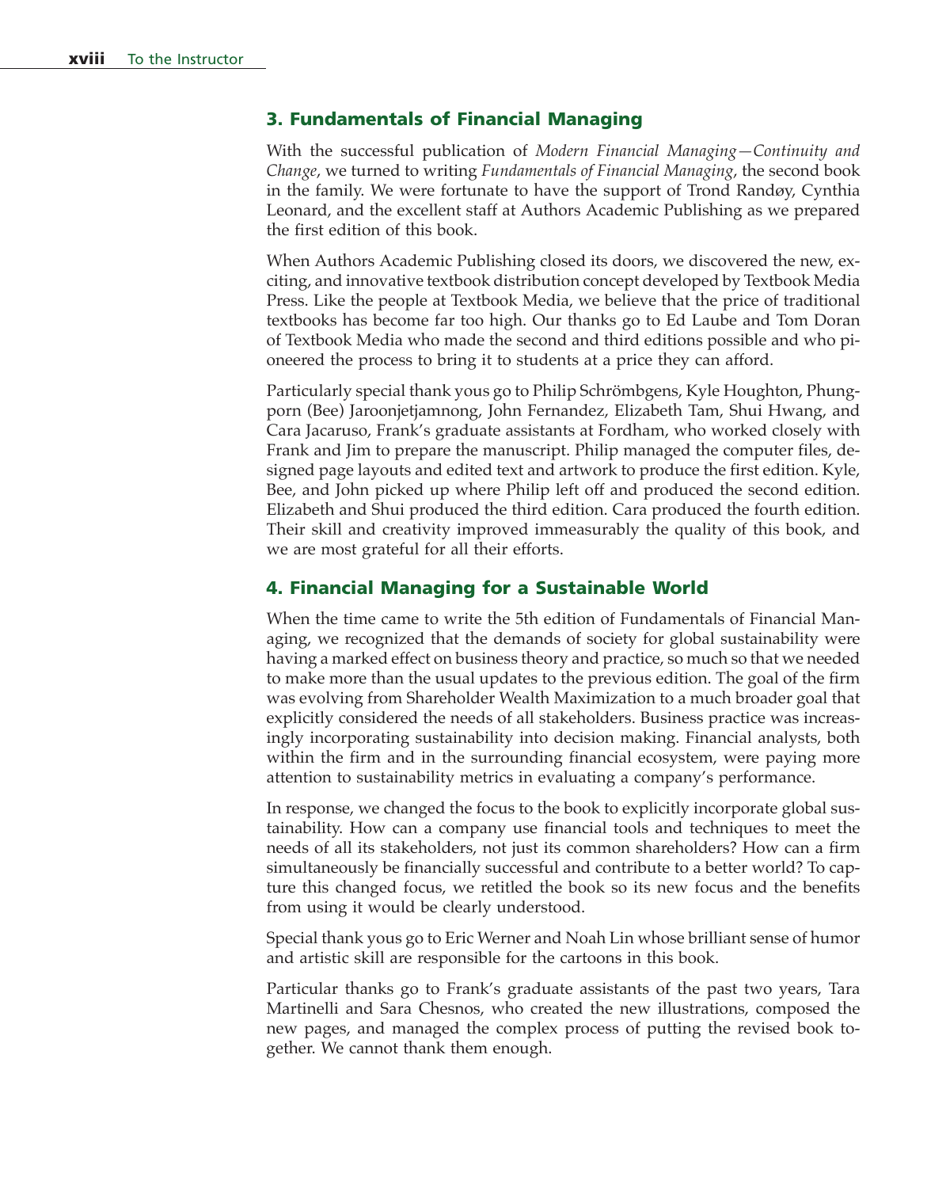### 3. Fundamentals of Financial Managing

With the successful publication of *Modern Financial Managing—Continuity and Change*, we turned to writing *Fundamentals of Financial Managing*, the second book in the family. We were fortunate to have the support of Trond Randøy, Cynthia Leonard, and the excellent staff at Authors Academic Publishing as we prepared the first edition of this book.

When Authors Academic Publishing closed its doors, we discovered the new, exciting, and innovative textbook distribution concept developed by Textbook Media Press. Like the people at Textbook Media, we believe that the price of traditional textbooks has become far too high. Our thanks go to Ed Laube and Tom Doran of Textbook Media who made the second and third editions possible and who pioneered the process to bring it to students at a price they can afford.

Particularly special thank yous go to Philip Schrömbgens, Kyle Houghton, Phungporn (Bee) Jaroonjetjamnong, John Fernandez, Elizabeth Tam, Shui Hwang, and Cara Jacaruso, Frank's graduate assistants at Fordham, who worked closely with Frank and Jim to prepare the manuscript. Philip managed the computer files, designed page layouts and edited text and artwork to produce the first edition. Kyle, Bee, and John picked up where Philip left off and produced the second edition. Elizabeth and Shui produced the third edition. Cara produced the fourth edition. Their skill and creativity improved immeasurably the quality of this book, and we are most grateful for all their efforts.

### 4. Financial Managing for a Sustainable World

When the time came to write the 5th edition of Fundamentals of Financial Managing, we recognized that the demands of society for global sustainability were having a marked effect on business theory and practice, so much so that we needed to make more than the usual updates to the previous edition. The goal of the firm was evolving from Shareholder Wealth Maximization to a much broader goal that explicitly considered the needs of all stakeholders. Business practice was increasingly incorporating sustainability into decision making. Financial analysts, both within the firm and in the surrounding financial ecosystem, were paying more attention to sustainability metrics in evaluating a company's performance.

In response, we changed the focus to the book to explicitly incorporate global sustainability. How can a company use financial tools and techniques to meet the needs of all its stakeholders, not just its common shareholders? How can a firm simultaneously be financially successful and contribute to a better world? To capture this changed focus, we retitled the book so its new focus and the benefits from using it would be clearly understood.

Special thank yous go to Eric Werner and Noah Lin whose brilliant sense of humor and artistic skill are responsible for the cartoons in this book.

Particular thanks go to Frank's graduate assistants of the past two years, Tara Martinelli and Sara Chesnos, who created the new illustrations, composed the new pages, and managed the complex process of putting the revised book together. We cannot thank them enough.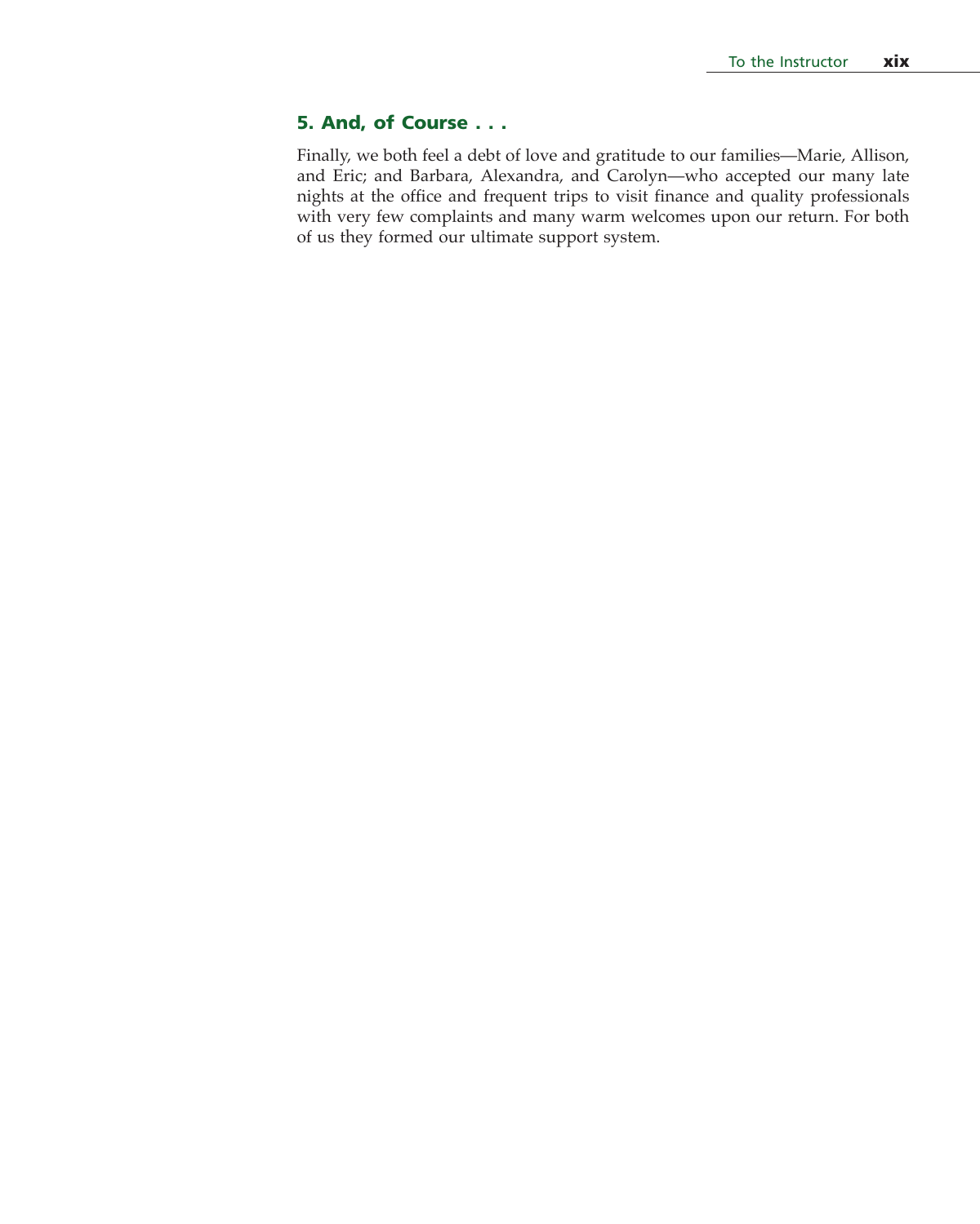### 5. And, of Course . . .

Finally, we both feel a debt of love and gratitude to our families—Marie, Allison, and Eric; and Barbara, Alexandra, and Carolyn—who accepted our many late nights at the office and frequent trips to visit finance and quality professionals with very few complaints and many warm welcomes upon our return. For both of us they formed our ultimate support system.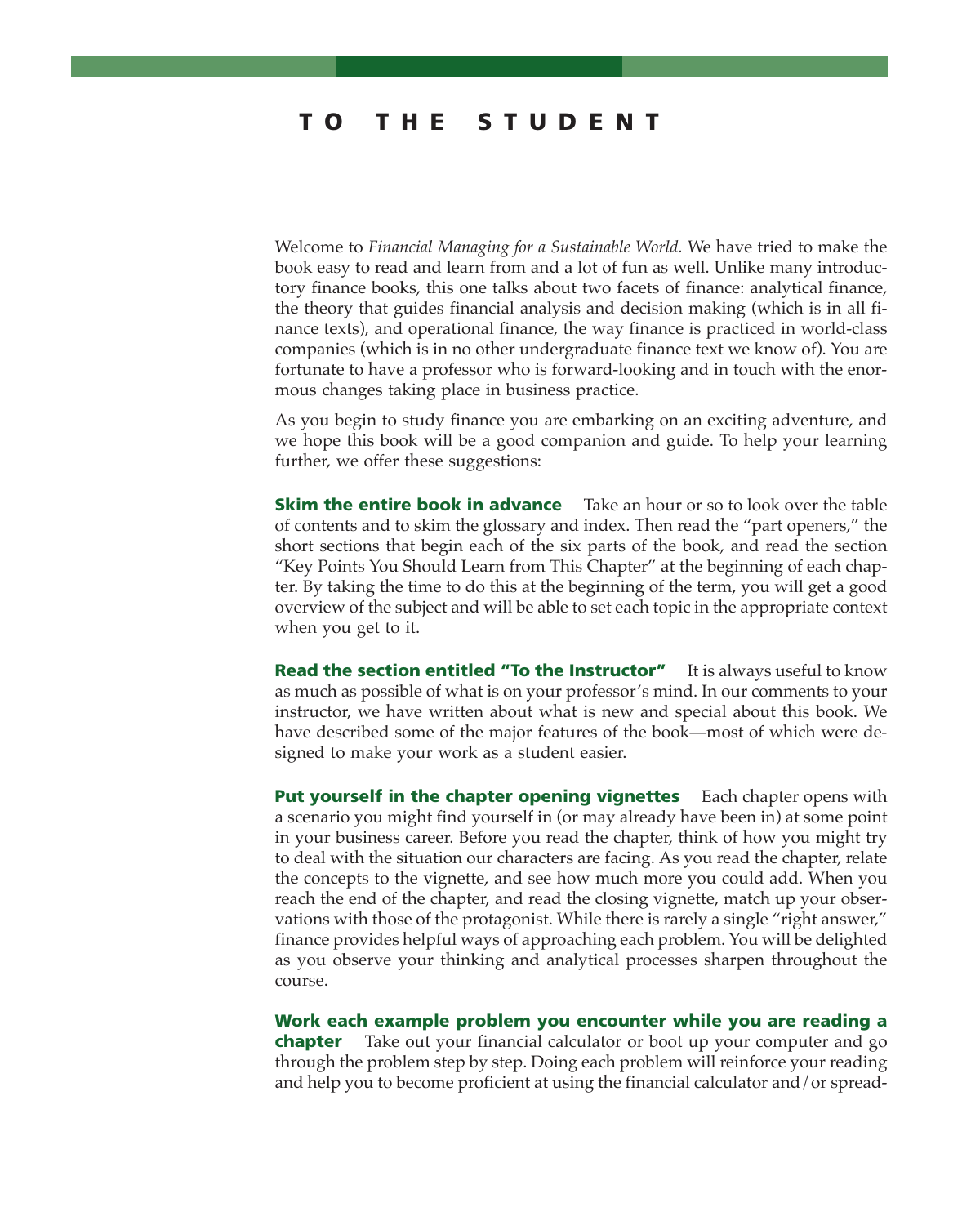# TO THE STUDENT

Welcome to *Financial Managing for a Sustainable World.* We have tried to make the book easy to read and learn from and a lot of fun as well. Unlike many introductory finance books, this one talks about two facets of finance: analytical finance, the theory that guides financial analysis and decision making (which is in all finance texts), and operational finance, the way finance is practiced in world-class companies (which is in no other undergraduate finance text we know of). You are fortunate to have a professor who is forward-looking and in touch with the enormous changes taking place in business practice.

As you begin to study finance you are embarking on an exciting adventure, and we hope this book will be a good companion and guide. To help your learning further, we offer these suggestions:

**Skim the entire book in advance** Take an hour or so to look over the table of contents and to skim the glossary and index. Then read the "part openers," the short sections that begin each of the six parts of the book, and read the section "Key Points You Should Learn from This Chapter" at the beginning of each chapter. By taking the time to do this at the beginning of the term, you will get a good overview of the subject and will be able to set each topic in the appropriate context when you get to it.

**Read the section entitled "To the Instructor"** It is always useful to know as much as possible of what is on your professor's mind. In our comments to your instructor, we have written about what is new and special about this book. We have described some of the major features of the book—most of which were designed to make your work as a student easier.

**Put yourself in the chapter opening vignettes** Each chapter opens with a scenario you might find yourself in (or may already have been in) at some point in your business career. Before you read the chapter, think of how you might try to deal with the situation our characters are facing. As you read the chapter, relate the concepts to the vignette, and see how much more you could add. When you reach the end of the chapter, and read the closing vignette, match up your observations with those of the protagonist. While there is rarely a single "right answer," finance provides helpful ways of approaching each problem. You will be delighted as you observe your thinking and analytical processes sharpen throughout the course.

**Work each example problem you encounter while you are reading a chapter** Take out your financial calculator or boot up your computer and go through the problem step by step. Doing each problem will reinforce your reading and help you to become proficient at using the financial calculator and/or spread-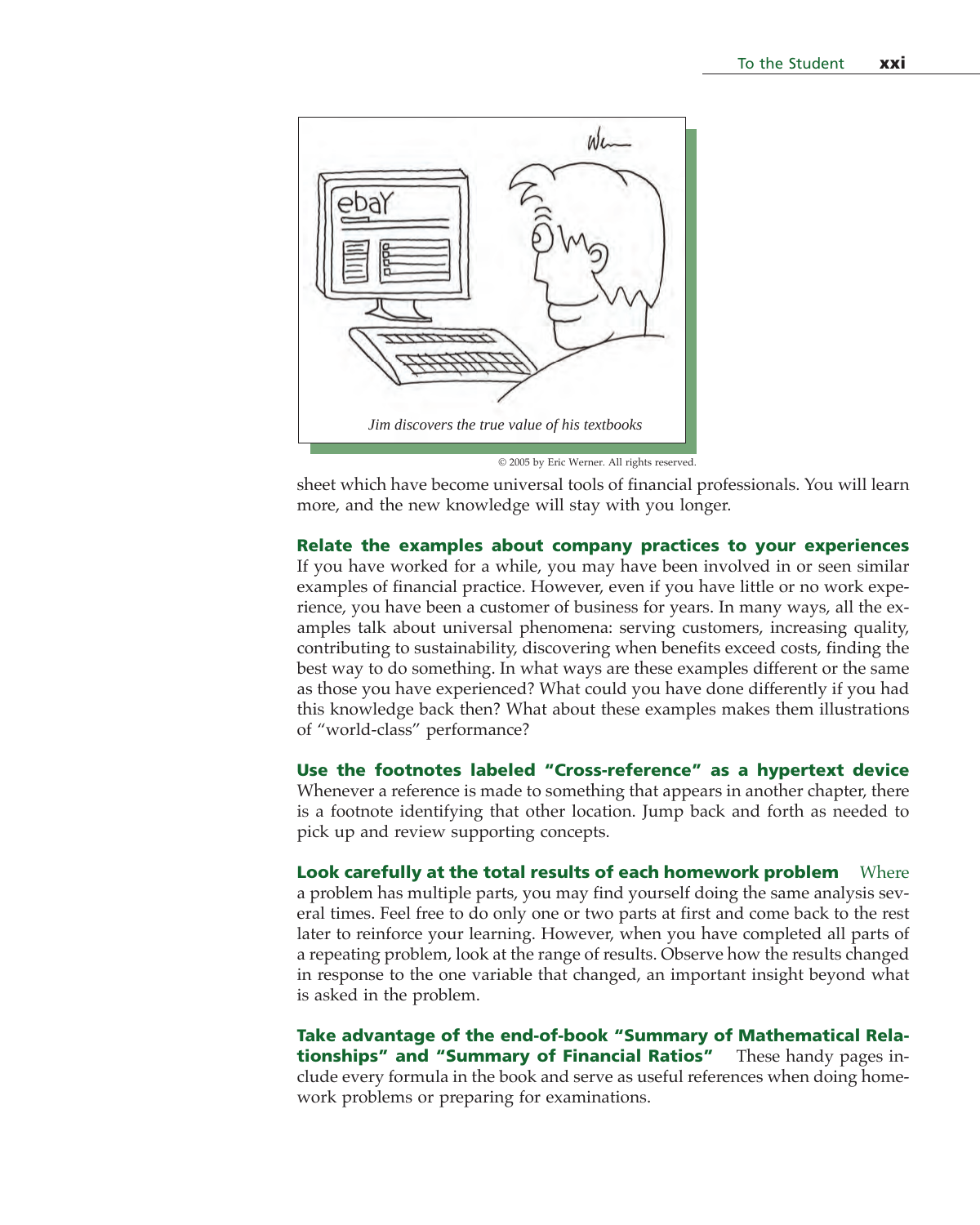Jim discovers the true value of his textbooks

© 2005 by Eric Werner. All rights reserved.

sheet which have become universal tools of financial professionals. You will learn more, and the new knowledge will stay with you longer.

**Relate the examples about company practices to your experiences** If you have worked for a while, you may have been involved in or seen similar examples of financial practice. However, even if you have little or no work experience, you have been a customer of business for years. In many ways, all the examples talk about universal phenomena: serving customers, increasing quality, contributing to sustainability, discovering when benefits exceed costs, finding the best way to do something. In what ways are these examples different or the same as those you have experienced? What could you have done differently if you had this knowledge back then? What about these examples makes them illustrations of "world-class" performance?

**Use the footnotes labeled "Cross-reference" as a hypertext device** Whenever a reference is made to something that appears in another chapter, there is a footnote identifying that other location. Jump back and forth as needed to pick up and review supporting concepts.

**Look carefully at the total results of each homework problem** Where a problem has multiple parts, you may find yourself doing the same analysis several times. Feel free to do only one or two parts at first and come back to the rest later to reinforce your learning. However, when you have completed all parts of a repeating problem, look at the range of results. Observe how the results changed in response to the one variable that changed, an important insight beyond what is asked in the problem.

**Take advantage of the end-of-book "Summary of Mathematical Relationships" and "Summary of Financial Ratios"** These handy pages include every formula in the book and serve as useful references when doing homework problems or preparing for examinations.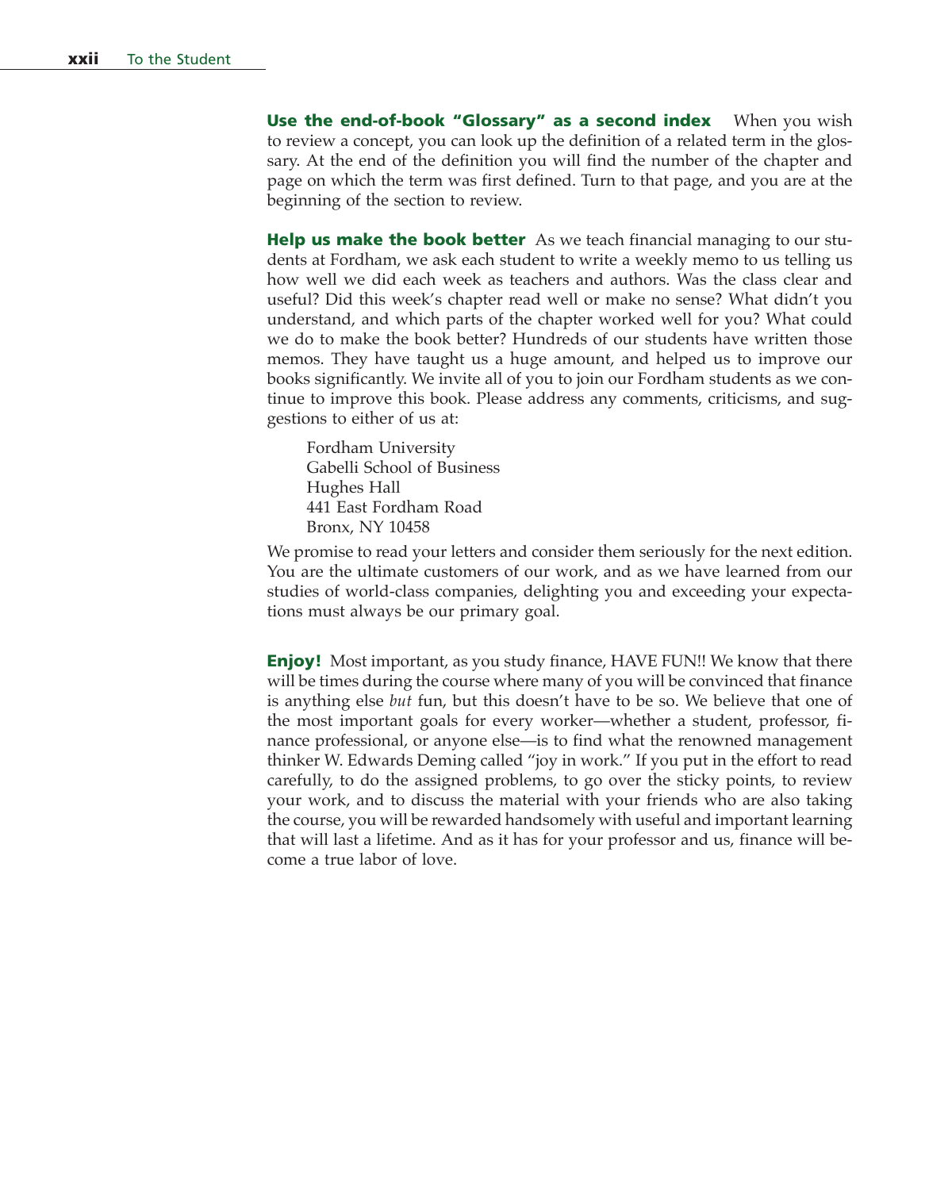**Use the end-of-book "Glossary" as a second index** When you wish to review a concept, you can look up the definition of a related term in the glossary. At the end of the definition you will find the number of the chapter and page on which the term was first defined. Turn to that page, and you are at the beginning of the section to review.

**Help us make the book better** As we teach financial managing to our students at Fordham, we ask each student to write a weekly memo to us telling us how well we did each week as teachers and authors. Was the class clear and useful? Did this week's chapter read well or make no sense? What didn't you understand, and which parts of the chapter worked well for you? What could we do to make the book better? Hundreds of our students have written those memos. They have taught us a huge amount, and helped us to improve our books significantly. We invite all of you to join our Fordham students as we continue to improve this book. Please address any comments, criticisms, and suggestions to either of us at:

> Fordham University
> Gabelli School of Business
> Hughes Hall
> 441 East Fordham Road
> Bronx, NY 10458

We promise to read your letters and consider them seriously for the next edition. You are the ultimate customers of our work, and as we have learned from our studies of world-class companies, delighting you and exceeding your expectations must always be our primary goal.

**Enjoy!** Most important, as you study finance, HAVE FUN!! We know that there will be times during the course where many of you will be convinced that finance is anything else *but* fun, but this doesn't have to be so. We believe that one of the most important goals for every worker—whether a student, professor, finance professional, or anyone else—is to find what the renowned management thinker W. Edwards Deming called "joy in work." If you put in the effort to read carefully, to do the assigned problems, to go over the sticky points, to review your work, and to discuss the material with your friends who are also taking the course, you will be rewarded handsomely with useful and important learning that will last a lifetime. And as it has for your professor and us, finance will become a true labor of love.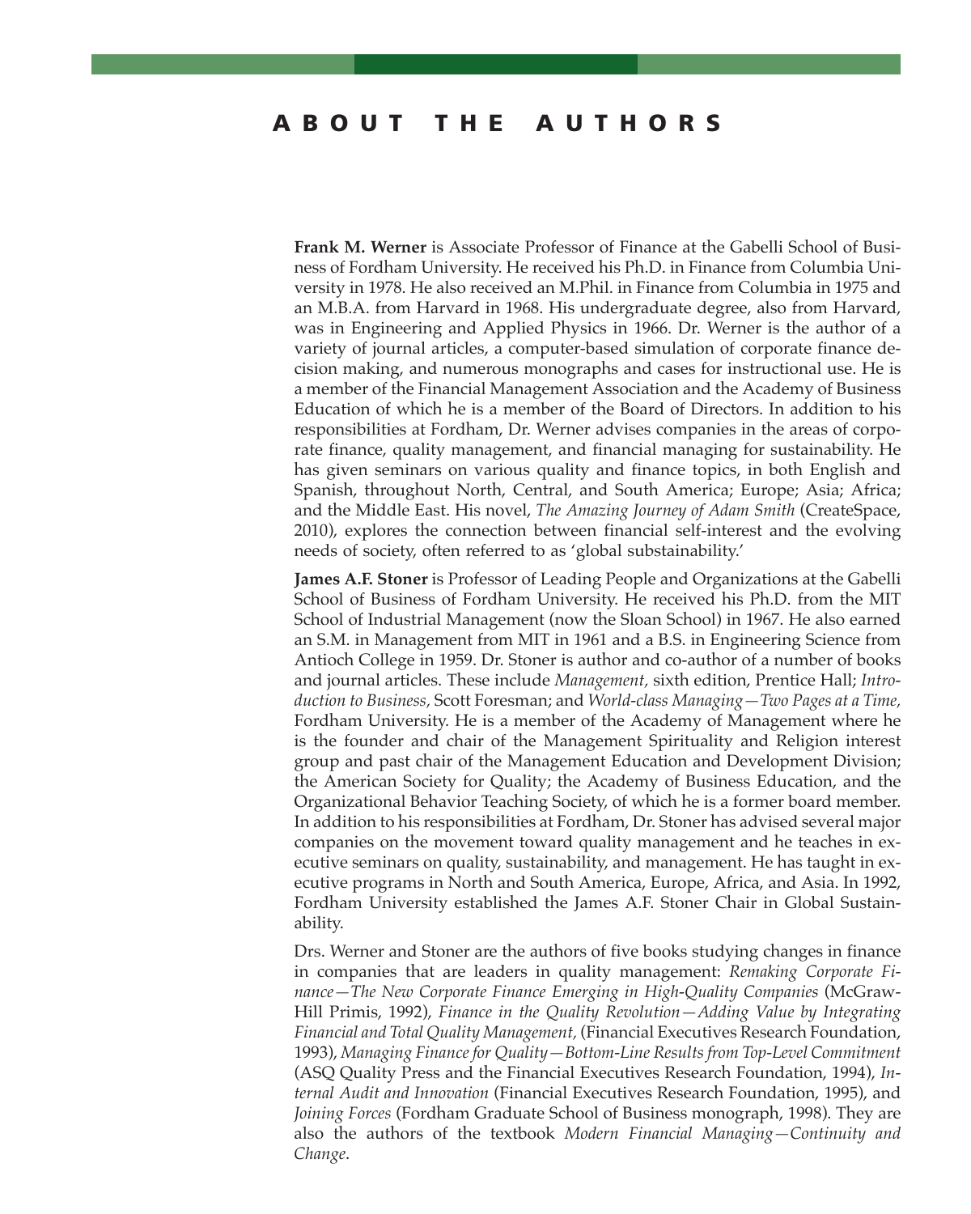# ABOUT THE AUTHORS

**Frank M. Werner** is Associate Professor of Finance at the Gabelli School of Business of Fordham University. He received his Ph.D. in Finance from Columbia University in 1978. He also received an M.Phil. in Finance from Columbia in 1975 and an M.B.A. from Harvard in 1968. His undergraduate degree, also from Harvard, was in Engineering and Applied Physics in 1966. Dr. Werner is the author of a variety of journal articles, a computer-based simulation of corporate finance decision making, and numerous monographs and cases for instructional use. He is a member of the Financial Management Association and the Academy of Business Education of which he is a member of the Board of Directors. In addition to his responsibilities at Fordham, Dr. Werner advises companies in the areas of corporate finance, quality management, and financial managing for sustainability. He has given seminars on various quality and finance topics, in both English and Spanish, throughout North, Central, and South America; Europe; Asia; Africa; and the Middle East. His novel, *The Amazing Journey of Adam Smith* (CreateSpace, 2010), explores the connection between financial self-interest and the evolving needs of society, often referred to as 'global substainability.'

**James A.F. Stoner** is Professor of Leading People and Organizations at the Gabelli School of Business of Fordham University. He received his Ph.D. from the MIT School of Industrial Management (now the Sloan School) in 1967. He also earned an S.M. in Management from MIT in 1961 and a B.S. in Engineering Science from Antioch College in 1959. Dr. Stoner is author and co-author of a number of books and journal articles. These include *Management,* sixth edition, Prentice Hall; *Introduction to Business,* Scott Foresman; and *World-class Managing—Two Pages at a Time,* Fordham University. He is a member of the Academy of Management where he is the founder and chair of the Management Spirituality and Religion interest group and past chair of the Management Education and Development Division; the American Society for Quality; the Academy of Business Education, and the Organizational Behavior Teaching Society, of which he is a former board member. In addition to his responsibilities at Fordham, Dr. Stoner has advised several major companies on the movement toward quality management and he teaches in executive seminars on quality, sustainability, and management. He has taught in executive programs in North and South America, Europe, Africa, and Asia. In 1992, Fordham University established the James A.F. Stoner Chair in Global Sustainability.

Drs. Werner and Stoner are the authors of five books studying changes in finance in companies that are leaders in quality management: *Remaking Corporate Finance—The New Corporate Finance Emerging in High-Quality Companies* (McGraw-Hill Primis, 1992), *Finance in the Quality Revolution—Adding Value by Integrating Financial and Total Quality Management,* (Financial Executives Research Foundation, 1993), *Managing Finance for Quality—Bottom-Line Results from Top-Level Commitment* (ASQ Quality Press and the Financial Executives Research Foundation, 1994), *Internal Audit and Innovation* (Financial Executives Research Foundation, 1995), and *Joining Forces* (Fordham Graduate School of Business monograph, 1998). They are also the authors of the textbook *Modern Financial Managing—Continuity and Change*.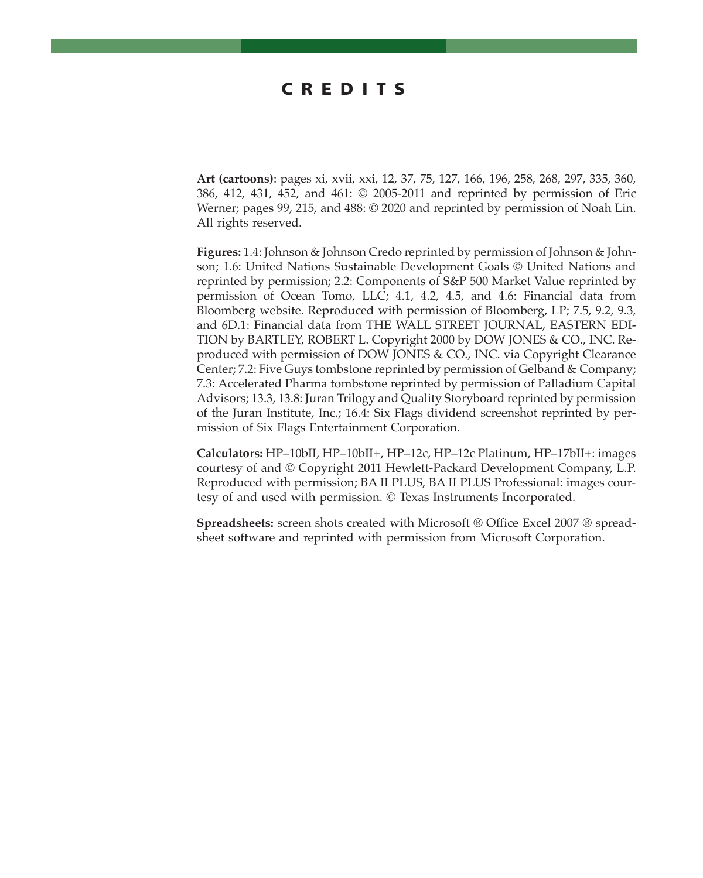# CREDITS

**Art (cartoons)**: pages xi, xvii, xxi, 12, 37, 75, 127, 166, 196, 258, 268, 297, 335, 360, 386, 412, 431, 452, and 461: © 2005-2011 and reprinted by permission of Eric Werner; pages 99, 215, and 488: © 2020 and reprinted by permission of Noah Lin. All rights reserved.

**Figures:** 1.4: Johnson & Johnson Credo reprinted by permission of Johnson & Johnson; 1.6: United Nations Sustainable Development Goals © United Nations and reprinted by permission; 2.2: Components of S&P 500 Market Value reprinted by permission of Ocean Tomo, LLC; 4.1, 4.2, 4.5, and 4.6: Financial data from Bloomberg website. Reproduced with permission of Bloomberg, LP; 7.5, 9.2, 9.3, and 6D.1: Financial data from THE WALL STREET JOURNAL, EASTERN EDITION by BARTLEY, ROBERT L. Copyright 2000 by DOW JONES & CO., INC. Reproduced with permission of DOW JONES & CO., INC. via Copyright Clearance Center; 7.2: Five Guys tombstone reprinted by permission of Gelband & Company; 7.3: Accelerated Pharma tombstone reprinted by permission of Palladium Capital Advisors; 13.3, 13.8: Juran Trilogy and Quality Storyboard reprinted by permission of the Juran Institute, Inc.; 16.4: Six Flags dividend screenshot reprinted by permission of Six Flags Entertainment Corporation.

**Calculators:** HP–10bII, HP–10bII+, HP–12c, HP–12c Platinum, HP–17bII+: images courtesy of and © Copyright 2011 Hewlett-Packard Development Company, L.P. Reproduced with permission; BA II PLUS, BA II PLUS Professional: images courtesy of and used with permission. © Texas Instruments Incorporated.

**Spreadsheets:** screen shots created with Microsoft ® Office Excel 2007 ® spreadsheet software and reprinted with permission from Microsoft Corporation.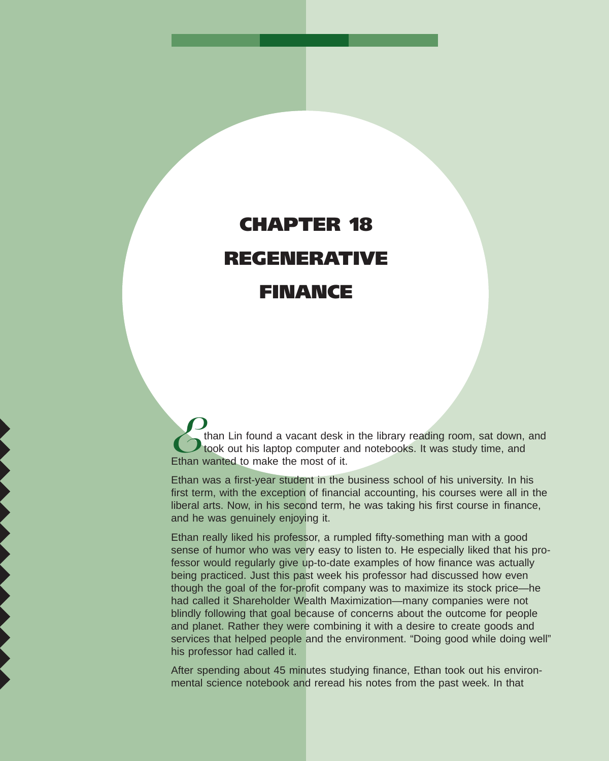# CHAPTER 18 REGENERATIVE FINANCE

Ethan Lin found a vacant desk in the library reading room, sat down, and took out his laptop computer and notebooks. It was study time, and Ethan wanted to make the most of it.

Ethan was a first-year student in the business school of his university. In his first term, with the exception of financial accounting, his courses were all in the liberal arts. Now, in his second term, he was taking his first course in finance, and he was genuinely enjoying it.

Ethan really liked his professor, a rumpled fifty-something man with a good sense of humor who was very easy to listen to. He especially liked that his professor would regularly give up-to-date examples of how finance was actually being practiced. Just this past week his professor had discussed how even though the goal of the for-profit company was to maximize its stock price—he had called it Shareholder Wealth Maximization—many companies were not blindly following that goal because of concerns about the outcome for people and planet. Rather they were combining it with a desire to create goods and services that helped people and the environment. "Doing good while doing well" his professor had called it.

After spending about 45 minutes studying finance, Ethan took out his environmental science notebook and reread his notes from the past week. In that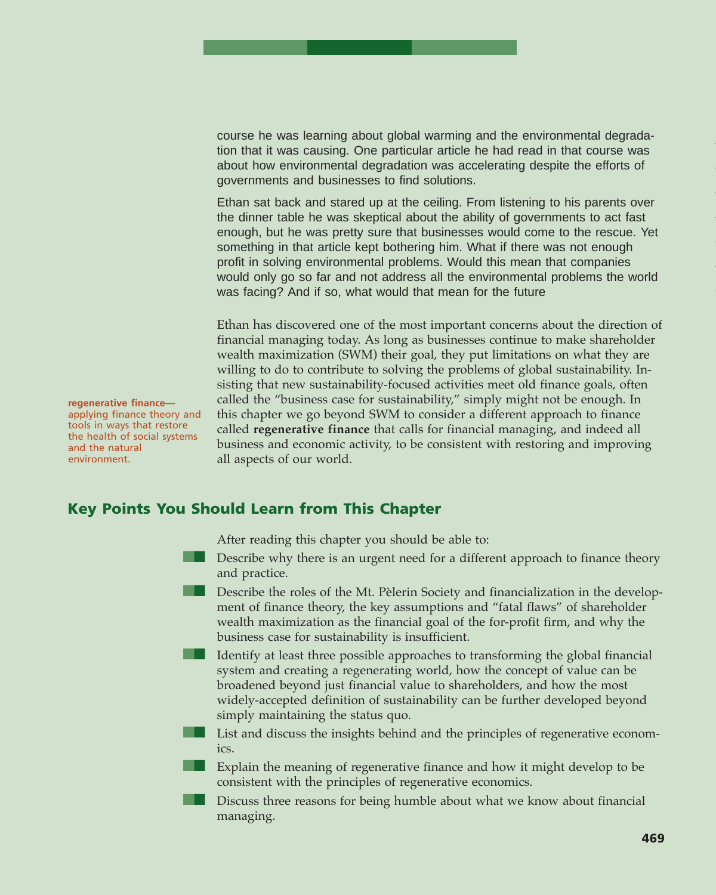course he was learning about global warming and the environmental degradation that it was causing. One particular article he had read in that course was about how environmental degradation was accelerating despite the efforts of governments and businesses to find solutions.

Ethan sat back and stared up at the ceiling. From listening to his parents over the dinner table he was skeptical about the ability of governments to act fast enough, but he was pretty sure that businesses would come to the rescue. Yet something in that article kept bothering him. What if there was not enough profit in solving environmental problems. Would this mean that companies would only go so far and not address all the environmental problems the world was facing? And if so, what would that mean for the future

Ethan has discovered one of the most important concerns about the direction of financial managing today. As long as businesses continue to make shareholder wealth maximization (SWM) their goal, they put limitations on what they are willing to do to contribute to solving the problems of global sustainability. Insisting that new sustainability-focused activities meet old finance goals, often called the "business case for sustainability," simply might not be enough. In this chapter we go beyond SWM to consider a different approach to finance called **regenerative finance** that calls for financial managing, and indeed all business and economic activity, to be consistent with restoring and improving all aspects of our world.

**regenerative finance**—applying finance theory and tools in ways that restore the health of social systems and the natural environment.

## Key Points You Should Learn from This Chapter

After reading this chapter you should be able to:

- Describe why there is an urgent need for a different approach to finance theory and practice.
- Describe the roles of the Mt. Pèlerin Society and financialization in the development of finance theory, the key assumptions and "fatal flaws" of shareholder wealth maximization as the financial goal of the for-profit firm, and why the business case for sustainability is insufficient.
- Identify at least three possible approaches to transforming the global financial system and creating a regenerating world, how the concept of value can be broadened beyond just financial value to shareholders, and how the most widely-accepted definition of sustainability can be further developed beyond simply maintaining the status quo.
- List and discuss the insights behind and the principles of regenerative economics.
- Explain the meaning of regenerative finance and how it might develop to be consistent with the principles of regenerative economics.
- Discuss three reasons for being humble about what we know about financial managing.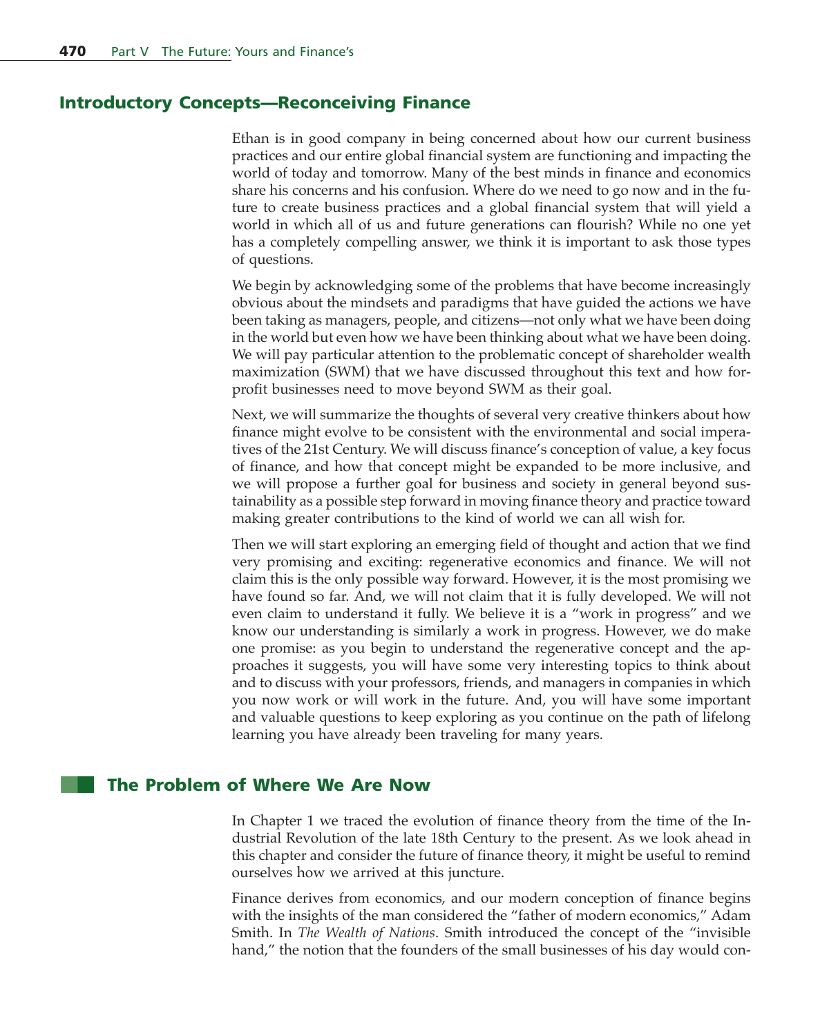## Introductory Concepts—Reconceiving Finance

Ethan is in good company in being concerned about how our current business practices and our entire global financial system are functioning and impacting the world of today and tomorrow. Many of the best minds in finance and economics share his concerns and his confusion. Where do we need to go now and in the future to create business practices and a global financial system that will yield a world in which all of us and future generations can flourish? While no one yet has a completely compelling answer, we think it is important to ask those types of questions.

We begin by acknowledging some of the problems that have become increasingly obvious about the mindsets and paradigms that have guided the actions we have been taking as managers, people, and citizens—not only what we have been doing in the world but even how we have been thinking about what we have been doing. We will pay particular attention to the problematic concept of shareholder wealth maximization (SWM) that we have discussed throughout this text and how for-profit businesses need to move beyond SWM as their goal.

Next, we will summarize the thoughts of several very creative thinkers about how finance might evolve to be consistent with the environmental and social imperatives of the 21st Century. We will discuss finance's conception of value, a key focus of finance, and how that concept might be expanded to be more inclusive, and we will propose a further goal for business and society in general beyond sustainability as a possible step forward in moving finance theory and practice toward making greater contributions to the kind of world we can all wish for.

Then we will start exploring an emerging field of thought and action that we find very promising and exciting: regenerative economics and finance. We will not claim this is the only possible way forward. However, it is the most promising we have found so far. And, we will not claim that it is fully developed. We will not even claim to understand it fully. We believe it is a "work in progress" and we know our understanding is similarly a work in progress. However, we do make one promise: as you begin to understand the regenerative concept and the approaches it suggests, you will have some very interesting topics to think about and to discuss with your professors, friends, and managers in companies in which you now work or will work in the future. And, you will have some important and valuable questions to keep exploring as you continue on the path of lifelong learning you have already been traveling for many years.

## The Problem of Where We Are Now

In Chapter 1 we traced the evolution of finance theory from the time of the Industrial Revolution of the late 18th Century to the present. As we look ahead in this chapter and consider the future of finance theory, it might be useful to remind ourselves how we arrived at this juncture.

Finance derives from economics, and our modern conception of finance begins with the insights of the man considered the "father of modern economics," Adam Smith. In *The Wealth of Nations*. Smith introduced the concept of the "invisible hand," the notion that the founders of the small businesses of his day would con-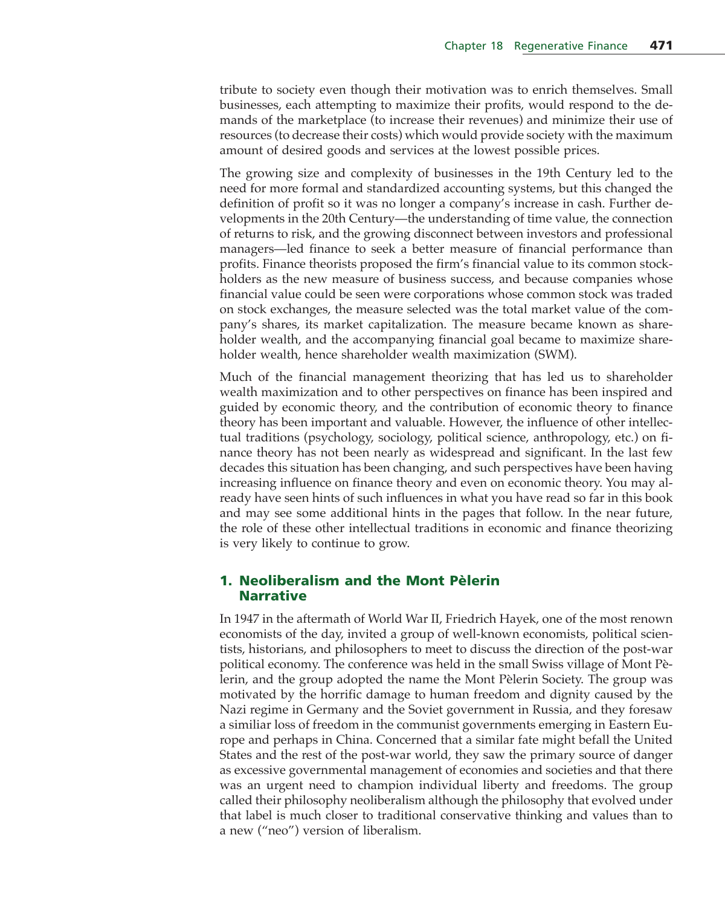tribute to society even though their motivation was to enrich themselves. Small businesses, each attempting to maximize their profits, would respond to the demands of the marketplace (to increase their revenues) and minimize their use of resources (to decrease their costs) which would provide society with the maximum amount of desired goods and services at the lowest possible prices.

The growing size and complexity of businesses in the 19th Century led to the need for more formal and standardized accounting systems, but this changed the definition of profit so it was no longer a company's increase in cash. Further developments in the 20th Century—the understanding of time value, the connection of returns to risk, and the growing disconnect between investors and professional managers—led finance to seek a better measure of financial performance than profits. Finance theorists proposed the firm's financial value to its common stockholders as the new measure of business success, and because companies whose financial value could be seen were corporations whose common stock was traded on stock exchanges, the measure selected was the total market value of the company's shares, its market capitalization. The measure became known as shareholder wealth, and the accompanying financial goal became to maximize shareholder wealth, hence shareholder wealth maximization (SWM).

Much of the financial management theorizing that has led us to shareholder wealth maximization and to other perspectives on finance has been inspired and guided by economic theory, and the contribution of economic theory to finance theory has been important and valuable. However, the influence of other intellectual traditions (psychology, sociology, political science, anthropology, etc.) on finance theory has not been nearly as widespread and significant. In the last few decades this situation has been changing, and such perspectives have been having increasing influence on finance theory and even on economic theory. You may already have seen hints of such influences in what you have read so far in this book and may see some additional hints in the pages that follow. In the near future, the role of these other intellectual traditions in economic and finance theorizing is very likely to continue to grow.

## 1. Neoliberalism and the Mont Pèlerin Narrative

In 1947 in the aftermath of World War II, Friedrich Hayek, one of the most renown economists of the day, invited a group of well-known economists, political scientists, historians, and philosophers to meet to discuss the direction of the post-war political economy. The conference was held in the small Swiss village of Mont Pèlerin, and the group adopted the name the Mont Pèlerin Society. The group was motivated by the horrific damage to human freedom and dignity caused by the Nazi regime in Germany and the Soviet government in Russia, and they foresaw a similiar loss of freedom in the communist governments emerging in Eastern Europe and perhaps in China. Concerned that a similar fate might befall the United States and the rest of the post-war world, they saw the primary source of danger as excessive governmental management of economies and societies and that there was an urgent need to champion individual liberty and freedoms. The group called their philosophy neoliberalism although the philosophy that evolved under that label is much closer to traditional conservative thinking and values than to a new ("neo") version of liberalism.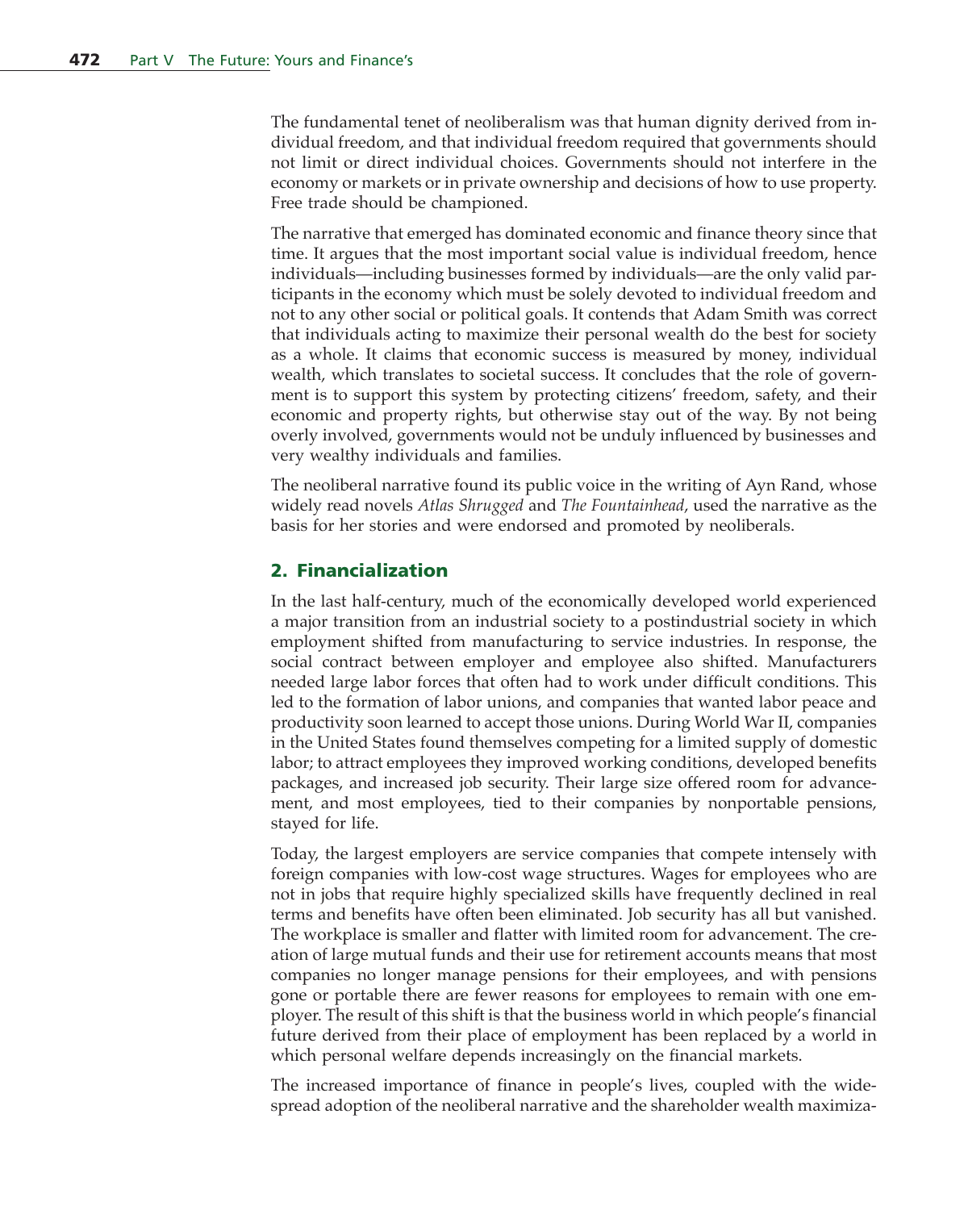The fundamental tenet of neoliberalism was that human dignity derived from individual freedom, and that individual freedom required that governments should not limit or direct individual choices. Governments should not interfere in the economy or markets or in private ownership and decisions of how to use property. Free trade should be championed.

The narrative that emerged has dominated economic and finance theory since that time. It argues that the most important social value is individual freedom, hence individuals—including businesses formed by individuals—are the only valid participants in the economy which must be solely devoted to individual freedom and not to any other social or political goals. It contends that Adam Smith was correct that individuals acting to maximize their personal wealth do the best for society as a whole. It claims that economic success is measured by money, individual wealth, which translates to societal success. It concludes that the role of government is to support this system by protecting citizens' freedom, safety, and their economic and property rights, but otherwise stay out of the way. By not being overly involved, governments would not be unduly influenced by businesses and very wealthy individuals and families.

The neoliberal narrative found its public voice in the writing of Ayn Rand, whose widely read novels *Atlas Shrugged* and *The Fountainhead*, used the narrative as the basis for her stories and were endorsed and promoted by neoliberals.

## 2. Financialization

In the last half-century, much of the economically developed world experienced a major transition from an industrial society to a postindustrial society in which employment shifted from manufacturing to service industries. In response, the social contract between employer and employee also shifted. Manufacturers needed large labor forces that often had to work under difficult conditions. This led to the formation of labor unions, and companies that wanted labor peace and productivity soon learned to accept those unions. During World War II, companies in the United States found themselves competing for a limited supply of domestic labor; to attract employees they improved working conditions, developed benefits packages, and increased job security. Their large size offered room for advancement, and most employees, tied to their companies by nonportable pensions, stayed for life.

Today, the largest employers are service companies that compete intensely with foreign companies with low-cost wage structures. Wages for employees who are not in jobs that require highly specialized skills have frequently declined in real terms and benefits have often been eliminated. Job security has all but vanished. The workplace is smaller and flatter with limited room for advancement. The creation of large mutual funds and their use for retirement accounts means that most companies no longer manage pensions for their employees, and with pensions gone or portable there are fewer reasons for employees to remain with one employer. The result of this shift is that the business world in which people's financial future derived from their place of employment has been replaced by a world in which personal welfare depends increasingly on the financial markets.

The increased importance of finance in people's lives, coupled with the widespread adoption of the neoliberal narrative and the shareholder wealth maximiza-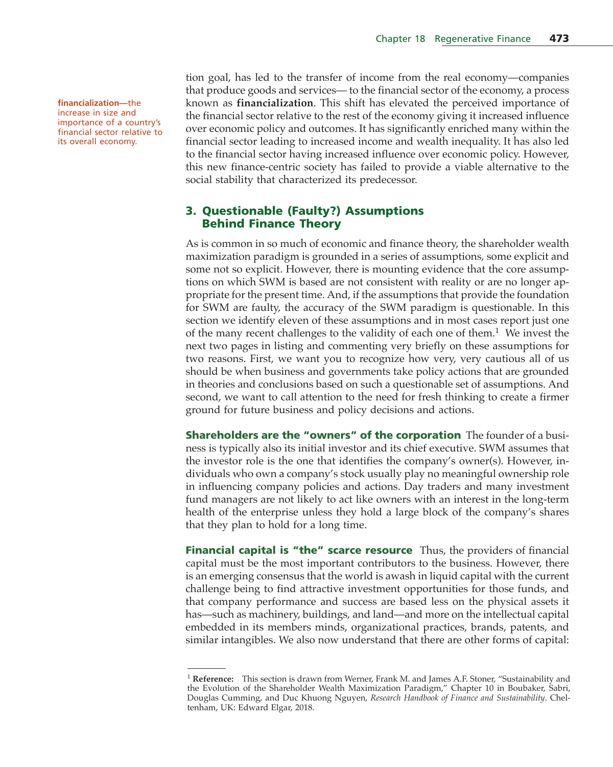**financialization**—the increase in size and importance of a country's financial sector relative to its overall economy.

tion goal, has led to the transfer of income from the real economy—companies that produce goods and services— to the financial sector of the economy, a process known as **financialization**. This shift has elevated the perceived importance of the financial sector relative to the rest of the economy giving it increased influence over economic policy and outcomes. It has significantly enriched many within the financial sector leading to increased income and wealth inequality. It has also led to the financial sector having increased influence over economic policy. However, this new finance-centric society has failed to provide a viable alternative to the social stability that characterized its predecessor.

## 3. Questionable (Faulty?) Assumptions Behind Finance Theory

As is common in so much of economic and finance theory, the shareholder wealth maximization paradigm is grounded in a series of assumptions, some explicit and some not so explicit. However, there is mounting evidence that the core assumptions on which SWM is based are not consistent with reality or are no longer appropriate for the present time. And, if the assumptions that provide the foundation for SWM are faulty, the accuracy of the SWM paradigm is questionable. In this section we identify eleven of these assumptions and in most cases report just one of the many recent challenges to the validity of each one of them.[1] We invest the next two pages in listing and commenting very briefly on these assumptions for two reasons. First, we want you to recognize how very, very cautious all of us should be when business and governments take policy actions that are grounded in theories and conclusions based on such a questionable set of assumptions. And second, we want to call attention to the need for fresh thinking to create a firmer ground for future business and policy decisions and actions.

**Shareholders are the "owners" of the corporation** The founder of a business is typically also its initial investor and its chief executive. SWM assumes that the investor role is the one that identifies the company's owner(s). However, individuals who own a company's stock usually play no meaningful ownership role in influencing company policies and actions. Day traders and many investment fund managers are not likely to act like owners with an interest in the long-term health of the enterprise unless they hold a large block of the company's shares that they plan to hold for a long time.

**Financial capital is "the" scarce resource** Thus, the providers of financial capital must be the most important contributors to the business. However, there is an emerging consensus that the world is awash in liquid capital with the current challenge being to find attractive investment opportunities for those funds, and that company performance and success are based less on the physical assets it has—such as machinery, buildings, and land—and more on the intellectual capital embedded in its members minds, organizational practices, brands, patents, and similar intangibles. We also now understand that there are other forms of capital:

---

[1] **Reference:** This section is drawn from Werner, Frank M. and James A.F. Stoner, "Sustainability and the Evolution of the Shareholder Wealth Maximization Paradigm," Chapter 10 in Boubaker, Sabri, Douglas Cumming, and Duc Khuong Nguyen, *Research Handbook of Finance and Sustainability*. Cheltenham, UK: Edward Elgar, 2018.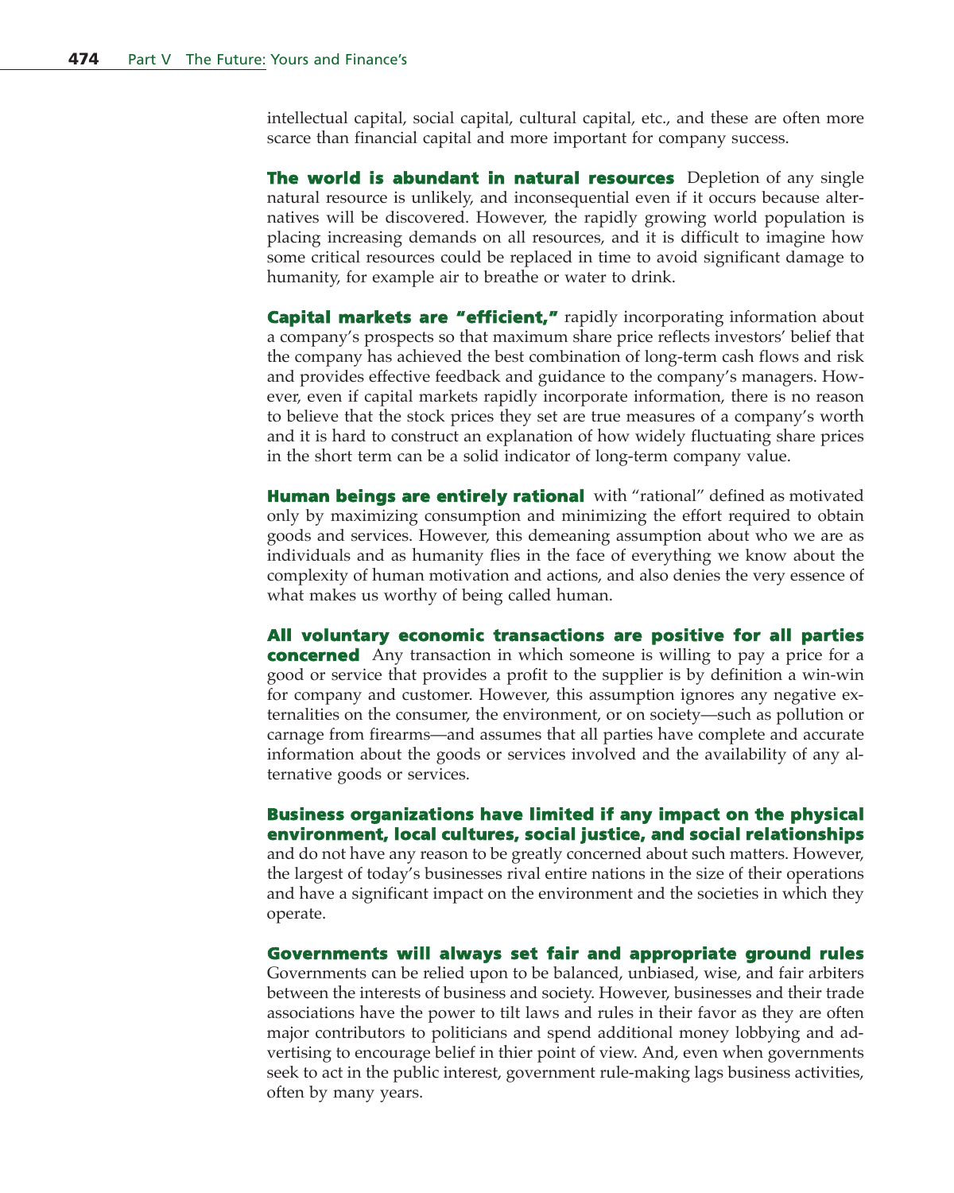intellectual capital, social capital, cultural capital, etc., and these are often more scarce than financial capital and more important for company success.

**The world is abundant in natural resources** Depletion of any single natural resource is unlikely, and inconsequential even if it occurs because alternatives will be discovered. However, the rapidly growing world population is placing increasing demands on all resources, and it is difficult to imagine how some critical resources could be replaced in time to avoid significant damage to humanity, for example air to breathe or water to drink.

**Capital markets are "efficient,"** rapidly incorporating information about a company's prospects so that maximum share price reflects investors' belief that the company has achieved the best combination of long-term cash flows and risk and provides effective feedback and guidance to the company's managers. However, even if capital markets rapidly incorporate information, there is no reason to believe that the stock prices they set are true measures of a company's worth and it is hard to construct an explanation of how widely fluctuating share prices in the short term can be a solid indicator of long-term company value.

**Human beings are entirely rational** with "rational" defined as motivated only by maximizing consumption and minimizing the effort required to obtain goods and services. However, this demeaning assumption about who we are as individuals and as humanity flies in the face of everything we know about the complexity of human motivation and actions, and also denies the very essence of what makes us worthy of being called human.

**All voluntary economic transactions are positive for all parties concerned** Any transaction in which someone is willing to pay a price for a good or service that provides a profit to the supplier is by definition a win-win for company and customer. However, this assumption ignores any negative externalities on the consumer, the environment, or on society—such as pollution or carnage from firearms—and assumes that all parties have complete and accurate information about the goods or services involved and the availability of any alternative goods or services.

**Business organizations have limited if any impact on the physical environment, local cultures, social justice, and social relationships** and do not have any reason to be greatly concerned about such matters. However, the largest of today's businesses rival entire nations in the size of their operations and have a significant impact on the environment and the societies in which they operate.

**Governments will always set fair and appropriate ground rules** Governments can be relied upon to be balanced, unbiased, wise, and fair arbiters between the interests of business and society. However, businesses and their trade associations have the power to tilt laws and rules in their favor as they are often major contributors to politicians and spend additional money lobbying and advertising to encourage belief in thier point of view. And, even when governments seek to act in the public interest, government rule-making lags business activities, often by many years.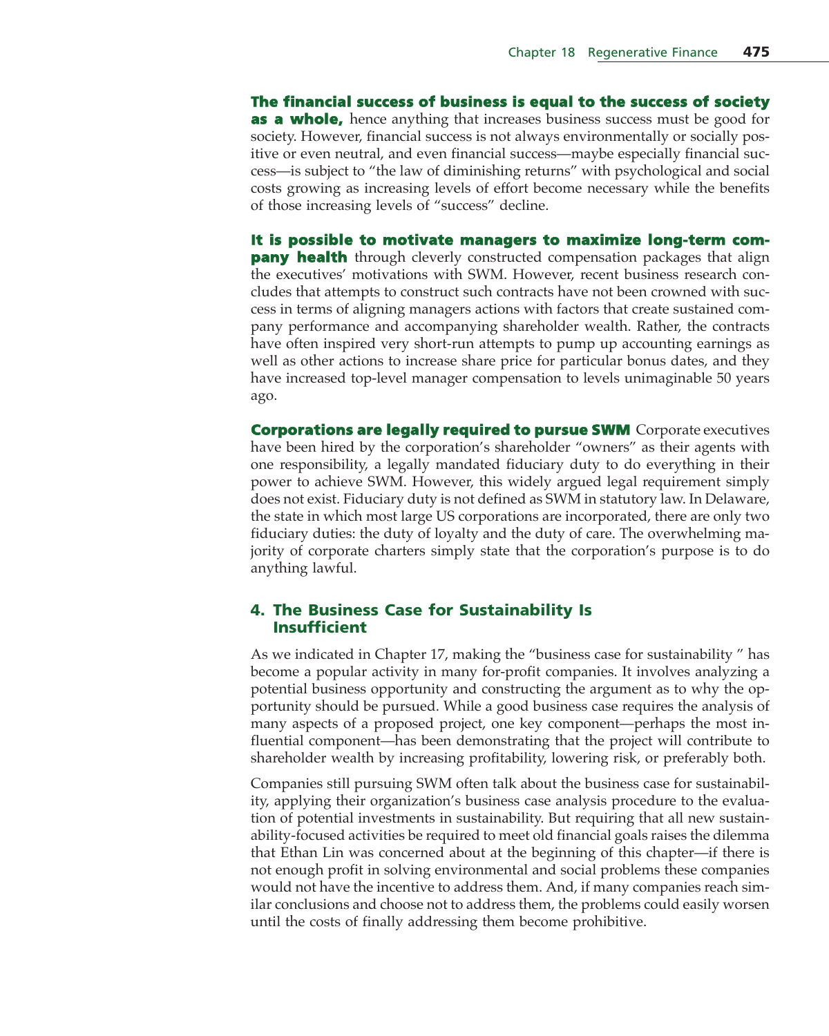**The financial success of business is equal to the success of society as a whole,** hence anything that increases business success must be good for society. However, financial success is not always environmentally or socially positive or even neutral, and even financial success—maybe especially financial success—is subject to "the law of diminishing returns" with psychological and social costs growing as increasing levels of effort become necessary while the benefits of those increasing levels of "success" decline.

**It is possible to motivate managers to maximize long-term company health** through cleverly constructed compensation packages that align the executives' motivations with SWM. However, recent business research concludes that attempts to construct such contracts have not been crowned with success in terms of aligning managers actions with factors that create sustained company performance and accompanying shareholder wealth. Rather, the contracts have often inspired very short-run attempts to pump up accounting earnings as well as other actions to increase share price for particular bonus dates, and they have increased top-level manager compensation to levels unimaginable 50 years ago.

**Corporations are legally required to pursue SWM** Corporate executives have been hired by the corporation's shareholder "owners" as their agents with one responsibility, a legally mandated fiduciary duty to do everything in their power to achieve SWM. However, this widely argued legal requirement simply does not exist. Fiduciary duty is not defined as SWM in statutory law. In Delaware, the state in which most large US corporations are incorporated, there are only two fiduciary duties: the duty of loyalty and the duty of care. The overwhelming majority of corporate charters simply state that the corporation's purpose is to do anything lawful.

## 4. The Business Case for Sustainability Is Insufficient

As we indicated in Chapter 17, making the "business case for sustainability " has become a popular activity in many for-profit companies. It involves analyzing a potential business opportunity and constructing the argument as to why the opportunity should be pursued. While a good business case requires the analysis of many aspects of a proposed project, one key component—perhaps the most influential component—has been demonstrating that the project will contribute to shareholder wealth by increasing profitability, lowering risk, or preferably both.

Companies still pursuing SWM often talk about the business case for sustainability, applying their organization's business case analysis procedure to the evaluation of potential investments in sustainability. But requiring that all new sustainability-focused activities be required to meet old financial goals raises the dilemma that Ethan Lin was concerned about at the beginning of this chapter—if there is not enough profit in solving environmental and social problems these companies would not have the incentive to address them. And, if many companies reach similar conclusions and choose not to address them, the problems could easily worsen until the costs of finally addressing them become prohibitive.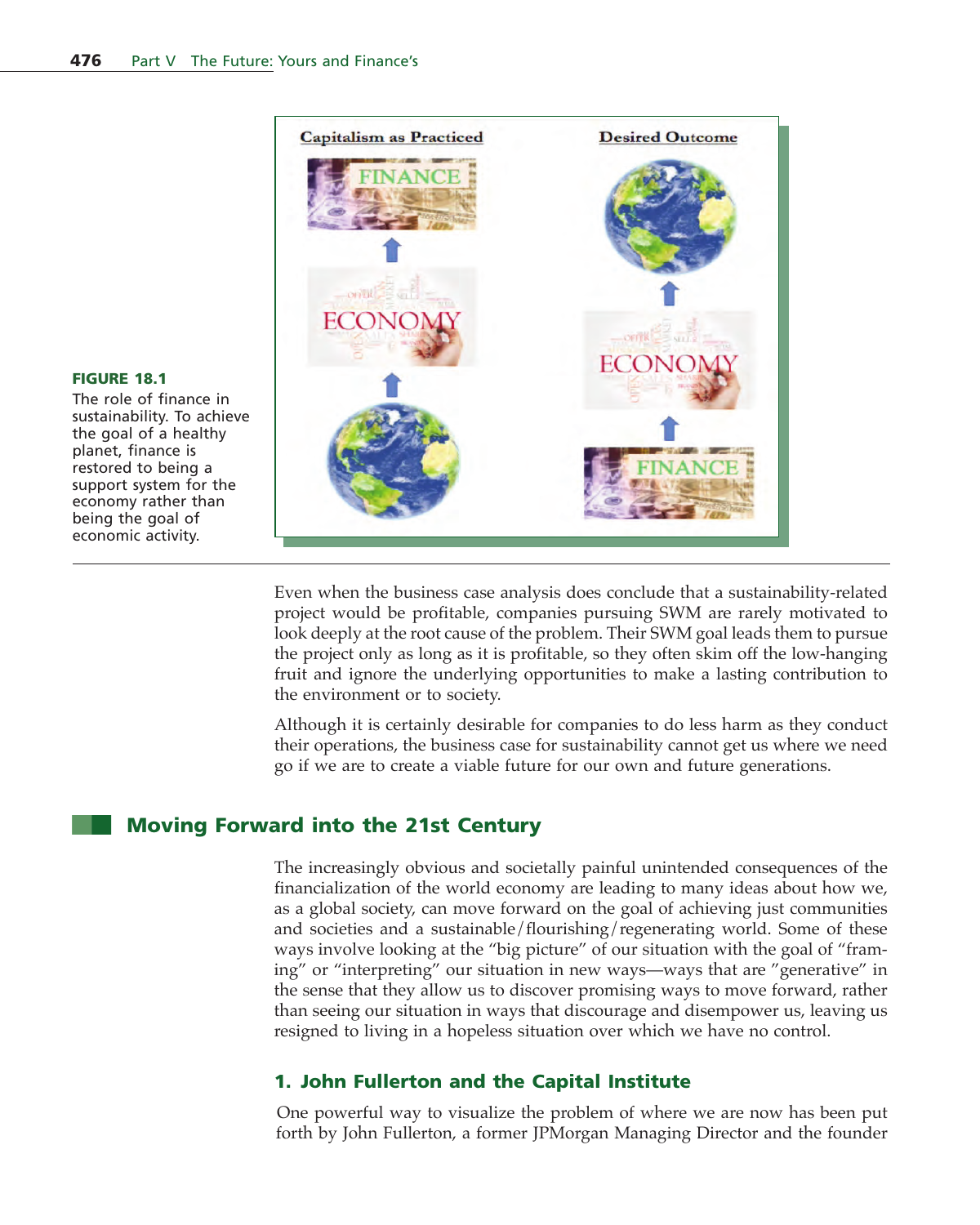**FIGURE 18.1**
The role of finance in sustainability. To achieve the goal of a healthy planet, finance is restored to being a support system for the economy rather than being the goal of economic activity.

Even when the business case analysis does conclude that a sustainability-related project would be profitable, companies pursuing SWM are rarely motivated to look deeply at the root cause of the problem. Their SWM goal leads them to pursue the project only as long as it is profitable, so they often skim off the low-hanging fruit and ignore the underlying opportunities to make a lasting contribution to the environment or to society.

Although it is certainly desirable for companies to do less harm as they conduct their operations, the business case for sustainability cannot get us where we need go if we are to create a viable future for our own and future generations.

## Moving Forward into the 21st Century

The increasingly obvious and societally painful unintended consequences of the financialization of the world economy are leading to many ideas about how we, as a global society, can move forward on the goal of achieving just communities and societies and a sustainable/flourishing/regenerating world. Some of these ways involve looking at the "big picture" of our situation with the goal of "framing" or "interpreting" our situation in new ways—ways that are "generative" in the sense that they allow us to discover promising ways to move forward, rather than seeing our situation in ways that discourage and disempower us, leaving us resigned to living in a hopeless situation over which we have no control.

### 1. John Fullerton and the Capital Institute

One powerful way to visualize the problem of where we are now has been put forth by John Fullerton, a former JPMorgan Managing Director and the founder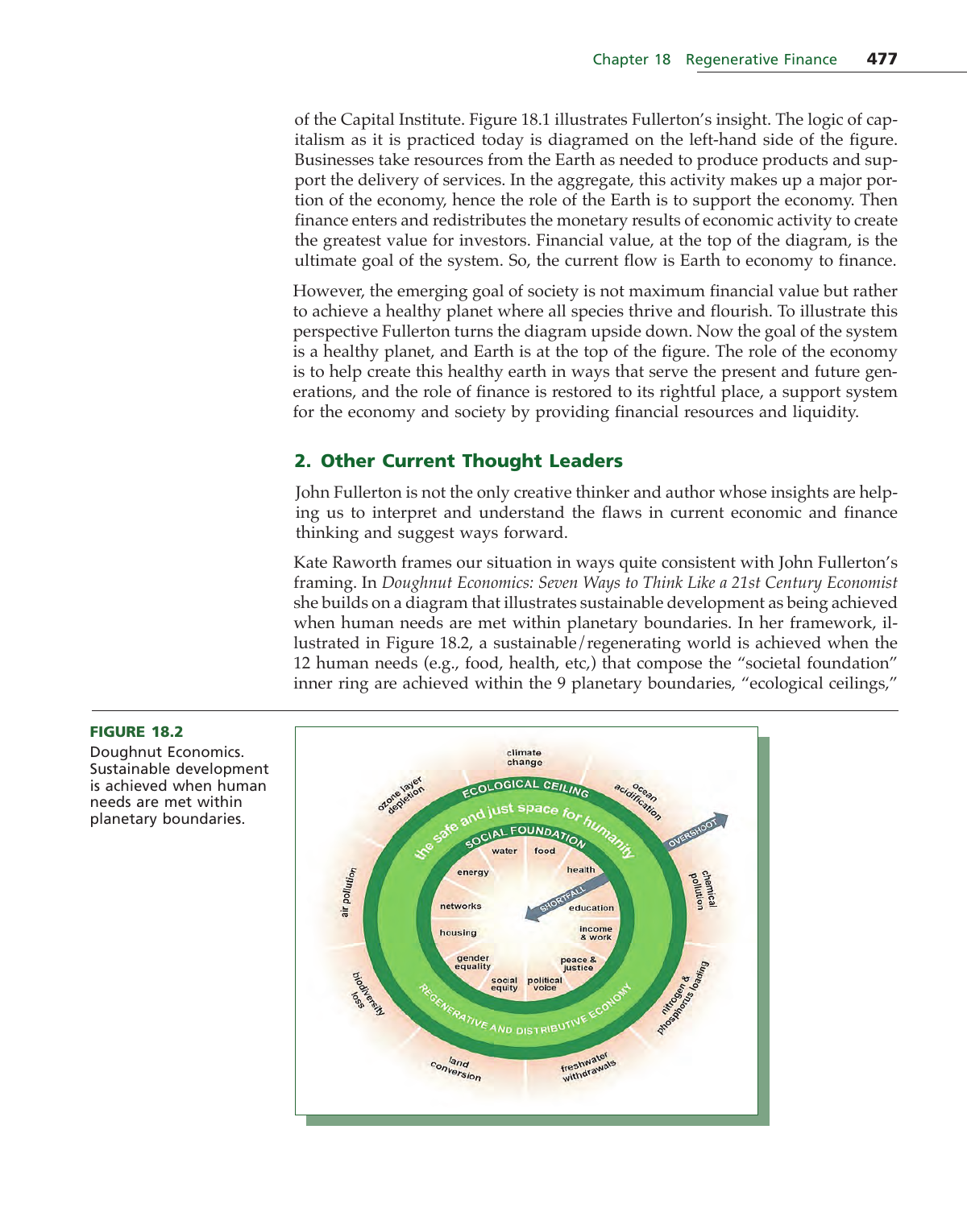of the Capital Institute. Figure 18.1 illustrates Fullerton's insight. The logic of capitalism as it is practiced today is diagramed on the left-hand side of the figure. Businesses take resources from the Earth as needed to produce products and support the delivery of services. In the aggregate, this activity makes up a major portion of the economy, hence the role of the Earth is to support the economy. Then finance enters and redistributes the monetary results of economic activity to create the greatest value for investors. Financial value, at the top of the diagram, is the ultimate goal of the system. So, the current flow is Earth to economy to finance.

However, the emerging goal of society is not maximum financial value but rather to achieve a healthy planet where all species thrive and flourish. To illustrate this perspective Fullerton turns the diagram upside down. Now the goal of the system is a healthy planet, and Earth is at the top of the figure. The role of the economy is to help create this healthy earth in ways that serve the present and future generations, and the role of finance is restored to its rightful place, a support system for the economy and society by providing financial resources and liquidity.

## 2. Other Current Thought Leaders

John Fullerton is not the only creative thinker and author whose insights are helping us to interpret and understand the flaws in current economic and finance thinking and suggest ways forward.

Kate Raworth frames our situation in ways quite consistent with John Fullerton's framing. In *Doughnut Economics: Seven Ways to Think Like a 21st Century Economist* she builds on a diagram that illustrates sustainable development as being achieved when human needs are met within planetary boundaries. In her framework, illustrated in Figure 18.2, a sustainable/regenerating world is achieved when the 12 human needs (e.g., food, health, etc,) that compose the "societal foundation" inner ring are achieved within the 9 planetary boundaries, "ecological ceilings,"

**FIGURE 18.2**

Doughnut Economics. Sustainable development is achieved when human needs are met within planetary boundaries.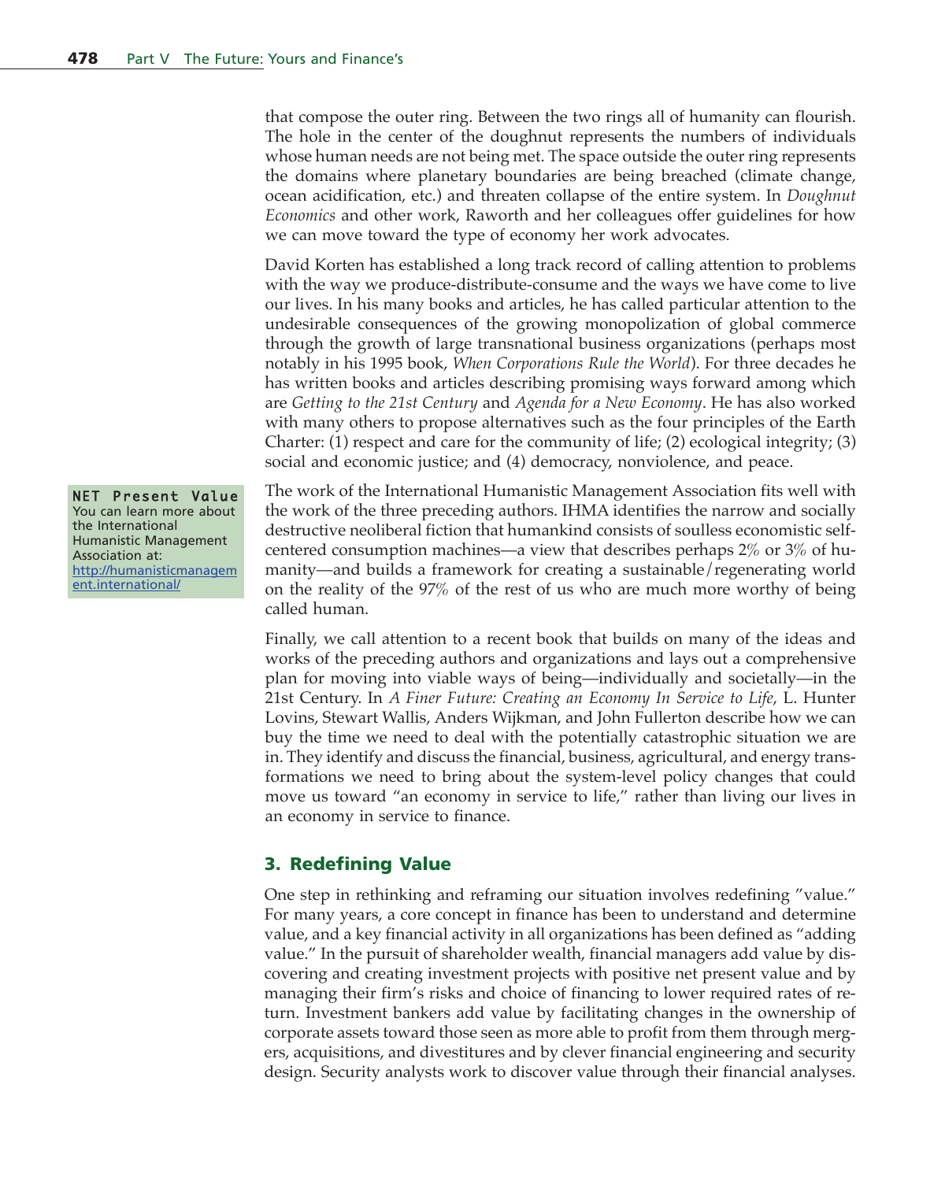that compose the outer ring. Between the two rings all of humanity can flourish. The hole in the center of the doughnut represents the numbers of individuals whose human needs are not being met. The space outside the outer ring represents the domains where planetary boundaries are being breached (climate change, ocean acidification, etc.) and threaten collapse of the entire system. In *Doughnut Economics* and other work, Raworth and her colleagues offer guidelines for how we can move toward the type of economy her work advocates.

David Korten has established a long track record of calling attention to problems with the way we produce-distribute-consume and the ways we have come to live our lives. In his many books and articles, he has called particular attention to the undesirable consequences of the growing monopolization of global commerce through the growth of large transnational business organizations (perhaps most notably in his 1995 book, *When Corporations Rule the World*). For three decades he has written books and articles describing promising ways forward among which are *Getting to the 21st Century* and *Agenda for a New Economy*. He has also worked with many others to propose alternatives such as the four principles of the Earth Charter: (1) respect and care for the community of life; (2) ecological integrity; (3) social and economic justice; and (4) democracy, nonviolence, and peace.

**NET Present Value**
You can learn more about the International Humanistic Management Association at: http://humanisticmanagement.international/

The work of the International Humanistic Management Association fits well with the work of the three preceding authors. IHMA identifies the narrow and socially destructive neoliberal fiction that humankind consists of soulless economistic self-centered consumption machines—a view that describes perhaps 2% or 3% of humanity—and builds a framework for creating a sustainable/regenerating world on the reality of the 97% of the rest of us who are much more worthy of being called human.

Finally, we call attention to a recent book that builds on many of the ideas and works of the preceding authors and organizations and lays out a comprehensive plan for moving into viable ways of being—individually and societally—in the 21st Century. In *A Finer Future: Creating an Economy In Service to Life*, L. Hunter Lovins, Stewart Wallis, Anders Wijkman, and John Fullerton describe how we can buy the time we need to deal with the potentially catastrophic situation we are in. They identify and discuss the financial, business, agricultural, and energy transformations we need to bring about the system-level policy changes that could move us toward "an economy in service to life," rather than living our lives in an economy in service to finance.

## 3. Redefining Value

One step in rethinking and reframing our situation involves redefining "value." For many years, a core concept in finance has been to understand and determine value, and a key financial activity in all organizations has been defined as "adding value." In the pursuit of shareholder wealth, financial managers add value by discovering and creating investment projects with positive net present value and by managing their firm's risks and choice of financing to lower required rates of return. Investment bankers add value by facilitating changes in the ownership of corporate assets toward those seen as more able to profit from them through mergers, acquisitions, and divestitures and by clever financial engineering and security design. Security analysts work to discover value through their financial analyses.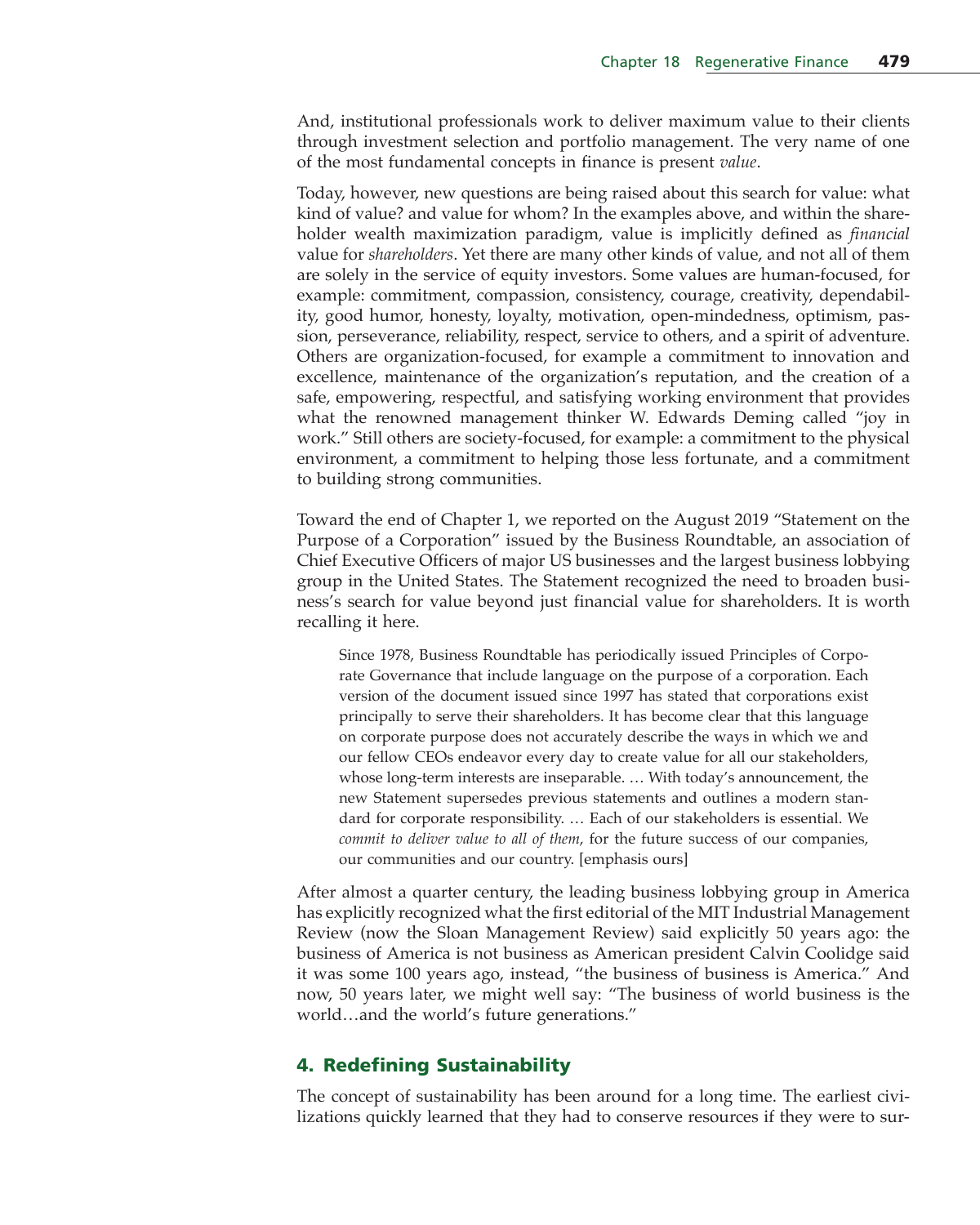And, institutional professionals work to deliver maximum value to their clients through investment selection and portfolio management. The very name of one of the most fundamental concepts in finance is present *value*.

Today, however, new questions are being raised about this search for value: what kind of value? and value for whom? In the examples above, and within the shareholder wealth maximization paradigm, value is implicitly defined as *financial* value for *shareholders*. Yet there are many other kinds of value, and not all of them are solely in the service of equity investors. Some values are human-focused, for example: commitment, compassion, consistency, courage, creativity, dependability, good humor, honesty, loyalty, motivation, open-mindedness, optimism, passion, perseverance, reliability, respect, service to others, and a spirit of adventure. Others are organization-focused, for example a commitment to innovation and excellence, maintenance of the organization's reputation, and the creation of a safe, empowering, respectful, and satisfying working environment that provides what the renowned management thinker W. Edwards Deming called "joy in work." Still others are society-focused, for example: a commitment to the physical environment, a commitment to helping those less fortunate, and a commitment to building strong communities.

Toward the end of Chapter 1, we reported on the August 2019 "Statement on the Purpose of a Corporation" issued by the Business Roundtable, an association of Chief Executive Officers of major US businesses and the largest business lobbying group in the United States. The Statement recognized the need to broaden business's search for value beyond just financial value for shareholders. It is worth recalling it here.

> Since 1978, Business Roundtable has periodically issued Principles of Corporate Governance that include language on the purpose of a corporation. Each version of the document issued since 1997 has stated that corporations exist principally to serve their shareholders. It has become clear that this language on corporate purpose does not accurately describe the ways in which we and our fellow CEOs endeavor every day to create value for all our stakeholders, whose long-term interests are inseparable. … With today's announcement, the new Statement supersedes previous statements and outlines a modern standard for corporate responsibility. … Each of our stakeholders is essential. We *commit to deliver value to all of them*, for the future success of our companies, our communities and our country. [emphasis ours]

After almost a quarter century, the leading business lobbying group in America has explicitly recognized what the first editorial of the MIT Industrial Management Review (now the Sloan Management Review) said explicitly 50 years ago: the business of America is not business as American president Calvin Coolidge said it was some 100 years ago, instead, "the business of business is America." And now, 50 years later, we might well say: "The business of world business is the world…and the world's future generations."

## 4. Redefining Sustainability

The concept of sustainability has been around for a long time. The earliest civilizations quickly learned that they had to conserve resources if they were to sur-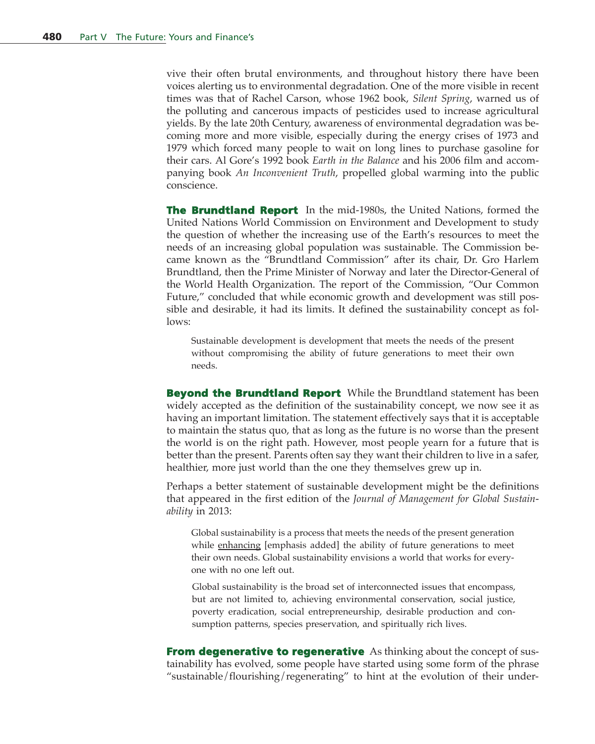vive their often brutal environments, and throughout history there have been voices alerting us to environmental degradation. One of the more visible in recent times was that of Rachel Carson, whose 1962 book, *Silent Spring*, warned us of the polluting and cancerous impacts of pesticides used to increase agricultural yields. By the late 20th Century, awareness of environmental degradation was becoming more and more visible, especially during the energy crises of 1973 and 1979 which forced many people to wait on long lines to purchase gasoline for their cars. Al Gore's 1992 book *Earth in the Balance* and his 2006 film and accompanying book *An Inconvenient Truth*, propelled global warming into the public conscience.

**The Brundtland Report** In the mid-1980s, the United Nations, formed the United Nations World Commission on Environment and Development to study the question of whether the increasing use of the Earth's resources to meet the needs of an increasing global population was sustainable. The Commission became known as the "Brundtland Commission" after its chair, Dr. Gro Harlem Brundtland, then the Prime Minister of Norway and later the Director-General of the World Health Organization. The report of the Commission, "Our Common Future," concluded that while economic growth and development was still possible and desirable, it had its limits. It defined the sustainability concept as follows:

> Sustainable development is development that meets the needs of the present without compromising the ability of future generations to meet their own needs.

**Beyond the Brundtland Report** While the Brundtland statement has been widely accepted as the definition of the sustainability concept, we now see it as having an important limitation. The statement effectively says that it is acceptable to maintain the status quo, that as long as the future is no worse than the present the world is on the right path. However, most people yearn for a future that is better than the present. Parents often say they want their children to live in a safer, healthier, more just world than the one they themselves grew up in.

Perhaps a better statement of sustainable development might be the definitions that appeared in the first edition of the *Journal of Management for Global Sustainability* in 2013:

> Global sustainability is a process that meets the needs of the present generation while <u>enhancing</u> [emphasis added] the ability of future generations to meet their own needs. Global sustainability envisions a world that works for everyone with no one left out.

> Global sustainability is the broad set of interconnected issues that encompass, but are not limited to, achieving environmental conservation, social justice, poverty eradication, social entrepreneurship, desirable production and consumption patterns, species preservation, and spiritually rich lives.

**From degenerative to regenerative** As thinking about the concept of sustainability has evolved, some people have started using some form of the phrase "sustainable/flourishing/regenerating" to hint at the evolution of their under-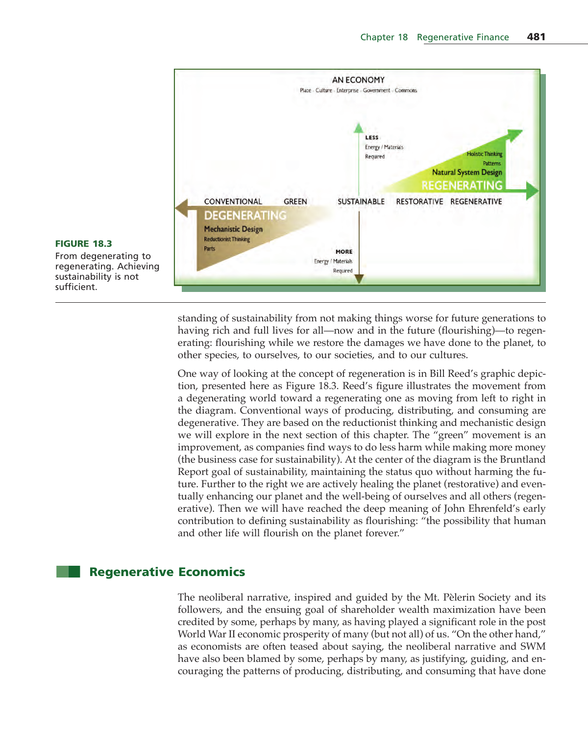**FIGURE 18.3**
From degenerating to regenerating. Achieving sustainability is not sufficient.

standing of sustainability from not making things worse for future generations to having rich and full lives for all—now and in the future (flourishing)—to regenerating: flourishing while we restore the damages we have done to the planet, to other species, to ourselves, to our societies, and to our cultures.

One way of looking at the concept of regeneration is in Bill Reed's graphic depiction, presented here as Figure 18.3. Reed's figure illustrates the movement from a degenerating world toward a regenerating one as moving from left to right in the diagram. Conventional ways of producing, distributing, and consuming are degenerative. They are based on the reductionist thinking and mechanistic design we will explore in the next section of this chapter. The "green" movement is an improvement, as companies find ways to do less harm while making more money (the business case for sustainability). At the center of the diagram is the Bruntland Report goal of sustainability, maintaining the status quo without harming the future. Further to the right we are actively healing the planet (restorative) and eventually enhancing our planet and the well-being of ourselves and all others (regenerative). Then we will have reached the deep meaning of John Ehrenfeld's early contribution to defining sustainability as flourishing: "the possibility that human and other life will flourish on the planet forever."

## Regenerative Economics

The neoliberal narrative, inspired and guided by the Mt. Pèlerin Society and its followers, and the ensuing goal of shareholder wealth maximization have been credited by some, perhaps by many, as having played a significant role in the post World War II economic prosperity of many (but not all) of us. "On the other hand," as economists are often teased about saying, the neoliberal narrative and SWM have also been blamed by some, perhaps by many, as justifying, guiding, and encouraging the patterns of producing, distributing, and consuming that have done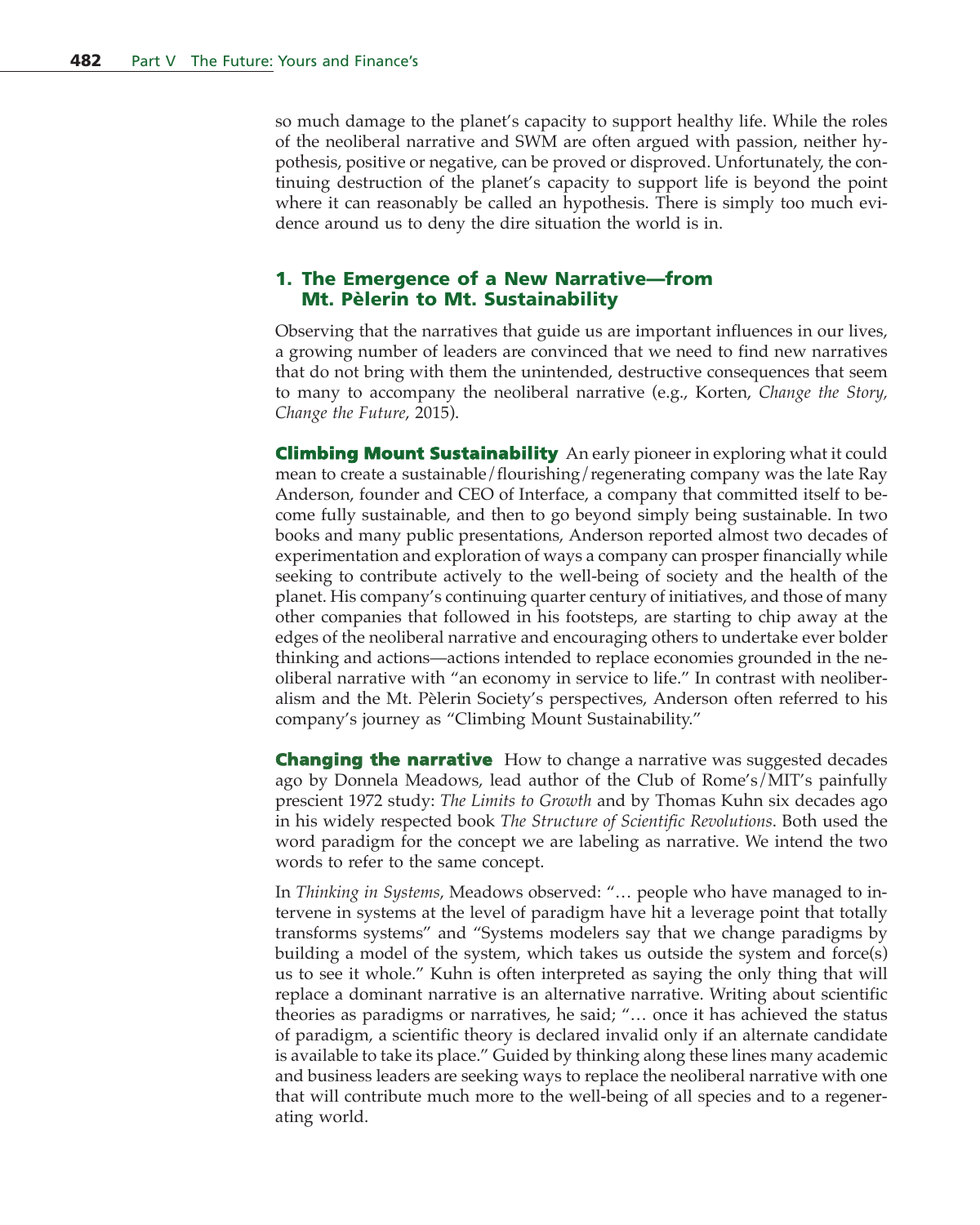so much damage to the planet's capacity to support healthy life. While the roles of the neoliberal narrative and SWM are often argued with passion, neither hypothesis, positive or negative, can be proved or disproved. Unfortunately, the continuing destruction of the planet's capacity to support life is beyond the point where it can reasonably be called an hypothesis. There is simply too much evidence around us to deny the dire situation the world is in.

## 1. The Emergence of a New Narrative—from Mt. Pèlerin to Mt. Sustainability

Observing that the narratives that guide us are important influences in our lives, a growing number of leaders are convinced that we need to find new narratives that do not bring with them the unintended, destructive consequences that seem to many to accompany the neoliberal narrative (e.g., Korten, *Change the Story, Change the Future*, 2015).

**Climbing Mount Sustainability** An early pioneer in exploring what it could mean to create a sustainable/flourishing/regenerating company was the late Ray Anderson, founder and CEO of Interface, a company that committed itself to become fully sustainable, and then to go beyond simply being sustainable. In two books and many public presentations, Anderson reported almost two decades of experimentation and exploration of ways a company can prosper financially while seeking to contribute actively to the well-being of society and the health of the planet. His company's continuing quarter century of initiatives, and those of many other companies that followed in his footsteps, are starting to chip away at the edges of the neoliberal narrative and encouraging others to undertake ever bolder thinking and actions—actions intended to replace economies grounded in the neoliberal narrative with "an economy in service to life." In contrast with neoliberalism and the Mt. Pèlerin Society's perspectives, Anderson often referred to his company's journey as "Climbing Mount Sustainability."

**Changing the narrative** How to change a narrative was suggested decades ago by Donnela Meadows, lead author of the Club of Rome's/MIT's painfully prescient 1972 study: *The Limits to Growth* and by Thomas Kuhn six decades ago in his widely respected book *The Structure of Scientific Revolutions*. Both used the word paradigm for the concept we are labeling as narrative. We intend the two words to refer to the same concept.

In *Thinking in Systems*, Meadows observed: "… people who have managed to intervene in systems at the level of paradigm have hit a leverage point that totally transforms systems" and "Systems modelers say that we change paradigms by building a model of the system, which takes us outside the system and force(s) us to see it whole." Kuhn is often interpreted as saying the only thing that will replace a dominant narrative is an alternative narrative. Writing about scientific theories as paradigms or narratives, he said; "… once it has achieved the status of paradigm, a scientific theory is declared invalid only if an alternate candidate is available to take its place." Guided by thinking along these lines many academic and business leaders are seeking ways to replace the neoliberal narrative with one that will contribute much more to the well-being of all species and to a regenerating world.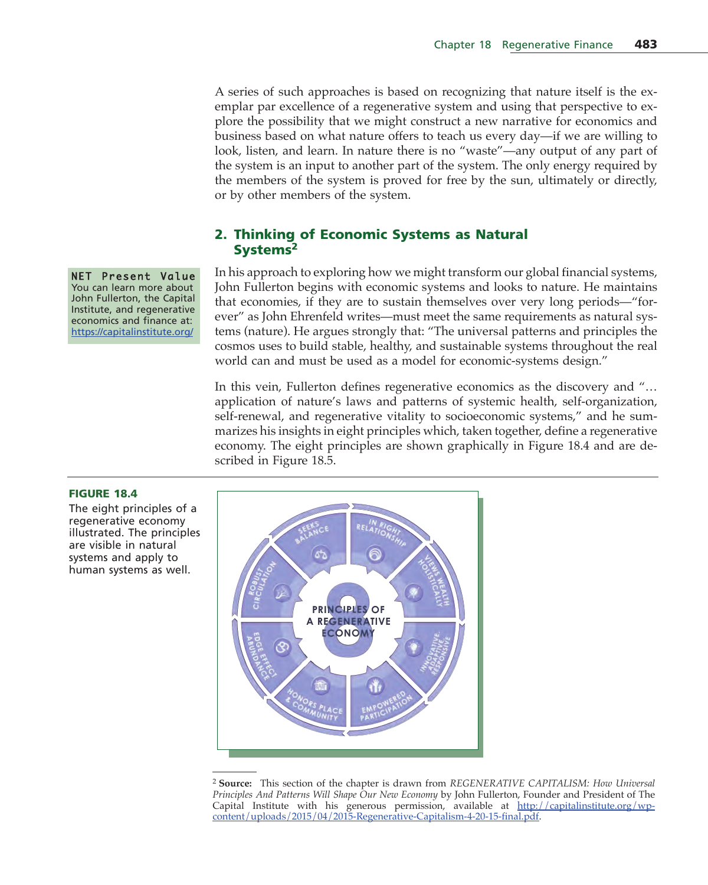A series of such approaches is based on recognizing that nature itself is the exemplar par excellence of a regenerative system and using that perspective to explore the possibility that we might construct a new narrative for economics and business based on what nature offers to teach us every day—if we are willing to look, listen, and learn. In nature there is no "waste"—any output of any part of the system is an input to another part of the system. The only energy required by the members of the system is proved for free by the sun, ultimately or directly, or by other members of the system.

## 2. Thinking of Economic Systems as Natural Systems[2]

**NET Present Value**
You can learn more about John Fullerton, the Capital Institute, and regenerative economics and finance at: https://capitalinstitute.org/

In his approach to exploring how we might transform our global financial systems, John Fullerton begins with economic systems and looks to nature. He maintains that economies, if they are to sustain themselves over very long periods—"forever" as John Ehrenfeld writes—must meet the same requirements as natural systems (nature). He argues strongly that: "The universal patterns and principles the cosmos uses to build stable, healthy, and sustainable systems throughout the real world can and must be used as a model for economic-systems design."

In this vein, Fullerton defines regenerative economics as the discovery and "… application of nature's laws and patterns of systemic health, self-organization, self-renewal, and regenerative vitality to socioeconomic systems," and he summarizes his insights in eight principles which, taken together, define a regenerative economy. The eight principles are shown graphically in Figure 18.4 and are described in Figure 18.5.

**FIGURE 18.4**
The eight principles of a regenerative economy illustrated. The principles are visible in natural systems and apply to human systems as well.

[2] **Source:** This section of the chapter is drawn from *REGENERATIVE CAPITALISM: How Universal Principles And Patterns Will Shape Our New Economy* by John Fullerton, Founder and President of The Capital Institute with his generous permission, available at http://capitalinstitute.org/wp-content/uploads/2015/04/2015-Regenerative-Capitalism-4-20-15-final.pdf.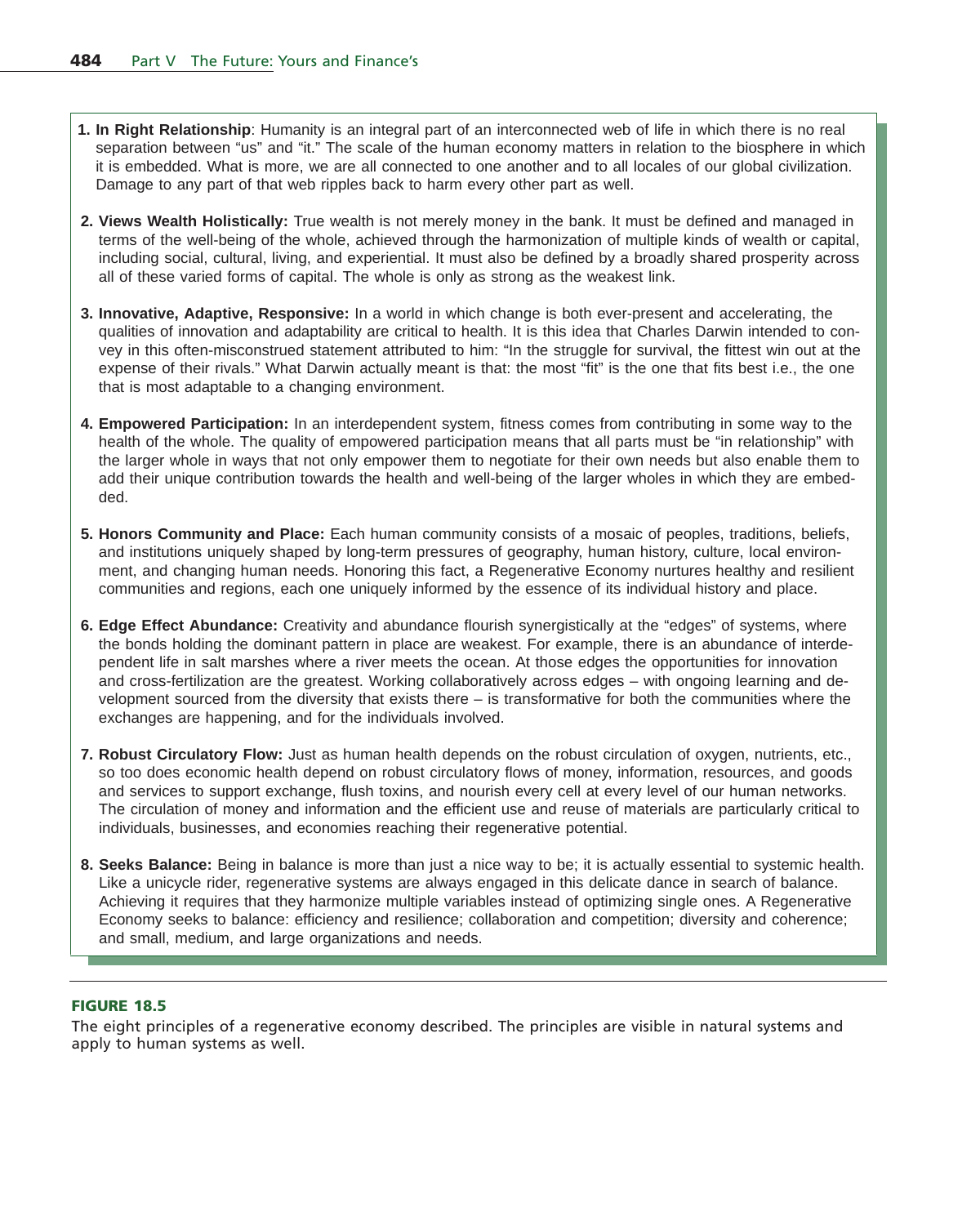1. **In Right Relationship**: Humanity is an integral part of an interconnected web of life in which there is no real separation between "us" and "it." The scale of the human economy matters in relation to the biosphere in which it is embedded. What is more, we are all connected to one another and to all locales of our global civilization. Damage to any part of that web ripples back to harm every other part as well.

2. **Views Wealth Holistically:** True wealth is not merely money in the bank. It must be defined and managed in terms of the well-being of the whole, achieved through the harmonization of multiple kinds of wealth or capital, including social, cultural, living, and experiential. It must also be defined by a broadly shared prosperity across all of these varied forms of capital. The whole is only as strong as the weakest link.

3. **Innovative, Adaptive, Responsive:** In a world in which change is both ever-present and accelerating, the qualities of innovation and adaptability are critical to health. It is this idea that Charles Darwin intended to convey in this often-misconstrued statement attributed to him: "In the struggle for survival, the fittest win out at the expense of their rivals." What Darwin actually meant is that: the most "fit" is the one that fits best i.e., the one that is most adaptable to a changing environment.

4. **Empowered Participation:** In an interdependent system, fitness comes from contributing in some way to the health of the whole. The quality of empowered participation means that all parts must be "in relationship" with the larger whole in ways that not only empower them to negotiate for their own needs but also enable them to add their unique contribution towards the health and well-being of the larger wholes in which they are embedded.

5. **Honors Community and Place:** Each human community consists of a mosaic of peoples, traditions, beliefs, and institutions uniquely shaped by long-term pressures of geography, human history, culture, local environment, and changing human needs. Honoring this fact, a Regenerative Economy nurtures healthy and resilient communities and regions, each one uniquely informed by the essence of its individual history and place.

6. **Edge Effect Abundance:** Creativity and abundance flourish synergistically at the "edges" of systems, where the bonds holding the dominant pattern in place are weakest. For example, there is an abundance of interdependent life in salt marshes where a river meets the ocean. At those edges the opportunities for innovation and cross-fertilization are the greatest. Working collaboratively across edges – with ongoing learning and development sourced from the diversity that exists there – is transformative for both the communities where the exchanges are happening, and for the individuals involved.

7. **Robust Circulatory Flow:** Just as human health depends on the robust circulation of oxygen, nutrients, etc., so too does economic health depend on robust circulatory flows of money, information, resources, and goods and services to support exchange, flush toxins, and nourish every cell at every level of our human networks. The circulation of money and information and the efficient use and reuse of materials are particularly critical to individuals, businesses, and economies reaching their regenerative potential.

8. **Seeks Balance:** Being in balance is more than just a nice way to be; it is actually essential to systemic health. Like a unicycle rider, regenerative systems are always engaged in this delicate dance in search of balance. Achieving it requires that they harmonize multiple variables instead of optimizing single ones. A Regenerative Economy seeks to balance: efficiency and resilience; collaboration and competition; diversity and coherence; and small, medium, and large organizations and needs.

**FIGURE 18.5**

The eight principles of a regenerative economy described. The principles are visible in natural systems and apply to human systems as well.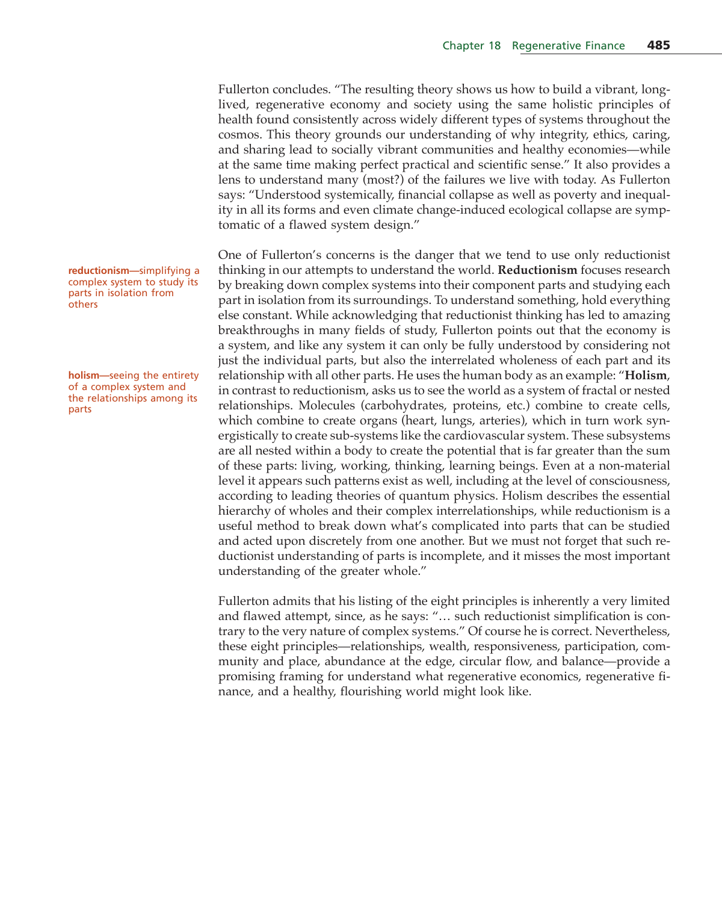Fullerton concludes. "The resulting theory shows us how to build a vibrant, long-lived, regenerative economy and society using the same holistic principles of health found consistently across widely different types of systems throughout the cosmos. This theory grounds our understanding of why integrity, ethics, caring, and sharing lead to socially vibrant communities and healthy economies—while at the same time making perfect practical and scientific sense." It also provides a lens to understand many (most?) of the failures we live with today. As Fullerton says: "Understood systemically, financial collapse as well as poverty and inequality in all its forms and even climate change-induced ecological collapse are symptomatic of a flawed system design."

**reductionism**—simplifying a complex system to study its parts in isolation from others

**holism**—seeing the entirety of a complex system and the relationships among its parts

One of Fullerton's concerns is the danger that we tend to use only reductionist thinking in our attempts to understand the world. **Reductionism** focuses research by breaking down complex systems into their component parts and studying each part in isolation from its surroundings. To understand something, hold everything else constant. While acknowledging that reductionist thinking has led to amazing breakthroughs in many fields of study, Fullerton points out that the economy is a system, and like any system it can only be fully understood by considering not just the individual parts, but also the interrelated wholeness of each part and its relationship with all other parts. He uses the human body as an example: "**Holism**, in contrast to reductionism, asks us to see the world as a system of fractal or nested relationships. Molecules (carbohydrates, proteins, etc.) combine to create cells, which combine to create organs (heart, lungs, arteries), which in turn work synergistically to create sub-systems like the cardiovascular system. These subsystems are all nested within a body to create the potential that is far greater than the sum of these parts: living, working, thinking, learning beings. Even at a non-material level it appears such patterns exist as well, including at the level of consciousness, according to leading theories of quantum physics. Holism describes the essential hierarchy of wholes and their complex interrelationships, while reductionism is a useful method to break down what's complicated into parts that can be studied and acted upon discretely from one another. But we must not forget that such reductionist understanding of parts is incomplete, and it misses the most important understanding of the greater whole."

Fullerton admits that his listing of the eight principles is inherently a very limited and flawed attempt, since, as he says: "… such reductionist simplification is contrary to the very nature of complex systems." Of course he is correct. Nevertheless, these eight principles—relationships, wealth, responsiveness, participation, community and place, abundance at the edge, circular flow, and balance—provide a promising framing for understand what regenerative economics, regenerative finance, and a healthy, flourishing world might look like.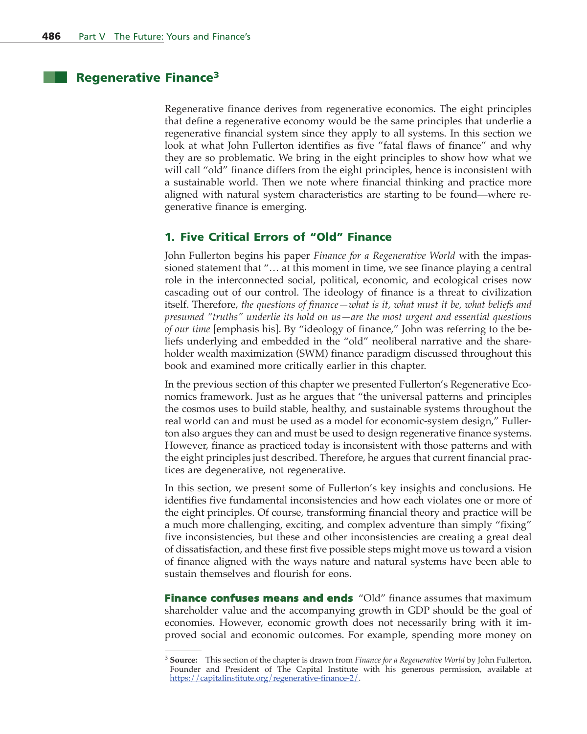## Regenerative Finance[3]

Regenerative finance derives from regenerative economics. The eight principles that define a regenerative economy would be the same principles that underlie a regenerative financial system since they apply to all systems. In this section we look at what John Fullerton identifies as five "fatal flaws of finance" and why they are so problematic. We bring in the eight principles to show how what we will call "old" finance differs from the eight principles, hence is inconsistent with a sustainable world. Then we note where financial thinking and practice more aligned with natural system characteristics are starting to be found—where regenerative finance is emerging.

### 1. Five Critical Errors of "Old" Finance

John Fullerton begins his paper *Finance for a Regenerative World* with the impassioned statement that "… at this moment in time, we see finance playing a central role in the interconnected social, political, economic, and ecological crises now cascading out of our control. The ideology of finance is a threat to civilization itself. Therefore, *the questions of finance—what is it, what must it be, what beliefs and presumed "truths" underlie its hold on us—are the most urgent and essential questions of our time* [emphasis his]. By "ideology of finance," John was referring to the beliefs underlying and embedded in the "old" neoliberal narrative and the shareholder wealth maximization (SWM) finance paradigm discussed throughout this book and examined more critically earlier in this chapter.

In the previous section of this chapter we presented Fullerton's Regenerative Economics framework. Just as he argues that "the universal patterns and principles the cosmos uses to build stable, healthy, and sustainable systems throughout the real world can and must be used as a model for economic-system design," Fullerton also argues they can and must be used to design regenerative finance systems. However, finance as practiced today is inconsistent with those patterns and with the eight principles just described. Therefore, he argues that current financial practices are degenerative, not regenerative.

In this section, we present some of Fullerton's key insights and conclusions. He identifies five fundamental inconsistencies and how each violates one or more of the eight principles. Of course, transforming financial theory and practice will be a much more challenging, exciting, and complex adventure than simply "fixing" five inconsistencies, but these and other inconsistencies are creating a great deal of dissatisfaction, and these first five possible steps might move us toward a vision of finance aligned with the ways nature and natural systems have been able to sustain themselves and flourish for eons.

**Finance confuses means and ends** "Old" finance assumes that maximum shareholder value and the accompanying growth in GDP should be the goal of economies. However, economic growth does not necessarily bring with it improved social and economic outcomes. For example, spending more money on

---

[3] **Source:** This section of the chapter is drawn from *Finance for a Regenerative World* by John Fullerton, Founder and President of The Capital Institute with his generous permission, available at https://capitalinstitute.org/regenerative-finance-2/.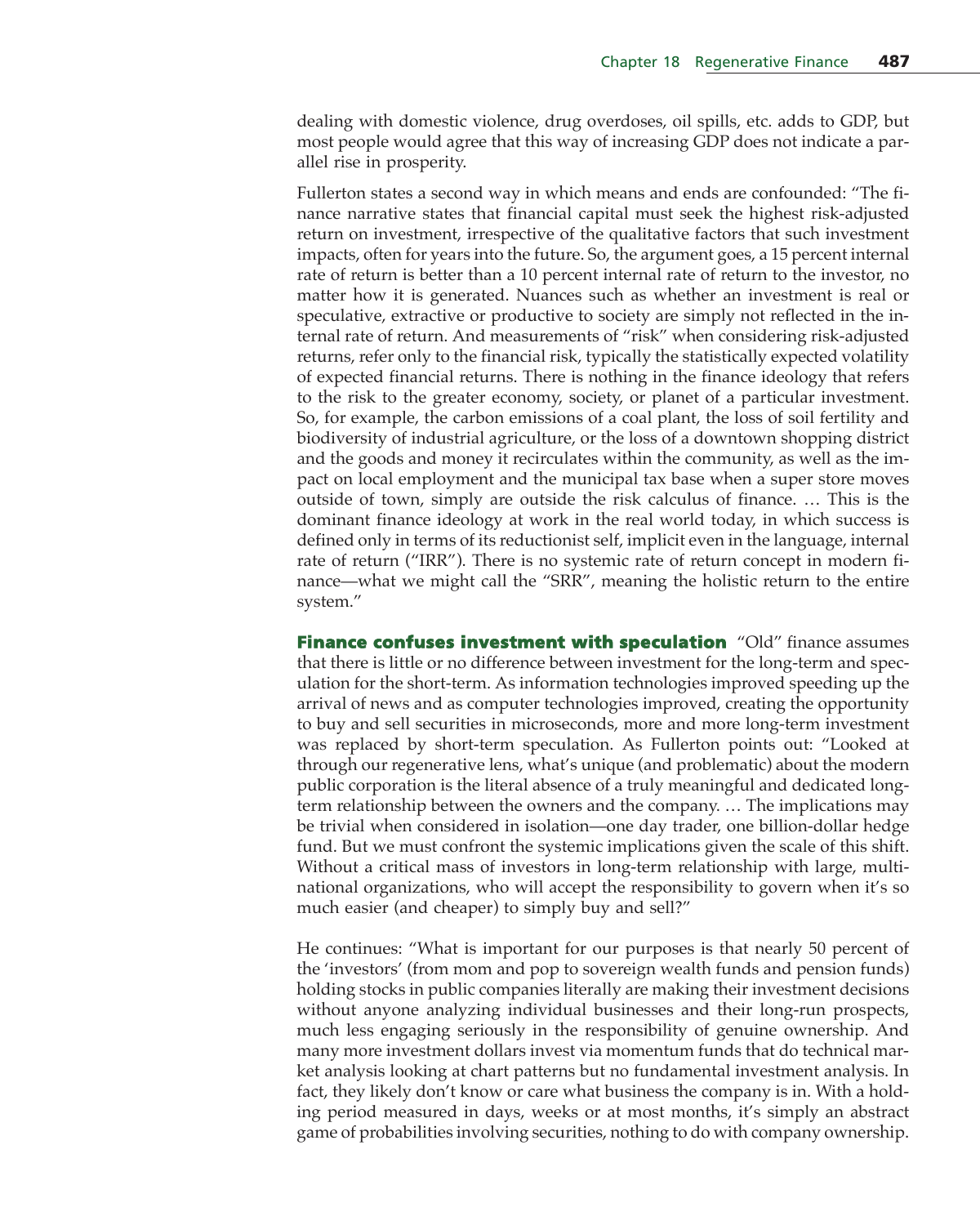dealing with domestic violence, drug overdoses, oil spills, etc. adds to GDP, but most people would agree that this way of increasing GDP does not indicate a parallel rise in prosperity.

Fullerton states a second way in which means and ends are confounded: "The finance narrative states that financial capital must seek the highest risk-adjusted return on investment, irrespective of the qualitative factors that such investment impacts, often for years into the future. So, the argument goes, a 15 percent internal rate of return is better than a 10 percent internal rate of return to the investor, no matter how it is generated. Nuances such as whether an investment is real or speculative, extractive or productive to society are simply not reflected in the internal rate of return. And measurements of "risk" when considering risk-adjusted returns, refer only to the financial risk, typically the statistically expected volatility of expected financial returns. There is nothing in the finance ideology that refers to the risk to the greater economy, society, or planet of a particular investment. So, for example, the carbon emissions of a coal plant, the loss of soil fertility and biodiversity of industrial agriculture, or the loss of a downtown shopping district and the goods and money it recirculates within the community, as well as the impact on local employment and the municipal tax base when a super store moves outside of town, simply are outside the risk calculus of finance. … This is the dominant finance ideology at work in the real world today, in which success is defined only in terms of its reductionist self, implicit even in the language, internal rate of return ("IRR"). There is no systemic rate of return concept in modern finance—what we might call the "SRR", meaning the holistic return to the entire system."

**Finance confuses investment with speculation** "Old" finance assumes that there is little or no difference between investment for the long-term and speculation for the short-term. As information technologies improved speeding up the arrival of news and as computer technologies improved, creating the opportunity to buy and sell securities in microseconds, more and more long-term investment was replaced by short-term speculation. As Fullerton points out: "Looked at through our regenerative lens, what's unique (and problematic) about the modern public corporation is the literal absence of a truly meaningful and dedicated long-term relationship between the owners and the company. … The implications may be trivial when considered in isolation—one day trader, one billion-dollar hedge fund. But we must confront the systemic implications given the scale of this shift. Without a critical mass of investors in long-term relationship with large, multinational organizations, who will accept the responsibility to govern when it's so much easier (and cheaper) to simply buy and sell?"

He continues: "What is important for our purposes is that nearly 50 percent of the 'investors' (from mom and pop to sovereign wealth funds and pension funds) holding stocks in public companies literally are making their investment decisions without anyone analyzing individual businesses and their long-run prospects, much less engaging seriously in the responsibility of genuine ownership. And many more investment dollars invest via momentum funds that do technical market analysis looking at chart patterns but no fundamental investment analysis. In fact, they likely don't know or care what business the company is in. With a holding period measured in days, weeks or at most months, it's simply an abstract game of probabilities involving securities, nothing to do with company ownership.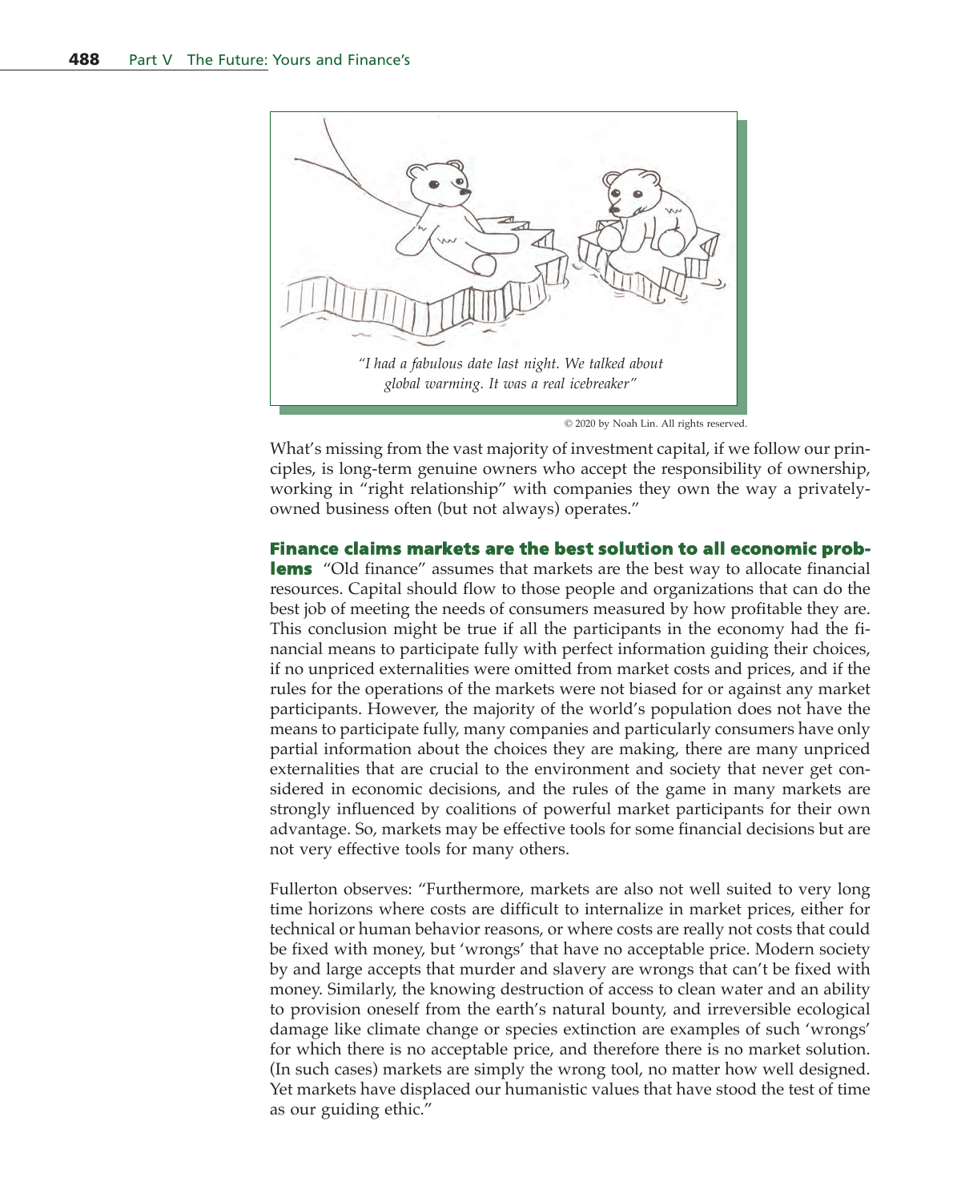"I had a fabulous date last night. We talked about global warming. It was a real icebreaker"

© 2020 by Noah Lin. All rights reserved.

What's missing from the vast majority of investment capital, if we follow our principles, is long-term genuine owners who accept the responsibility of ownership, working in "right relationship" with companies they own the way a privately-owned business often (but not always) operates."

**Finance claims markets are the best solution to all economic problems** "Old finance" assumes that markets are the best way to allocate financial resources. Capital should flow to those people and organizations that can do the best job of meeting the needs of consumers measured by how profitable they are. This conclusion might be true if all the participants in the economy had the financial means to participate fully with perfect information guiding their choices, if no unpriced externalities were omitted from market costs and prices, and if the rules for the operations of the markets were not biased for or against any market participants. However, the majority of the world's population does not have the means to participate fully, many companies and particularly consumers have only partial information about the choices they are making, there are many unpriced externalities that are crucial to the environment and society that never get considered in economic decisions, and the rules of the game in many markets are strongly influenced by coalitions of powerful market participants for their own advantage. So, markets may be effective tools for some financial decisions but are not very effective tools for many others.

Fullerton observes: "Furthermore, markets are also not well suited to very long time horizons where costs are difficult to internalize in market prices, either for technical or human behavior reasons, or where costs are really not costs that could be fixed with money, but 'wrongs' that have no acceptable price. Modern society by and large accepts that murder and slavery are wrongs that can't be fixed with money. Similarly, the knowing destruction of access to clean water and an ability to provision oneself from the earth's natural bounty, and irreversible ecological damage like climate change or species extinction are examples of such 'wrongs' for which there is no acceptable price, and therefore there is no market solution. (In such cases) markets are simply the wrong tool, no matter how well designed. Yet markets have displaced our humanistic values that have stood the test of time as our guiding ethic."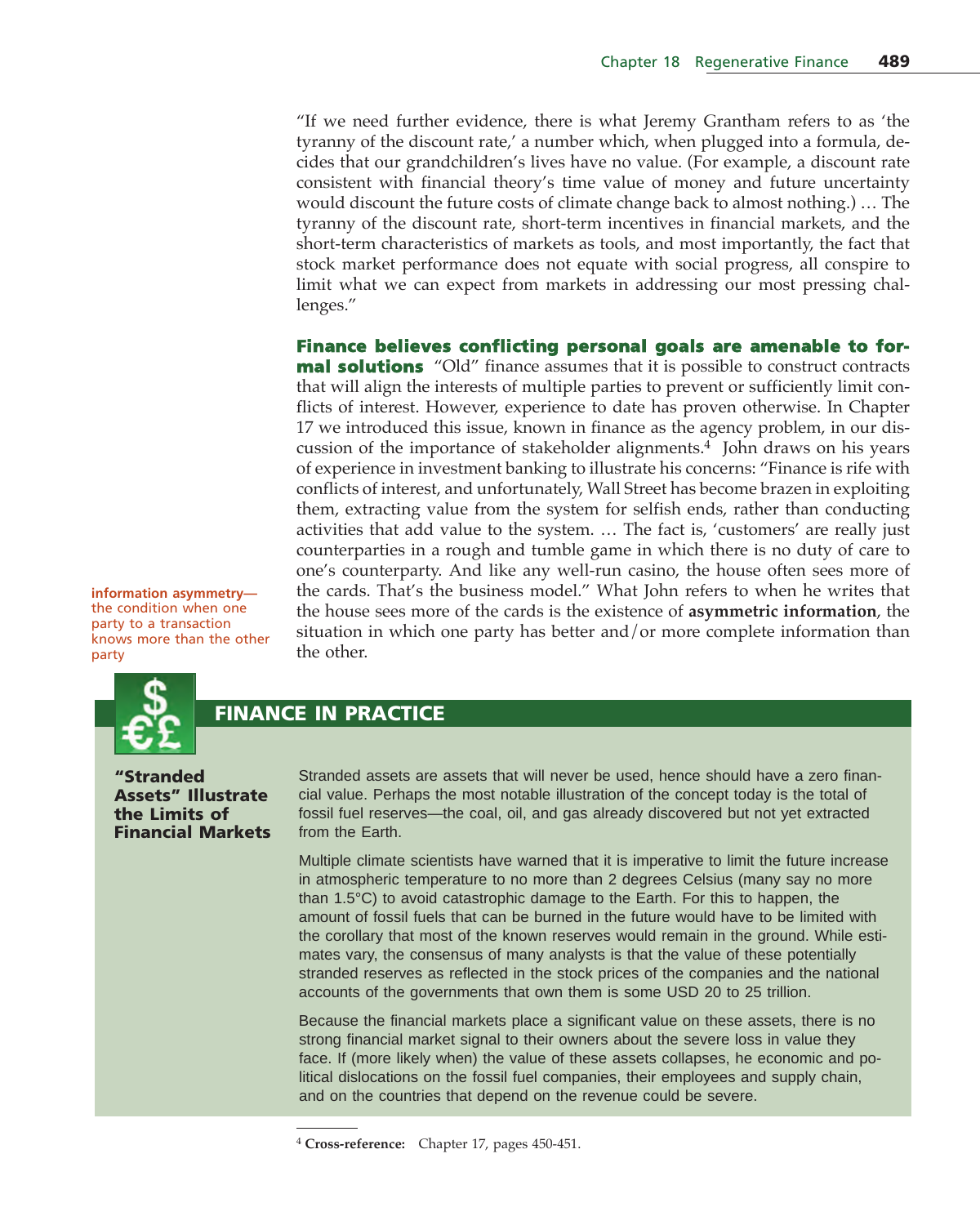"If we need further evidence, there is what Jeremy Grantham refers to as 'the tyranny of the discount rate,' a number which, when plugged into a formula, decides that our grandchildren's lives have no value. (For example, a discount rate consistent with financial theory's time value of money and future uncertainty would discount the future costs of climate change back to almost nothing.) … The tyranny of the discount rate, short-term incentives in financial markets, and the short-term characteristics of markets as tools, and most importantly, the fact that stock market performance does not equate with social progress, all conspire to limit what we can expect from markets in addressing our most pressing challenges."

**Finance believes conflicting personal goals are amenable to formal solutions** "Old" finance assumes that it is possible to construct contracts that will align the interests of multiple parties to prevent or sufficiently limit conflicts of interest. However, experience to date has proven otherwise. In Chapter 17 we introduced this issue, known in finance as the agency problem, in our discussion of the importance of stakeholder alignments.[4] John draws on his years of experience in investment banking to illustrate his concerns: "Finance is rife with conflicts of interest, and unfortunately, Wall Street has become brazen in exploiting them, extracting value from the system for selfish ends, rather than conducting activities that add value to the system. … The fact is, 'customers' are really just counterparties in a rough and tumble game in which there is no duty of care to one's counterparty. And like any well-run casino, the house often sees more of the cards. That's the business model." What John refers to when he writes that the house sees more of the cards is the existence of **asymmetric information**, the situation in which one party has better and/or more complete information than the other.

**information asymmetry**—the condition when one party to a transaction knows more than the other party

## FINANCE IN PRACTICE

### "Stranded Assets" Illustrate the Limits of Financial Markets

Stranded assets are assets that will never be used, hence should have a zero financial value. Perhaps the most notable illustration of the concept today is the total of fossil fuel reserves—the coal, oil, and gas already discovered but not yet extracted from the Earth.

Multiple climate scientists have warned that it is imperative to limit the future increase in atmospheric temperature to no more than 2 degrees Celsius (many say no more than 1.5°C) to avoid catastrophic damage to the Earth. For this to happen, the amount of fossil fuels that can be burned in the future would have to be limited with the corollary that most of the known reserves would remain in the ground. While estimates vary, the consensus of many analysts is that the value of these potentially stranded reserves as reflected in the stock prices of the companies and the national accounts of the governments that own them is some USD 20 to 25 trillion.

Because the financial markets place a significant value on these assets, there is no strong financial market signal to their owners about the severe loss in value they face. If (more likely when) the value of these assets collapses, he economic and political dislocations on the fossil fuel companies, their employees and supply chain, and on the countries that depend on the revenue could be severe.

---

[4] **Cross-reference:** Chapter 17, pages 450-451.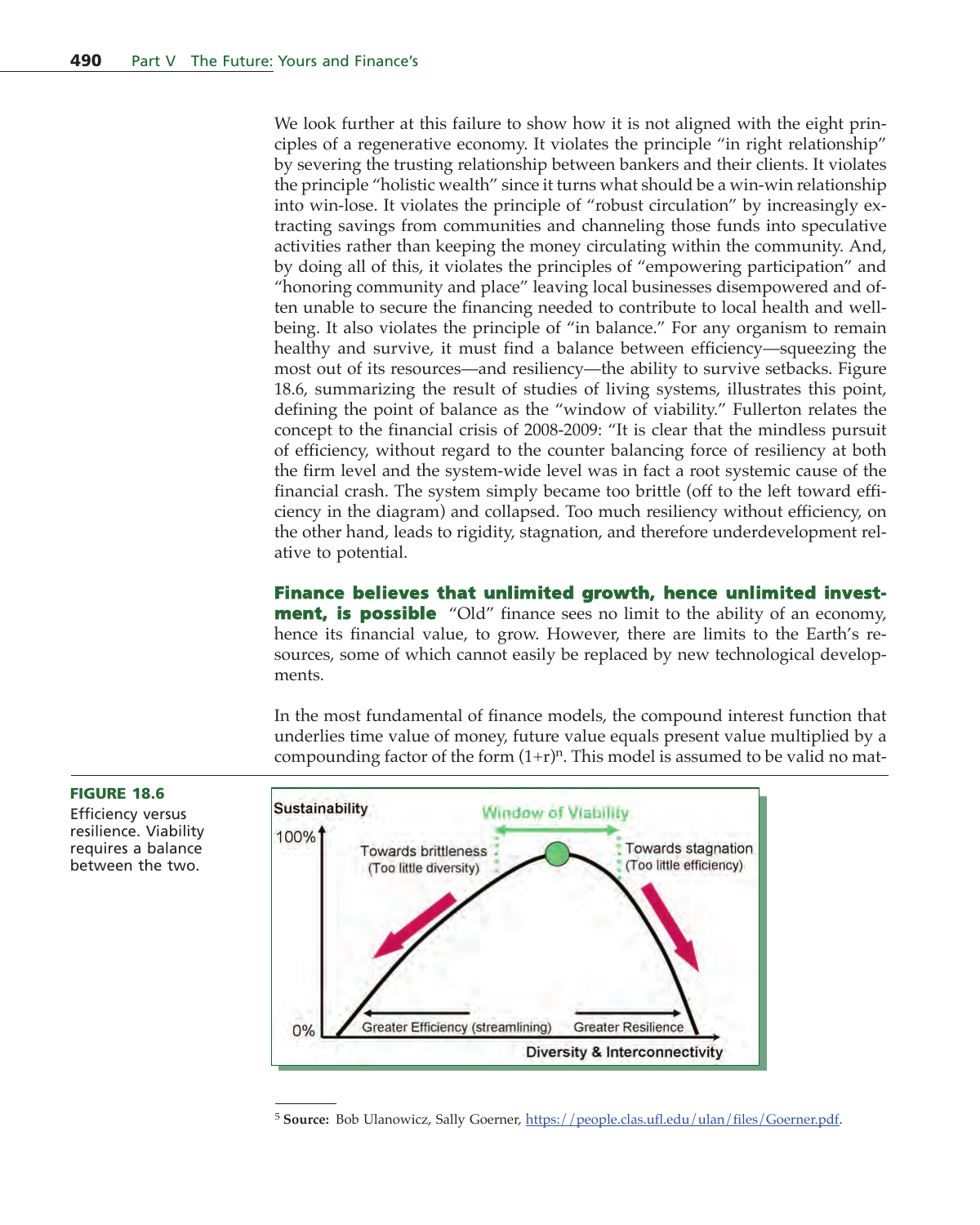We look further at this failure to show how it is not aligned with the eight principles of a regenerative economy. It violates the principle "in right relationship" by severing the trusting relationship between bankers and their clients. It violates the principle "holistic wealth" since it turns what should be a win-win relationship into win-lose. It violates the principle of "robust circulation" by increasingly extracting savings from communities and channeling those funds into speculative activities rather than keeping the money circulating within the community. And, by doing all of this, it violates the principles of "empowering participation" and "honoring community and place" leaving local businesses disempowered and often unable to secure the financing needed to contribute to local health and well-being. It also violates the principle of "in balance." For any organism to remain healthy and survive, it must find a balance between efficiency—squeezing the most out of its resources—and resiliency—the ability to survive setbacks. Figure 18.6, summarizing the result of studies of living systems, illustrates this point, defining the point of balance as the "window of viability." Fullerton relates the concept to the financial crisis of 2008-2009: "It is clear that the mindless pursuit of efficiency, without regard to the counter balancing force of resiliency at both the firm level and the system-wide level was in fact a root systemic cause of the financial crash. The system simply became too brittle (off to the left toward efficiency in the diagram) and collapsed. Too much resiliency without efficiency, on the other hand, leads to rigidity, stagnation, and therefore underdevelopment relative to potential.

**Finance believes that unlimited growth, hence unlimited investment, is possible** "Old" finance sees no limit to the ability of an economy, hence its financial value, to grow. However, there are limits to the Earth's resources, some of which cannot easily be replaced by new technological developments.

In the most fundamental of finance models, the compound interest function that underlies time value of money, future value equals present value multiplied by a compounding factor of the form $(1+r)^n$. This model is assumed to be valid no mat-

**FIGURE 18.6** Efficiency versus resilience. Viability requires a balance between the two.

Sustainability

100%

0%

Window of Viability

Towards brittleness (Too little diversity)

Towards stagnation (Too little efficiency)

Greater Efficiency (streamlining)

Greater Resilience

Diversity & Interconnectivity

[5] **Source:** Bob Ulanowicz, Sally Goerner, https://people.clas.ufl.edu/ulan/files/Goerner.pdf.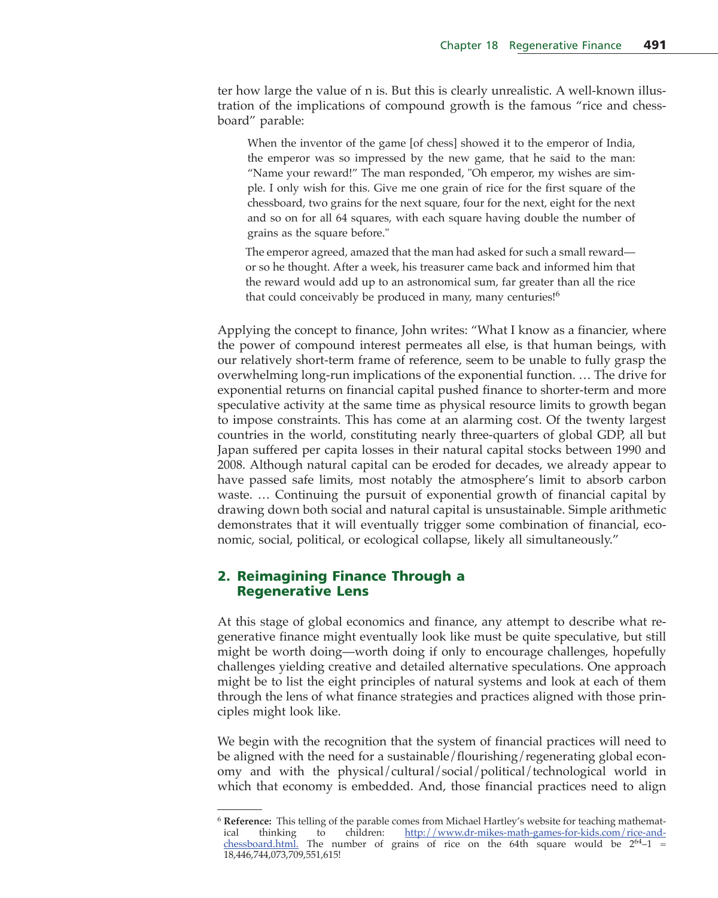ter how large the value of n is. But this is clearly unrealistic. A well-known illustration of the implications of compound growth is the famous "rice and chessboard" parable:

> When the inventor of the game [of chess] showed it to the emperor of India, the emperor was so impressed by the new game, that he said to the man: "Name your reward!" The man responded, "Oh emperor, my wishes are simple. I only wish for this. Give me one grain of rice for the first square of the chessboard, two grains for the next square, four for the next, eight for the next and so on for all 64 squares, with each square having double the number of grains as the square before."
>
> The emperor agreed, amazed that the man had asked for such a small reward—or so he thought. After a week, his treasurer came back and informed him that the reward would add up to an astronomical sum, far greater than all the rice that could conceivably be produced in many, many centuries![6]

Applying the concept to finance, John writes: "What I know as a financier, where the power of compound interest permeates all else, is that human beings, with our relatively short-term frame of reference, seem to be unable to fully grasp the overwhelming long-run implications of the exponential function. … The drive for exponential returns on financial capital pushed finance to shorter-term and more speculative activity at the same time as physical resource limits to growth began to impose constraints. This has come at an alarming cost. Of the twenty largest countries in the world, constituting nearly three-quarters of global GDP, all but Japan suffered per capita losses in their natural capital stocks between 1990 and 2008. Although natural capital can be eroded for decades, we already appear to have passed safe limits, most notably the atmosphere's limit to absorb carbon waste. … Continuing the pursuit of exponential growth of financial capital by drawing down both social and natural capital is unsustainable. Simple arithmetic demonstrates that it will eventually trigger some combination of financial, economic, social, political, or ecological collapse, likely all simultaneously."

## 2. Reimagining Finance Through a Regenerative Lens

At this stage of global economics and finance, any attempt to describe what regenerative finance might eventually look like must be quite speculative, but still might be worth doing—worth doing if only to encourage challenges, hopefully challenges yielding creative and detailed alternative speculations. One approach might be to list the eight principles of natural systems and look at each of them through the lens of what finance strategies and practices aligned with those principles might look like.

We begin with the recognition that the system of financial practices will need to be aligned with the need for a sustainable/flourishing/regenerating global economy and with the physical/cultural/social/political/technological world in which that economy is embedded. And, those financial practices need to align

---

[6] **Reference:** This telling of the parable comes from Michael Hartley's website for teaching mathematical thinking to children: http://www.dr-mikes-math-games-for-kids.com/rice-and-chessboard.html. The number of grains of rice on the 64th square would be $2^{64}–1$ = 18,446,744,073,709,551,615!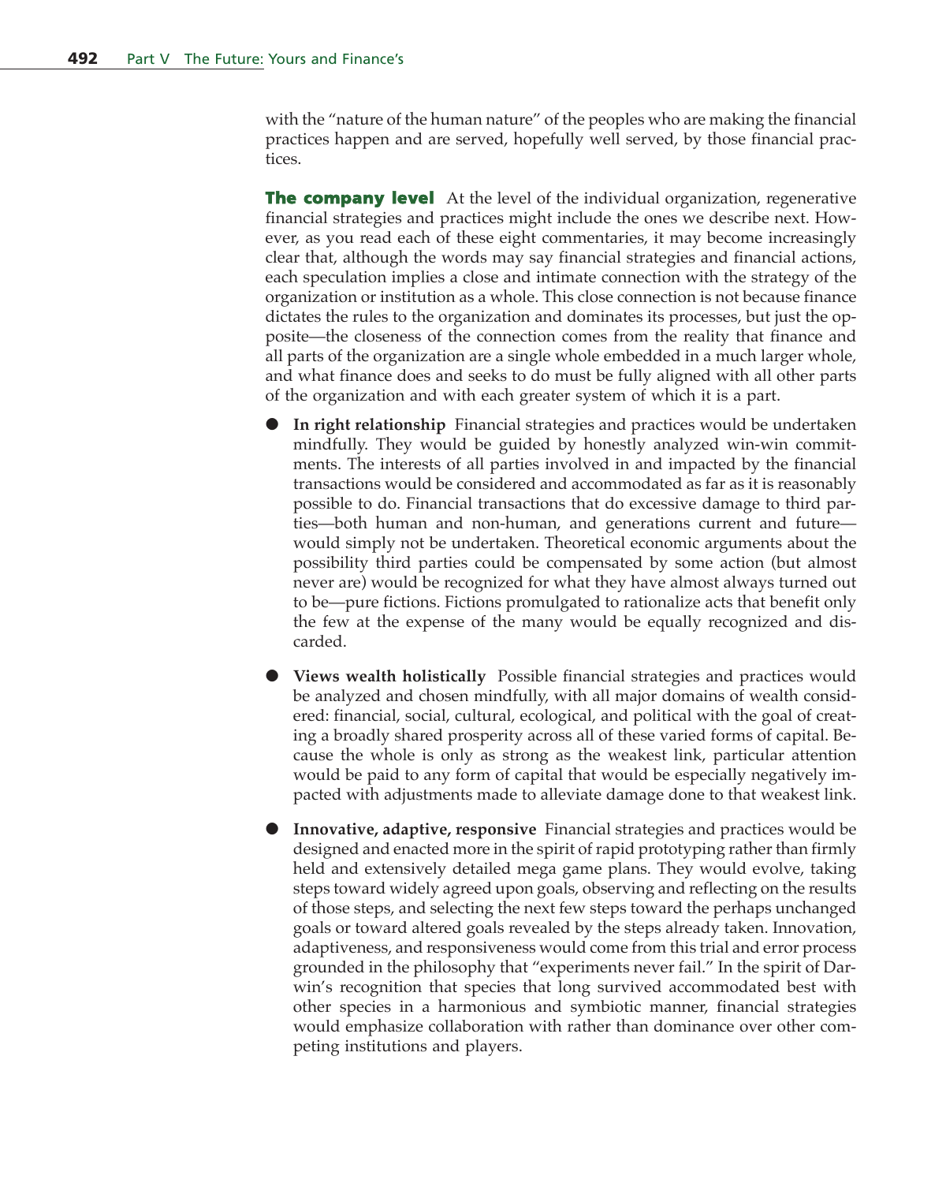with the "nature of the human nature" of the peoples who are making the financial practices happen and are served, hopefully well served, by those financial practices.

**The company level** At the level of the individual organization, regenerative financial strategies and practices might include the ones we describe next. However, as you read each of these eight commentaries, it may become increasingly clear that, although the words may say financial strategies and financial actions, each speculation implies a close and intimate connection with the strategy of the organization or institution as a whole. This close connection is not because finance dictates the rules to the organization and dominates its processes, but just the opposite—the closeness of the connection comes from the reality that finance and all parts of the organization are a single whole embedded in a much larger whole, and what finance does and seeks to do must be fully aligned with all other parts of the organization and with each greater system of which it is a part.

- **In right relationship** Financial strategies and practices would be undertaken mindfully. They would be guided by honestly analyzed win-win commitments. The interests of all parties involved in and impacted by the financial transactions would be considered and accommodated as far as it is reasonably possible to do. Financial transactions that do excessive damage to third parties—both human and non-human, and generations current and future—would simply not be undertaken. Theoretical economic arguments about the possibility third parties could be compensated by some action (but almost never are) would be recognized for what they have almost always turned out to be—pure fictions. Fictions promulgated to rationalize acts that benefit only the few at the expense of the many would be equally recognized and discarded.

- **Views wealth holistically** Possible financial strategies and practices would be analyzed and chosen mindfully, with all major domains of wealth considered: financial, social, cultural, ecological, and political with the goal of creating a broadly shared prosperity across all of these varied forms of capital. Because the whole is only as strong as the weakest link, particular attention would be paid to any form of capital that would be especially negatively impacted with adjustments made to alleviate damage done to that weakest link.

- **Innovative, adaptive, responsive** Financial strategies and practices would be designed and enacted more in the spirit of rapid prototyping rather than firmly held and extensively detailed mega game plans. They would evolve, taking steps toward widely agreed upon goals, observing and reflecting on the results of those steps, and selecting the next few steps toward the perhaps unchanged goals or toward altered goals revealed by the steps already taken. Innovation, adaptiveness, and responsiveness would come from this trial and error process grounded in the philosophy that "experiments never fail." In the spirit of Darwin's recognition that species that long survived accommodated best with other species in a harmonious and symbiotic manner, financial strategies would emphasize collaboration with rather than dominance over other competing institutions and players.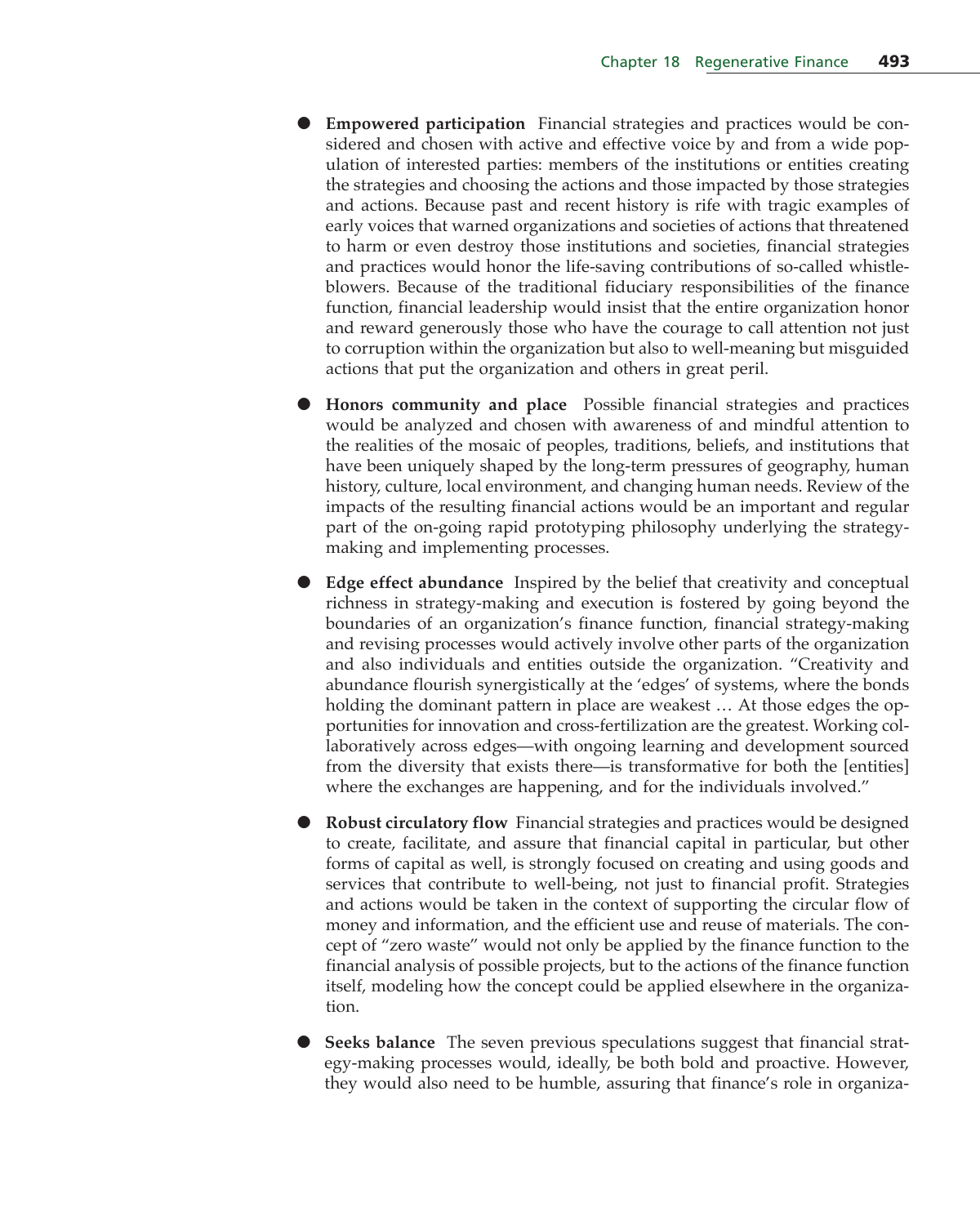- **Empowered participation** Financial strategies and practices would be considered and chosen with active and effective voice by and from a wide population of interested parties: members of the institutions or entities creating the strategies and choosing the actions and those impacted by those strategies and actions. Because past and recent history is rife with tragic examples of early voices that warned organizations and societies of actions that threatened to harm or even destroy those institutions and societies, financial strategies and practices would honor the life-saving contributions of so-called whistleblowers. Because of the traditional fiduciary responsibilities of the finance function, financial leadership would insist that the entire organization honor and reward generously those who have the courage to call attention not just to corruption within the organization but also to well-meaning but misguided actions that put the organization and others in great peril.

- **Honors community and place** Possible financial strategies and practices would be analyzed and chosen with awareness of and mindful attention to the realities of the mosaic of peoples, traditions, beliefs, and institutions that have been uniquely shaped by the long-term pressures of geography, human history, culture, local environment, and changing human needs. Review of the impacts of the resulting financial actions would be an important and regular part of the on-going rapid prototyping philosophy underlying the strategy-making and implementing processes.

- **Edge effect abundance** Inspired by the belief that creativity and conceptual richness in strategy-making and execution is fostered by going beyond the boundaries of an organization's finance function, financial strategy-making and revising processes would actively involve other parts of the organization and also individuals and entities outside the organization. "Creativity and abundance flourish synergistically at the 'edges' of systems, where the bonds holding the dominant pattern in place are weakest … At those edges the opportunities for innovation and cross-fertilization are the greatest. Working collaboratively across edges—with ongoing learning and development sourced from the diversity that exists there—is transformative for both the [entities] where the exchanges are happening, and for the individuals involved."

- **Robust circulatory flow** Financial strategies and practices would be designed to create, facilitate, and assure that financial capital in particular, but other forms of capital as well, is strongly focused on creating and using goods and services that contribute to well-being, not just to financial profit. Strategies and actions would be taken in the context of supporting the circular flow of money and information, and the efficient use and reuse of materials. The concept of "zero waste" would not only be applied by the finance function to the financial analysis of possible projects, but to the actions of the finance function itself, modeling how the concept could be applied elsewhere in the organization.

- **Seeks balance** The seven previous speculations suggest that financial strategy-making processes would, ideally, be both bold and proactive. However, they would also need to be humble, assuring that finance's role in organiza-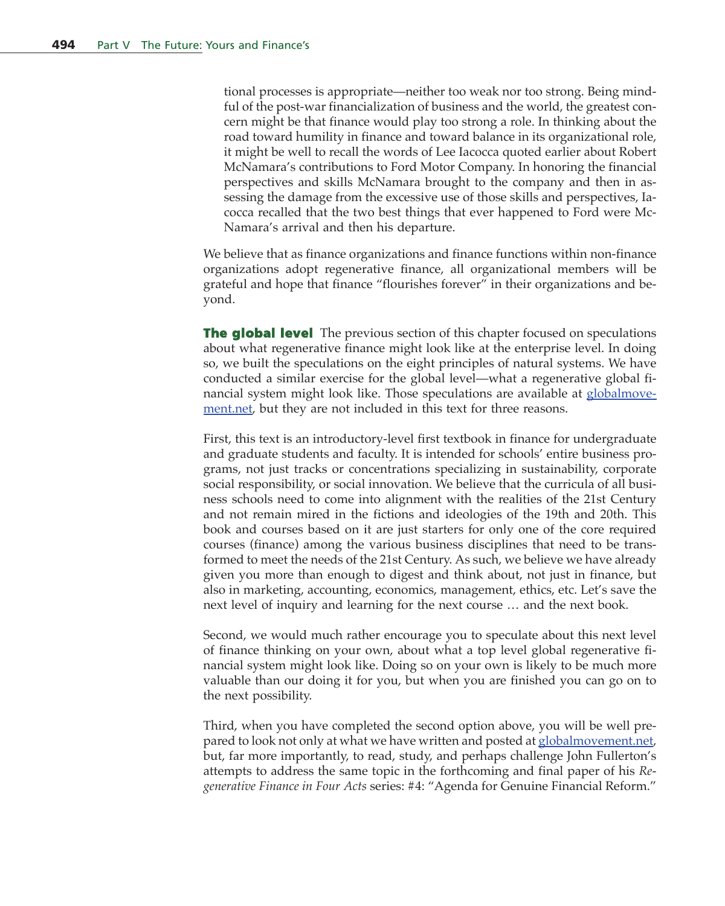tional processes is appropriate—neither too weak nor too strong. Being mindful of the post-war financialization of business and the world, the greatest concern might be that finance would play too strong a role. In thinking about the road toward humility in finance and toward balance in its organizational role, it might be well to recall the words of Lee Iacocca quoted earlier about Robert McNamara's contributions to Ford Motor Company. In honoring the financial perspectives and skills McNamara brought to the company and then in assessing the damage from the excessive use of those skills and perspectives, Iacocca recalled that the two best things that ever happened to Ford were McNamara's arrival and then his departure.

We believe that as finance organizations and finance functions within non-finance organizations adopt regenerative finance, all organizational members will be grateful and hope that finance "flourishes forever" in their organizations and beyond.

**The global level** The previous section of this chapter focused on speculations about what regenerative finance might look like at the enterprise level. In doing so, we built the speculations on the eight principles of natural systems. We have conducted a similar exercise for the global level—what a regenerative global financial system might look like. Those speculations are available at globalmovement.net, but they are not included in this text for three reasons.

First, this text is an introductory-level first textbook in finance for undergraduate and graduate students and faculty. It is intended for schools' entire business programs, not just tracks or concentrations specializing in sustainability, corporate social responsibility, or social innovation. We believe that the curricula of all business schools need to come into alignment with the realities of the 21st Century and not remain mired in the fictions and ideologies of the 19th and 20th. This book and courses based on it are just starters for only one of the core required courses (finance) among the various business disciplines that need to be transformed to meet the needs of the 21st Century. As such, we believe we have already given you more than enough to digest and think about, not just in finance, but also in marketing, accounting, economics, management, ethics, etc. Let's save the next level of inquiry and learning for the next course … and the next book.

Second, we would much rather encourage you to speculate about this next level of finance thinking on your own, about what a top level global regenerative financial system might look like. Doing so on your own is likely to be much more valuable than our doing it for you, but when you are finished you can go on to the next possibility.

Third, when you have completed the second option above, you will be well prepared to look not only at what we have written and posted at globalmovement.net, but, far more importantly, to read, study, and perhaps challenge John Fullerton's attempts to address the same topic in the forthcoming and final paper of his *Regenerative Finance in Four Acts* series: #4: "Agenda for Genuine Financial Reform."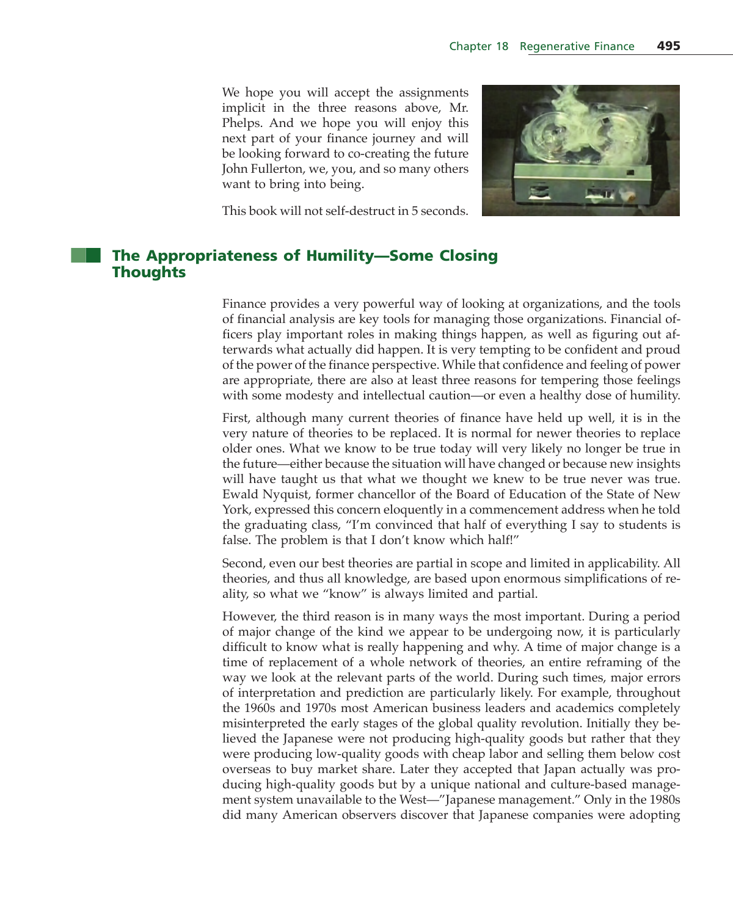We hope you will accept the assignments implicit in the three reasons above, Mr. Phelps. And we hope you will enjoy this next part of your finance journey and will be looking forward to co-creating the future John Fullerton, we, you, and so many others want to bring into being.

This book will not self-destruct in 5 seconds.

## The Appropriateness of Humility—Some Closing Thoughts

Finance provides a very powerful way of looking at organizations, and the tools of financial analysis are key tools for managing those organizations. Financial officers play important roles in making things happen, as well as figuring out afterwards what actually did happen. It is very tempting to be confident and proud of the power of the finance perspective. While that confidence and feeling of power are appropriate, there are also at least three reasons for tempering those feelings with some modesty and intellectual caution—or even a healthy dose of humility.

First, although many current theories of finance have held up well, it is in the very nature of theories to be replaced. It is normal for newer theories to replace older ones. What we know to be true today will very likely no longer be true in the future—either because the situation will have changed or because new insights will have taught us that what we thought we knew to be true never was true. Ewald Nyquist, former chancellor of the Board of Education of the State of New York, expressed this concern eloquently in a commencement address when he told the graduating class, "I'm convinced that half of everything I say to students is false. The problem is that I don't know which half!"

Second, even our best theories are partial in scope and limited in applicability. All theories, and thus all knowledge, are based upon enormous simplifications of reality, so what we "know" is always limited and partial.

However, the third reason is in many ways the most important. During a period of major change of the kind we appear to be undergoing now, it is particularly difficult to know what is really happening and why. A time of major change is a time of replacement of a whole network of theories, an entire reframing of the way we look at the relevant parts of the world. During such times, major errors of interpretation and prediction are particularly likely. For example, throughout the 1960s and 1970s most American business leaders and academics completely misinterpreted the early stages of the global quality revolution. Initially they believed the Japanese were not producing high-quality goods but rather that they were producing low-quality goods with cheap labor and selling them below cost overseas to buy market share. Later they accepted that Japan actually was producing high-quality goods but by a unique national and culture-based management system unavailable to the West—"Japanese management." Only in the 1980s did many American observers discover that Japanese companies were adopting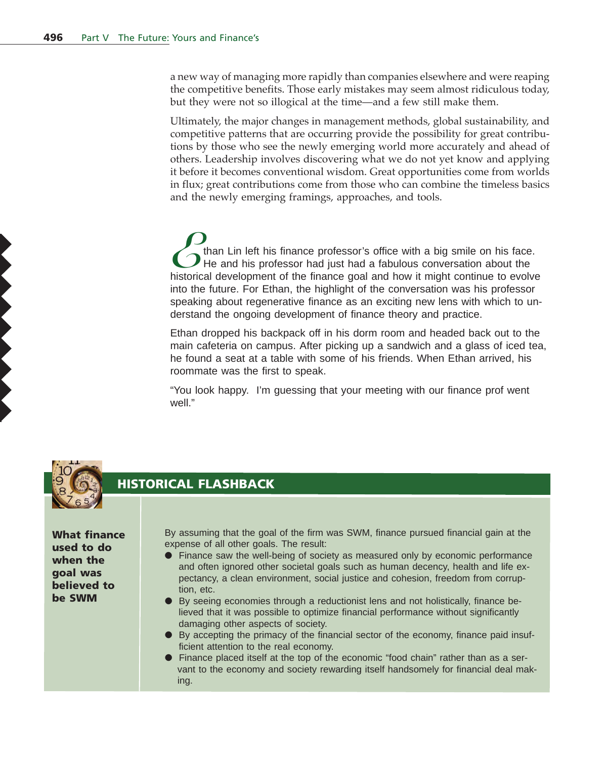a new way of managing more rapidly than companies elsewhere and were reaping the competitive benefits. Those early mistakes may seem almost ridiculous today, but they were not so illogical at the time—and a few still make them.

Ultimately, the major changes in management methods, global sustainability, and competitive patterns that are occurring provide the possibility for great contributions by those who see the newly emerging world more accurately and ahead of others. Leadership involves discovering what we do not yet know and applying it before it becomes conventional wisdom. Great opportunities come from worlds in flux; great contributions come from those who can combine the timeless basics and the newly emerging framings, approaches, and tools.

Ethan Lin left his finance professor's office with a big smile on his face. He and his professor had just had a fabulous conversation about the historical development of the finance goal and how it might continue to evolve into the future. For Ethan, the highlight of the conversation was his professor speaking about regenerative finance as an exciting new lens with which to understand the ongoing development of finance theory and practice.

Ethan dropped his backpack off in his dorm room and headed back out to the main cafeteria on campus. After picking up a sandwich and a glass of iced tea, he found a seat at a table with some of his friends. When Ethan arrived, his roommate was the first to speak.

"You look happy.  I'm guessing that your meeting with our finance prof went well."

## HISTORICAL FLASHBACK

**What finance used to do when the goal was believed to be SWM**

By assuming that the goal of the firm was SWM, finance pursued financial gain at the expense of all other goals. The result:

- Finance saw the well-being of society as measured only by economic performance and often ignored other societal goals such as human decency, health and life expectancy, a clean environment, social justice and cohesion, freedom from corruption, etc.
- By seeing economies through a reductionist lens and not holistically, finance believed that it was possible to optimize financial performance without significantly damaging other aspects of society.
- By accepting the primacy of the financial sector of the economy, finance paid insufficient attention to the real economy.
- Finance placed itself at the top of the economic "food chain" rather than as a servant to the economy and society rewarding itself handsomely for financial deal making.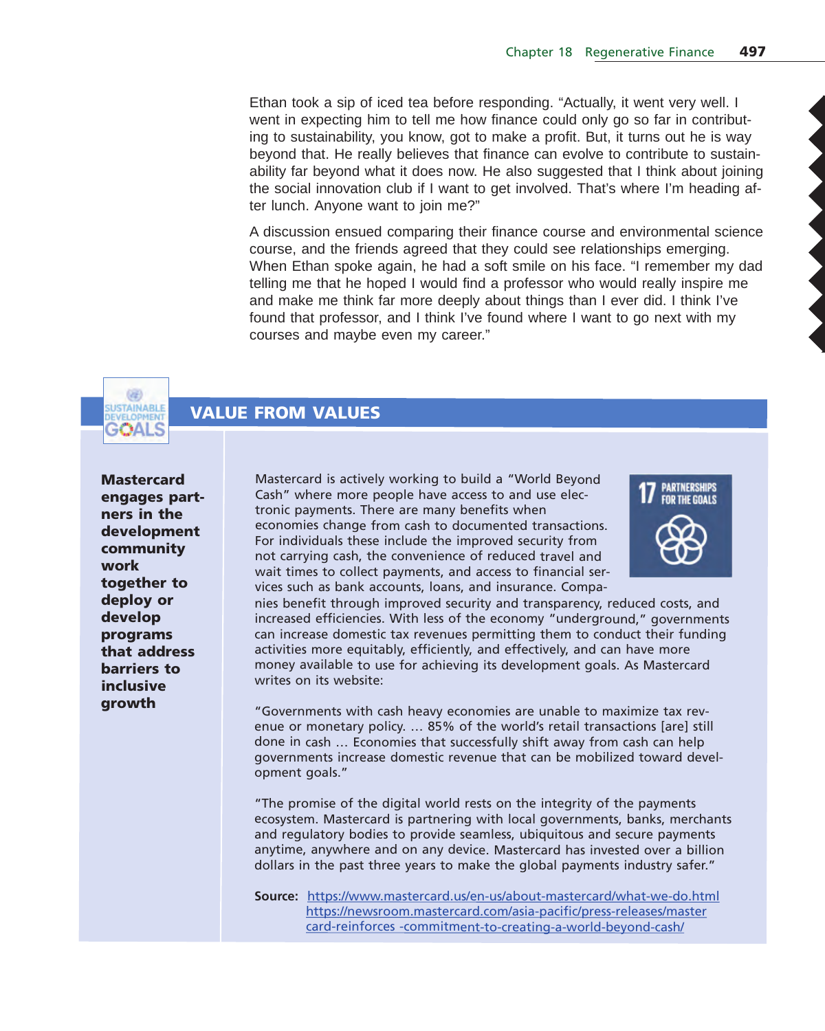Ethan took a sip of iced tea before responding. “Actually, it went very well. I went in expecting him to tell me how finance could only go so far in contributing to sustainability, you know, got to make a profit. But, it turns out he is way beyond that. He really believes that finance can evolve to contribute to sustainability far beyond what it does now. He also suggested that I think about joining the social innovation club if I want to get involved. That’s where I’m heading after lunch. Anyone want to join me?”

A discussion ensued comparing their finance course and environmental science course, and the friends agreed that they could see relationships emerging. When Ethan spoke again, he had a soft smile on his face. “I remember my dad telling me that he hoped I would find a professor who would really inspire me and make me think far more deeply about things than I ever did. I think I’ve found that professor, and I think I’ve found where I want to go next with my courses and maybe even my career.”

## VALUE FROM VALUES

**Mastercard engages partners in the development community work together to deploy or develop programs that address barriers to inclusive growth**

Mastercard is actively working to build a “World Beyond Cash” where more people have access to and use electronic payments. There are many benefits when economies change from cash to documented transactions. For individuals these include the improved security from not carrying cash, the convenience of reduced travel and wait times to collect payments, and access to financial services such as bank accounts, loans, and insurance. Companies benefit through improved security and transparency, reduced costs, and increased efficiencies. With less of the economy “underground,” governments can increase domestic tax revenues permitting them to conduct their funding activities more equitably, efficiently, and effectively, and can have more money available to use for achieving its development goals. As Mastercard writes on its website:

“Governments with cash heavy economies are unable to maximize tax revenue or monetary policy. … 85% of the world’s retail transactions [are] still done in cash … Economies that successfully shift away from cash can help governments increase domestic revenue that can be mobilized toward development goals.”

“The promise of the digital world rests on the integrity of the payments ecosystem. Mastercard is partnering with local governments, banks, merchants and regulatory bodies to provide seamless, ubiquitous and secure payments anytime, anywhere and on any device. Mastercard has invested over a billion dollars in the past three years to make the global payments industry safer.”

**Source:** https://www.mastercard.us/en-us/about-mastercard/what-we-do.html
https://newsroom.mastercard.com/asia-pacific/press-releases/mastercard-reinforces -commitment-to-creating-a-world-beyond-cash/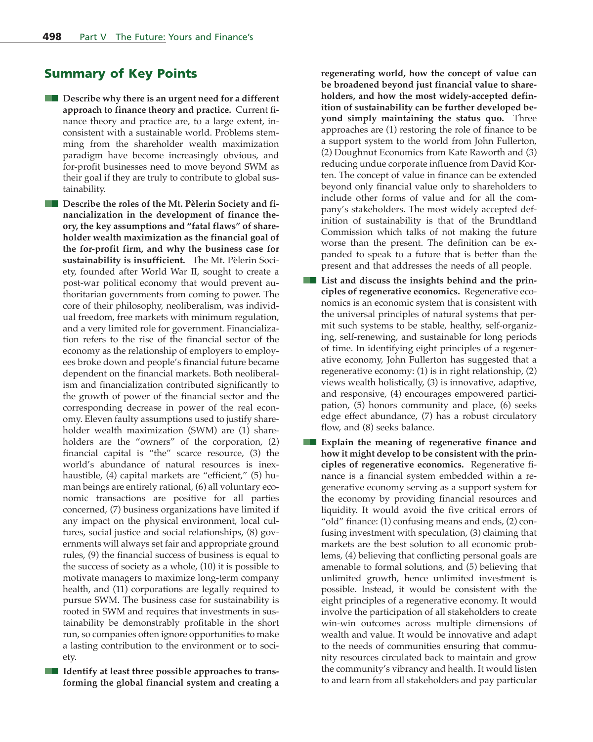## Summary of Key Points

- **Describe why there is an urgent need for a different approach to finance theory and practice.** Current finance theory and practice are, to a large extent, inconsistent with a sustainable world. Problems stemming from the shareholder wealth maximization paradigm have become increasingly obvious, and for-profit businesses need to move beyond SWM as their goal if they are truly to contribute to global sustainability.

- **Describe the roles of the Mt. Pèlerin Society and financialization in the development of finance theory, the key assumptions and "fatal flaws" of shareholder wealth maximization as the financial goal of the for-profit firm, and why the business case for sustainability is insufficient.** The Mt. Pèlerin Society, founded after World War II, sought to create a post-war political economy that would prevent authoritarian governments from coming to power. The core of their philosophy, neoliberalism, was individual freedom, free markets with minimum regulation, and a very limited role for government. Financialization refers to the rise of the financial sector of the economy as the relationship of employers to employees broke down and people's financial future became dependent on the financial markets. Both neoliberalism and financialization contributed significantly to the growth of power of the financial sector and the corresponding decrease in power of the real economy. Eleven faulty assumptions used to justify shareholder wealth maximization (SWM) are (1) shareholders are the "owners" of the corporation, (2) financial capital is "the" scarce resource, (3) the world's abundance of natural resources is inexhaustible, (4) capital markets are "efficient," (5) human beings are entirely rational, (6) all voluntary economic transactions are positive for all parties concerned, (7) business organizations have limited if any impact on the physical environment, local cultures, social justice and social relationships, (8) governments will always set fair and appropriate ground rules, (9) the financial success of business is equal to the success of society as a whole, (10) it is possible to motivate managers to maximize long-term company health, and (11) corporations are legally required to pursue SWM. The business case for sustainability is rooted in SWM and requires that investments in sustainability be demonstrably profitable in the short run, so companies often ignore opportunities to make a lasting contribution to the environment or to society.

- **Identify at least three possible approaches to transforming the global financial system and creating a regenerating world, how the concept of value can be broadened beyond just financial value to shareholders, and how the most widely-accepted definition of sustainability can be further developed beyond simply maintaining the status quo.** Three approaches are (1) restoring the role of finance to be a support system to the world from John Fullerton, (2) Doughnut Economics from Kate Raworth and (3) reducing undue corporate influence from David Korten. The concept of value in finance can be extended beyond only financial value only to shareholders to include other forms of value and for all the company's stakeholders. The most widely accepted definition of sustainability is that of the Brundtland Commission which talks of not making the future worse than the present. The definition can be expanded to speak to a future that is better than the present and that addresses the needs of all people.

- **List and discuss the insights behind and the principles of regenerative economics.** Regenerative economics is an economic system that is consistent with the universal principles of natural systems that permit such systems to be stable, healthy, self-organizing, self-renewing, and sustainable for long periods of time. In identifying eight principles of a regenerative economy, John Fullerton has suggested that a regenerative economy: (1) is in right relationship, (2) views wealth holistically, (3) is innovative, adaptive, and responsive, (4) encourages empowered participation, (5) honors community and place, (6) seeks edge effect abundance, (7) has a robust circulatory flow, and (8) seeks balance.

- **Explain the meaning of regenerative finance and how it might develop to be consistent with the principles of regenerative economics.** Regenerative finance is a financial system embedded within a regenerative economy serving as a support system for the economy by providing financial resources and liquidity. It would avoid the five critical errors of "old" finance: (1) confusing means and ends, (2) confusing investment with speculation, (3) claiming that markets are the best solution to all economic problems, (4) believing that conflicting personal goals are amenable to formal solutions, and (5) believing that unlimited growth, hence unlimited investment is possible. Instead, it would be consistent with the eight principles of a regenerative economy. It would involve the participation of all stakeholders to create win-win outcomes across multiple dimensions of wealth and value. It would be innovative and adapt to the needs of communities ensuring that community resources circulated back to maintain and grow the community's vibrancy and health. It would listen to and learn from all stakeholders and pay particular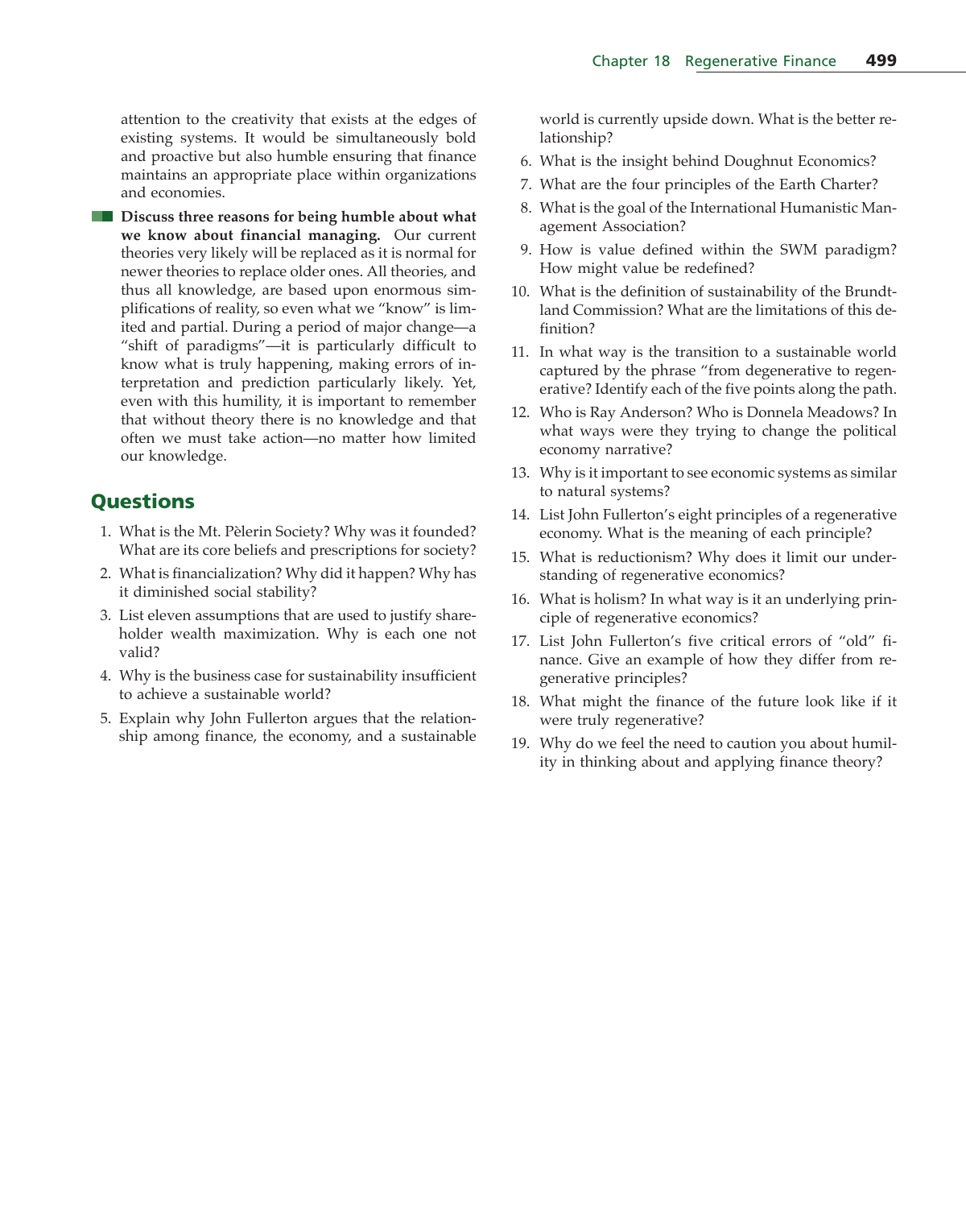attention to the creativity that exists at the edges of existing systems. It would be simultaneously bold and proactive but also humble ensuring that finance maintains an appropriate place within organizations and economies.

- **Discuss three reasons for being humble about what we know about financial managing.** Our current theories very likely will be replaced as it is normal for newer theories to replace older ones. All theories, and thus all knowledge, are based upon enormous simplifications of reality, so even what we "know" is limited and partial. During a period of major change—a "shift of paradigms"—it is particularly difficult to know what is truly happening, making errors of interpretation and prediction particularly likely. Yet, even with this humility, it is important to remember that without theory there is no knowledge and that often we must take action—no matter how limited our knowledge.

## Questions

1. What is the Mt. Pèlerin Society? Why was it founded? What are its core beliefs and prescriptions for society?
2. What is financialization? Why did it happen? Why has it diminished social stability?
3. List eleven assumptions that are used to justify shareholder wealth maximization. Why is each one not valid?
4. Why is the business case for sustainability insufficient to achieve a sustainable world?
5. Explain why John Fullerton argues that the relationship among finance, the economy, and a sustainable world is currently upside down. What is the better relationship?
6. What is the insight behind Doughnut Economics?
7. What are the four principles of the Earth Charter?
8. What is the goal of the International Humanistic Management Association?
9. How is value defined within the SWM paradigm? How might value be redefined?
10. What is the definition of sustainability of the Brundtland Commission? What are the limitations of this definition?
11. In what way is the transition to a sustainable world captured by the phrase "from degenerative to regenerative? Identify each of the five points along the path.
12. Who is Ray Anderson? Who is Donnela Meadows? In what ways were they trying to change the political economy narrative?
13. Why is it important to see economic systems as similar to natural systems?
14. List John Fullerton's eight principles of a regenerative economy. What is the meaning of each principle?
15. What is reductionism? Why does it limit our understanding of regenerative economics?
16. What is holism? In what way is it an underlying principle of regenerative economics?
17. List John Fullerton's five critical errors of "old" finance. Give an example of how they differ from regenerative principles?
18. What might the finance of the future look like if it were truly regenerative?
19. Why do we feel the need to caution you about humility in thinking about and applying finance theory?